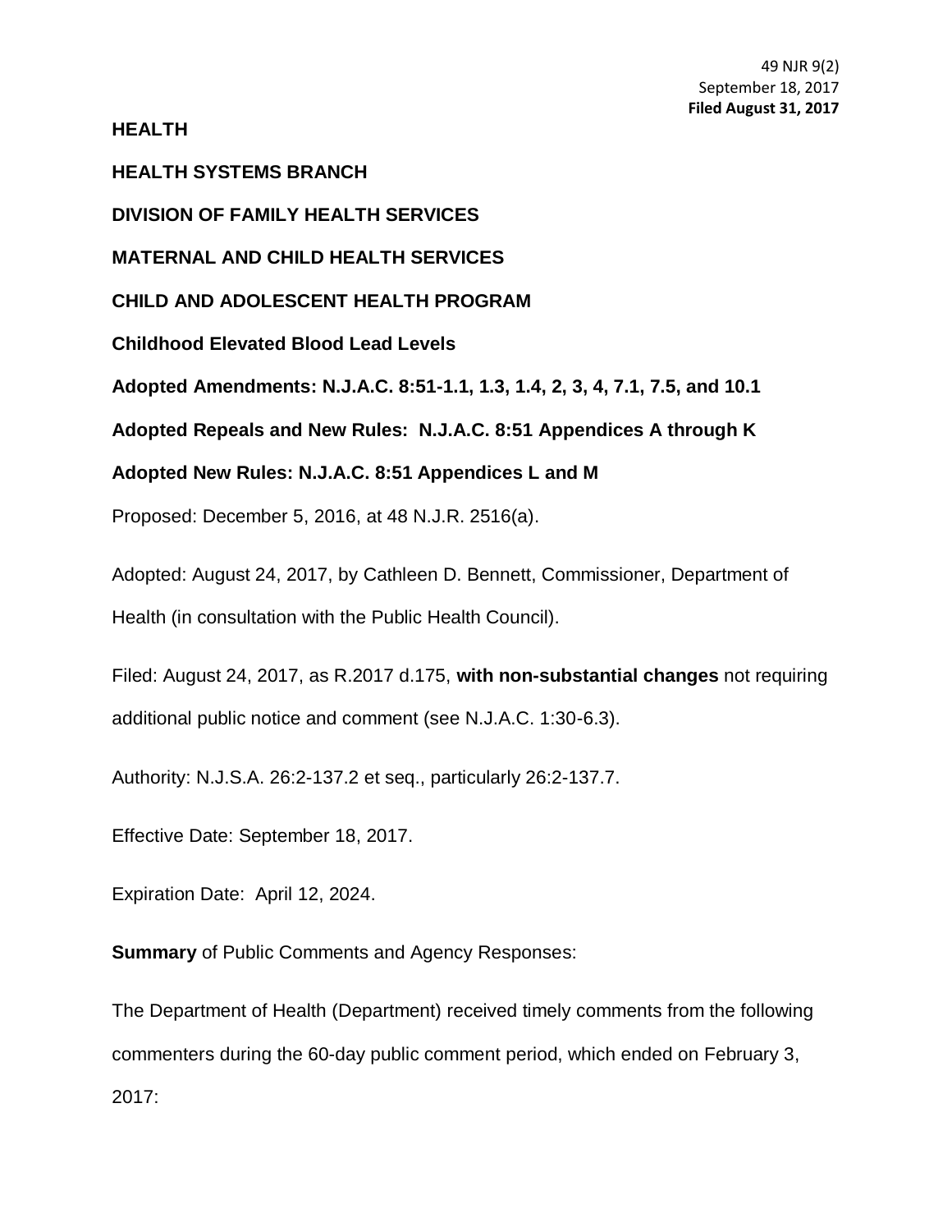49 NJR 9(2)
September 18, 2017
**Filed August 31, 2017**

**HEALTH**

**HEALTH SYSTEMS BRANCH**

**DIVISION OF FAMILY HEALTH SERVICES**

**MATERNAL AND CHILD HEALTH SERVICES**

**CHILD AND ADOLESCENT HEALTH PROGRAM**

**Childhood Elevated Blood Lead Levels**

**Adopted Amendments: N.J.A.C. 8:51-1.1, 1.3, 1.4, 2, 3, 4, 7.1, 7.5, and 10.1**

**Adopted Repeals and New Rules: N.J.A.C. 8:51 Appendices A through K**

**Adopted New Rules: N.J.A.C. 8:51 Appendices L and M**

Proposed: December 5, 2016, at 48 N.J.R. 2516(a).

Adopted: August 24, 2017, by Cathleen D. Bennett, Commissioner, Department of Health (in consultation with the Public Health Council).

Filed: August 24, 2017, as R.2017 d.175, **with non-substantial changes** not requiring additional public notice and comment (see N.J.A.C. 1:30-6.3).

Authority: N.J.S.A. 26:2-137.2 et seq., particularly 26:2-137.7.

Effective Date: September 18, 2017.

Expiration Date: April 12, 2024.

**Summary** of Public Comments and Agency Responses:

The Department of Health (Department) received timely comments from the following commenters during the 60-day public comment period, which ended on February 3, 2017: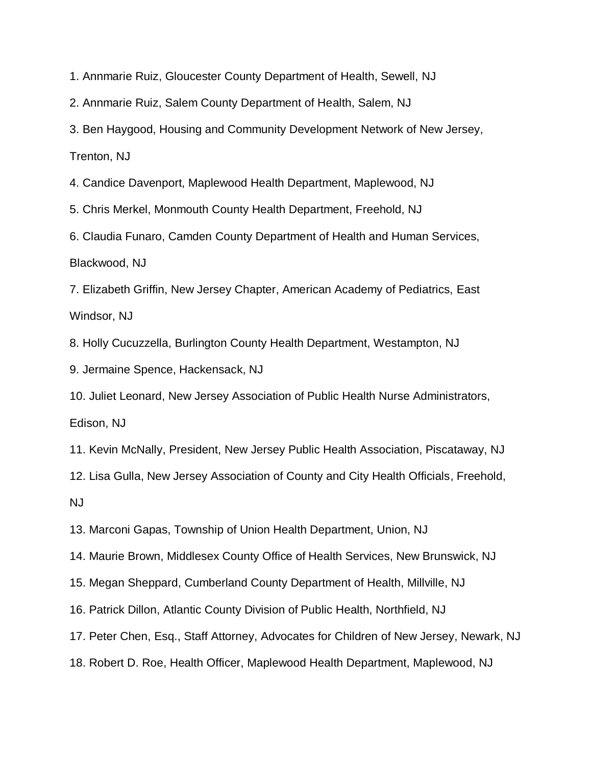1. Annmarie Ruiz, Gloucester County Department of Health, Sewell, NJ
2. Annmarie Ruiz, Salem County Department of Health, Salem, NJ
3. Ben Haygood, Housing and Community Development Network of New Jersey, Trenton, NJ
4. Candice Davenport, Maplewood Health Department, Maplewood, NJ
5. Chris Merkel, Monmouth County Health Department, Freehold, NJ
6. Claudia Funaro, Camden County Department of Health and Human Services, Blackwood, NJ
7. Elizabeth Griffin, New Jersey Chapter, American Academy of Pediatrics, East Windsor, NJ
8. Holly Cucuzzella, Burlington County Health Department, Westampton, NJ
9. Jermaine Spence, Hackensack, NJ
10. Juliet Leonard, New Jersey Association of Public Health Nurse Administrators, Edison, NJ
11. Kevin McNally, President, New Jersey Public Health Association, Piscataway, NJ
12. Lisa Gulla, New Jersey Association of County and City Health Officials, Freehold, NJ
13. Marconi Gapas, Township of Union Health Department, Union, NJ
14. Maurie Brown, Middlesex County Office of Health Services, New Brunswick, NJ
15. Megan Sheppard, Cumberland County Department of Health, Millville, NJ
16. Patrick Dillon, Atlantic County Division of Public Health, Northfield, NJ
17. Peter Chen, Esq., Staff Attorney, Advocates for Children of New Jersey, Newark, NJ
18. Robert D. Roe, Health Officer, Maplewood Health Department, Maplewood, NJ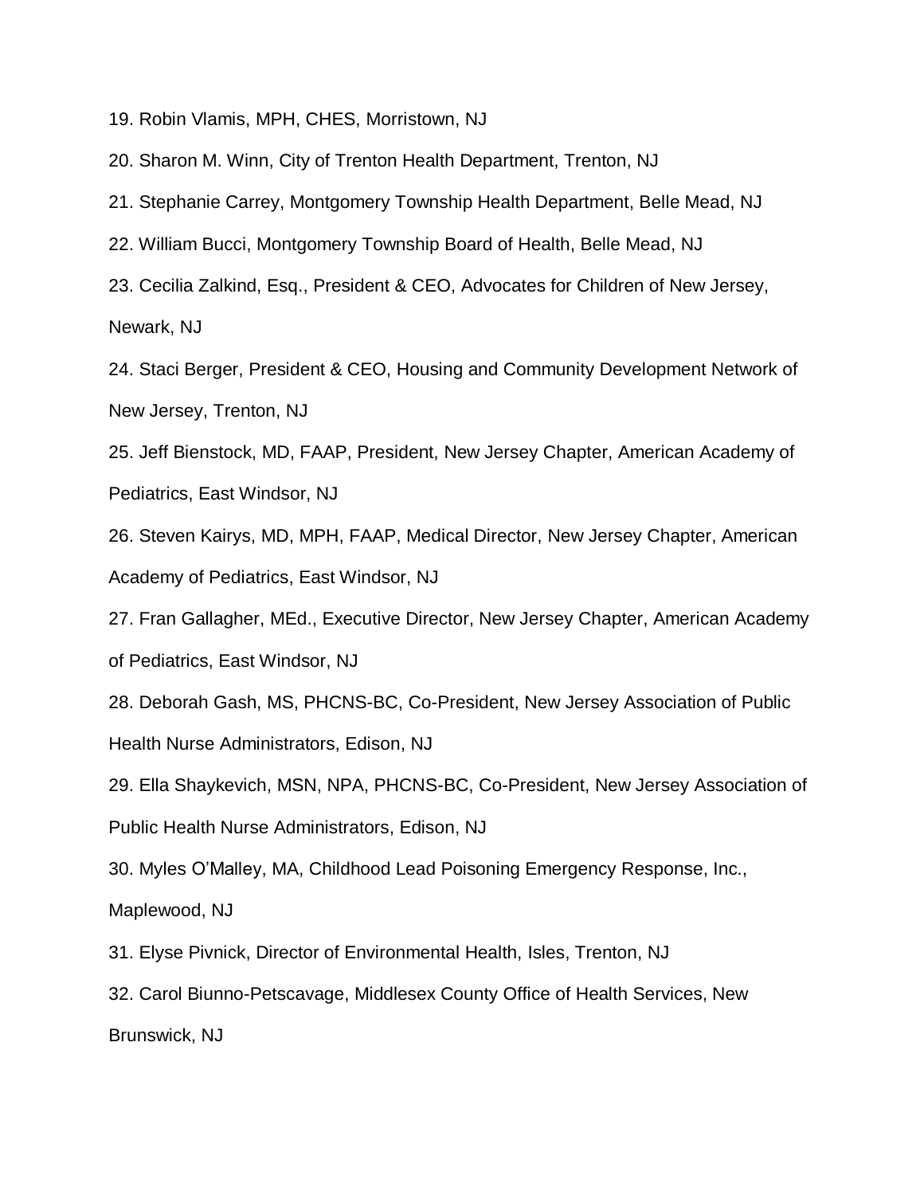19. Robin Vlamis, MPH, CHES, Morristown, NJ
20. Sharon M. Winn, City of Trenton Health Department, Trenton, NJ
21. Stephanie Carrey, Montgomery Township Health Department, Belle Mead, NJ
22. William Bucci, Montgomery Township Board of Health, Belle Mead, NJ
23. Cecilia Zalkind, Esq., President & CEO, Advocates for Children of New Jersey, Newark, NJ
24. Staci Berger, President & CEO, Housing and Community Development Network of New Jersey, Trenton, NJ
25. Jeff Bienstock, MD, FAAP, President, New Jersey Chapter, American Academy of Pediatrics, East Windsor, NJ
26. Steven Kairys, MD, MPH, FAAP, Medical Director, New Jersey Chapter, American Academy of Pediatrics, East Windsor, NJ
27. Fran Gallagher, MEd., Executive Director, New Jersey Chapter, American Academy of Pediatrics, East Windsor, NJ
28. Deborah Gash, MS, PHCNS-BC, Co-President, New Jersey Association of Public Health Nurse Administrators, Edison, NJ
29. Ella Shaykevich, MSN, NPA, PHCNS-BC, Co-President, New Jersey Association of Public Health Nurse Administrators, Edison, NJ
30. Myles O'Malley, MA, Childhood Lead Poisoning Emergency Response, Inc., Maplewood, NJ
31. Elyse Pivnick, Director of Environmental Health, Isles, Trenton, NJ
32. Carol Biunno-Petscavage, Middlesex County Office of Health Services, New Brunswick, NJ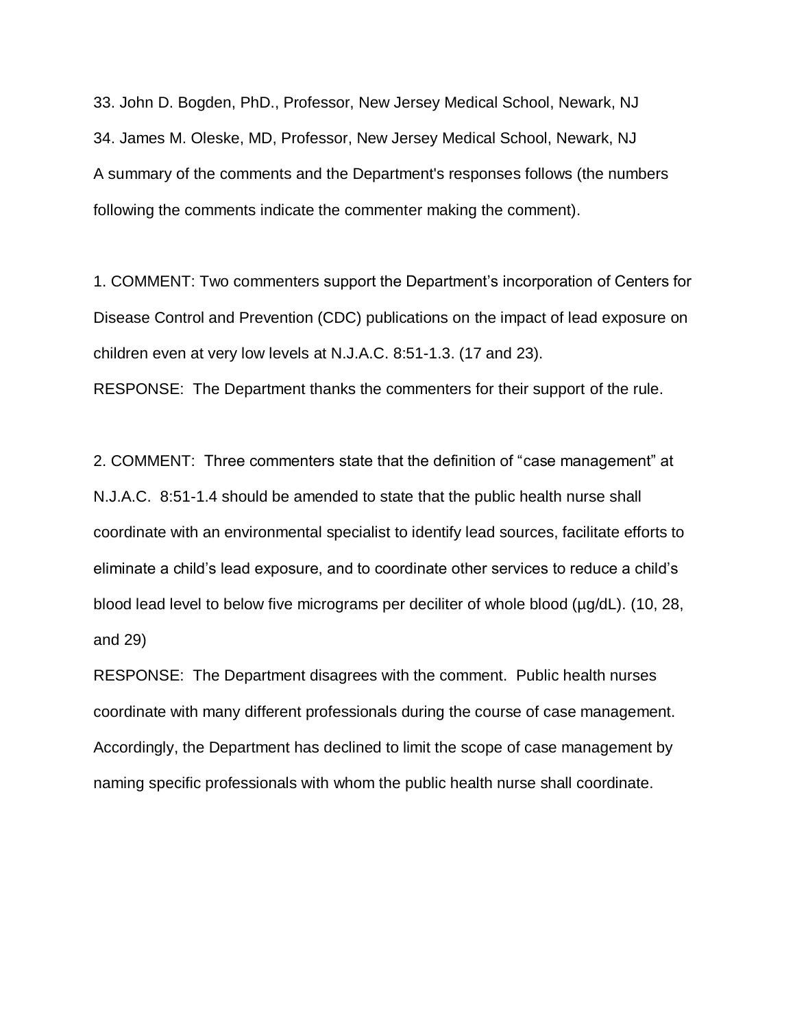33. John D. Bogden, PhD., Professor, New Jersey Medical School, Newark, NJ

34. James M. Oleske, MD, Professor, New Jersey Medical School, Newark, NJ

A summary of the comments and the Department's responses follows (the numbers following the comments indicate the commenter making the comment).

1. COMMENT: Two commenters support the Department's incorporation of Centers for Disease Control and Prevention (CDC) publications on the impact of lead exposure on children even at very low levels at N.J.A.C. 8:51-1.3. (17 and 23).

RESPONSE: The Department thanks the commenters for their support of the rule.

2. COMMENT: Three commenters state that the definition of "case management" at N.J.A.C. 8:51-1.4 should be amended to state that the public health nurse shall coordinate with an environmental specialist to identify lead sources, facilitate efforts to eliminate a child's lead exposure, and to coordinate other services to reduce a child's blood lead level to below five micrograms per deciliter of whole blood (µg/dL). (10, 28, and 29)

RESPONSE: The Department disagrees with the comment. Public health nurses coordinate with many different professionals during the course of case management. Accordingly, the Department has declined to limit the scope of case management by naming specific professionals with whom the public health nurse shall coordinate.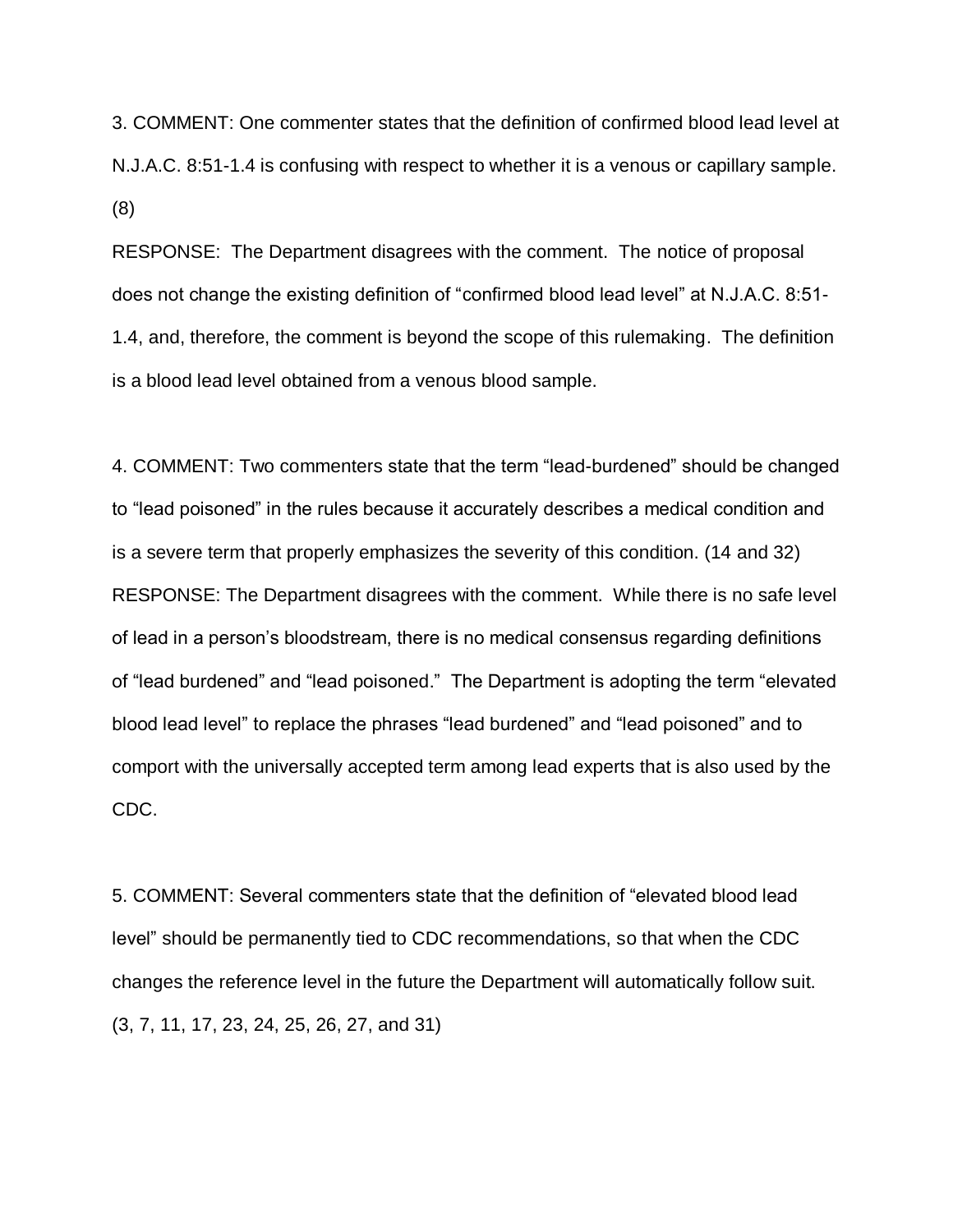3. COMMENT: One commenter states that the definition of confirmed blood lead level at N.J.A.C. 8:51-1.4 is confusing with respect to whether it is a venous or capillary sample. (8)

RESPONSE: The Department disagrees with the comment. The notice of proposal does not change the existing definition of "confirmed blood lead level" at N.J.A.C. 8:51-1.4, and, therefore, the comment is beyond the scope of this rulemaking. The definition is a blood lead level obtained from a venous blood sample.

4. COMMENT: Two commenters state that the term "lead-burdened" should be changed to "lead poisoned" in the rules because it accurately describes a medical condition and is a severe term that properly emphasizes the severity of this condition. (14 and 32)

RESPONSE: The Department disagrees with the comment. While there is no safe level of lead in a person's bloodstream, there is no medical consensus regarding definitions of "lead burdened" and "lead poisoned." The Department is adopting the term "elevated blood lead level" to replace the phrases "lead burdened" and "lead poisoned" and to comport with the universally accepted term among lead experts that is also used by the CDC.

5. COMMENT: Several commenters state that the definition of "elevated blood lead level" should be permanently tied to CDC recommendations, so that when the CDC changes the reference level in the future the Department will automatically follow suit. (3, 7, 11, 17, 23, 24, 25, 26, 27, and 31)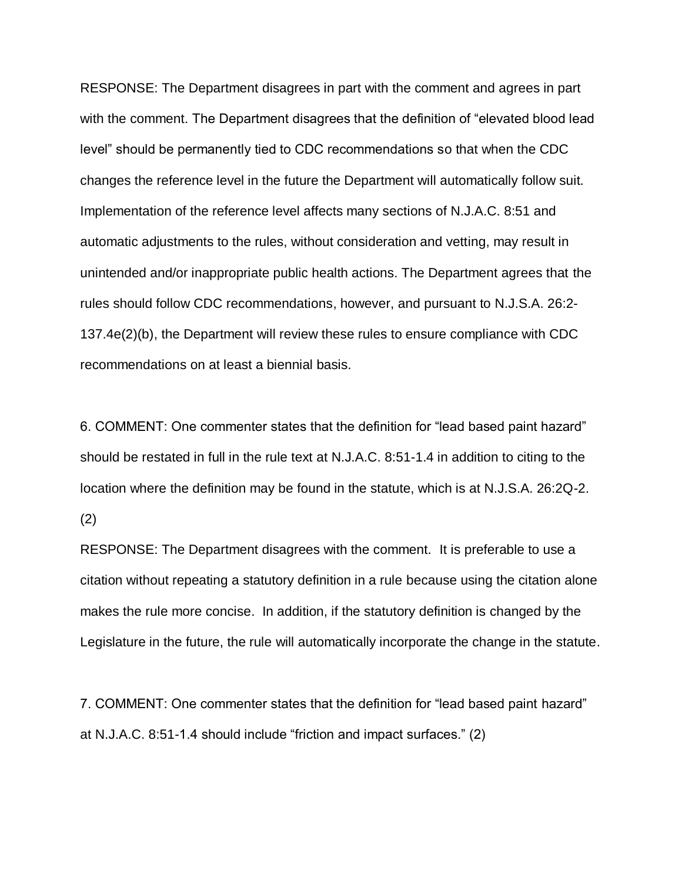RESPONSE: The Department disagrees in part with the comment and agrees in part with the comment. The Department disagrees that the definition of “elevated blood lead level” should be permanently tied to CDC recommendations so that when the CDC changes the reference level in the future the Department will automatically follow suit. Implementation of the reference level affects many sections of N.J.A.C. 8:51 and automatic adjustments to the rules, without consideration and vetting, may result in unintended and/or inappropriate public health actions. The Department agrees that the rules should follow CDC recommendations, however, and pursuant to N.J.S.A. 26:2-137.4e(2)(b), the Department will review these rules to ensure compliance with CDC recommendations on at least a biennial basis.

6. COMMENT: One commenter states that the definition for “lead based paint hazard” should be restated in full in the rule text at N.J.A.C. 8:51-1.4 in addition to citing to the location where the definition may be found in the statute, which is at N.J.S.A. 26:2Q-2. (2)

RESPONSE: The Department disagrees with the comment. It is preferable to use a citation without repeating a statutory definition in a rule because using the citation alone makes the rule more concise. In addition, if the statutory definition is changed by the Legislature in the future, the rule will automatically incorporate the change in the statute.

7. COMMENT: One commenter states that the definition for “lead based paint hazard” at N.J.A.C. 8:51-1.4 should include “friction and impact surfaces.” (2)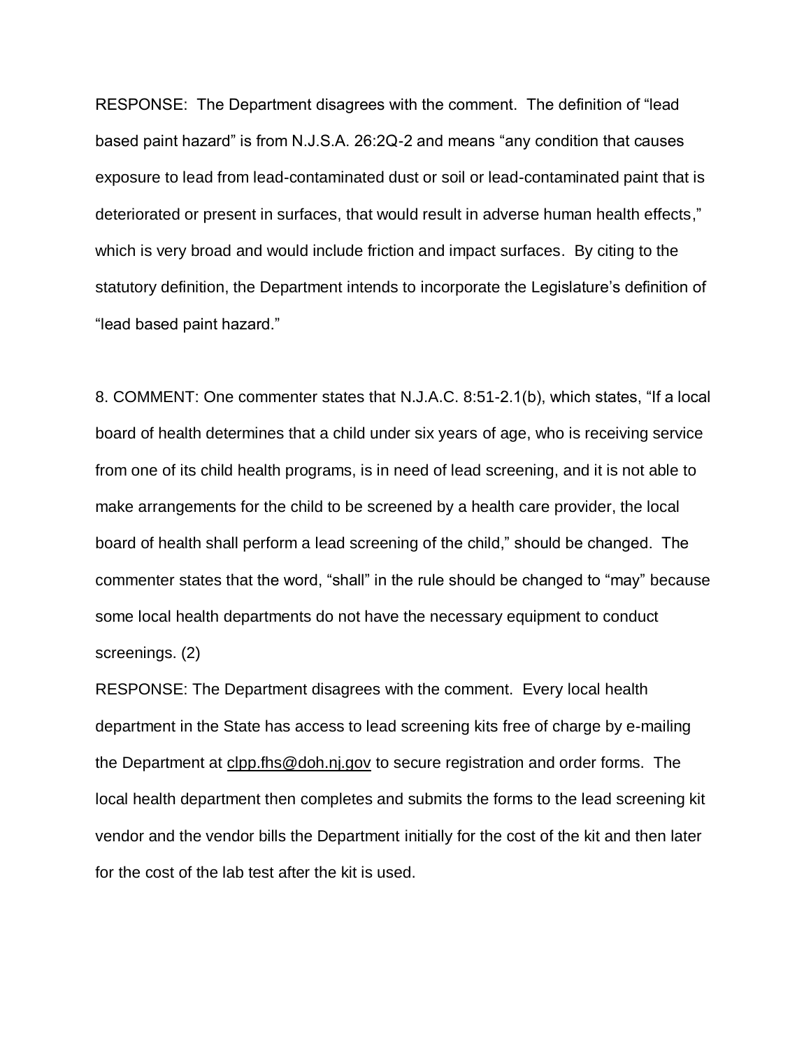RESPONSE: The Department disagrees with the comment. The definition of "lead based paint hazard" is from N.J.S.A. 26:2Q-2 and means "any condition that causes exposure to lead from lead-contaminated dust or soil or lead-contaminated paint that is deteriorated or present in surfaces, that would result in adverse human health effects," which is very broad and would include friction and impact surfaces. By citing to the statutory definition, the Department intends to incorporate the Legislature's definition of "lead based paint hazard."

8. COMMENT: One commenter states that N.J.A.C. 8:51-2.1(b), which states, "If a local board of health determines that a child under six years of age, who is receiving service from one of its child health programs, is in need of lead screening, and it is not able to make arrangements for the child to be screened by a health care provider, the local board of health shall perform a lead screening of the child," should be changed. The commenter states that the word, "shall" in the rule should be changed to "may" because some local health departments do not have the necessary equipment to conduct screenings. (2)

RESPONSE: The Department disagrees with the comment. Every local health department in the State has access to lead screening kits free of charge by e-mailing the Department at clpp.fhs@doh.nj.gov to secure registration and order forms. The local health department then completes and submits the forms to the lead screening kit vendor and the vendor bills the Department initially for the cost of the kit and then later for the cost of the lab test after the kit is used.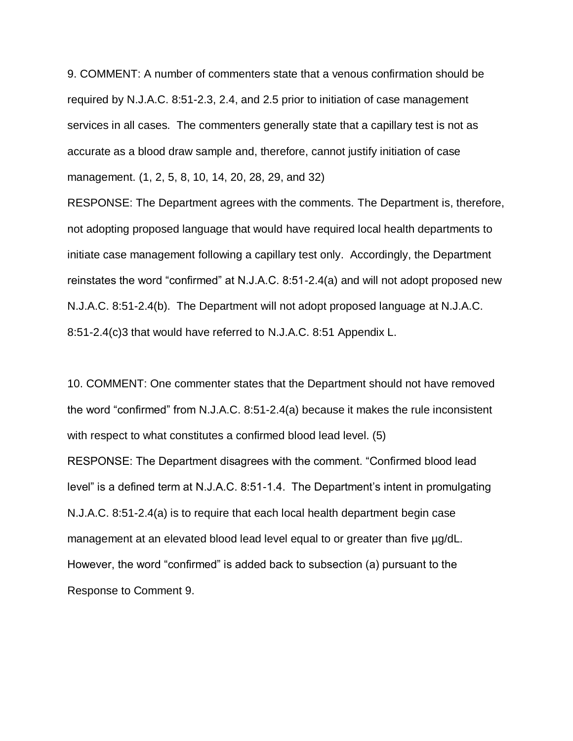9. COMMENT: A number of commenters state that a venous confirmation should be required by N.J.A.C. 8:51-2.3, 2.4, and 2.5 prior to initiation of case management services in all cases. The commenters generally state that a capillary test is not as accurate as a blood draw sample and, therefore, cannot justify initiation of case management. (1, 2, 5, 8, 10, 14, 20, 28, 29, and 32)

RESPONSE: The Department agrees with the comments. The Department is, therefore, not adopting proposed language that would have required local health departments to initiate case management following a capillary test only. Accordingly, the Department reinstates the word "confirmed" at N.J.A.C. 8:51-2.4(a) and will not adopt proposed new N.J.A.C. 8:51-2.4(b). The Department will not adopt proposed language at N.J.A.C. 8:51-2.4(c)3 that would have referred to N.J.A.C. 8:51 Appendix L.

10. COMMENT: One commenter states that the Department should not have removed the word "confirmed" from N.J.A.C. 8:51-2.4(a) because it makes the rule inconsistent with respect to what constitutes a confirmed blood lead level. (5)

RESPONSE: The Department disagrees with the comment. "Confirmed blood lead level" is a defined term at N.J.A.C. 8:51-1.4. The Department's intent in promulgating N.J.A.C. 8:51-2.4(a) is to require that each local health department begin case management at an elevated blood lead level equal to or greater than five µg/dL. However, the word "confirmed" is added back to subsection (a) pursuant to the Response to Comment 9.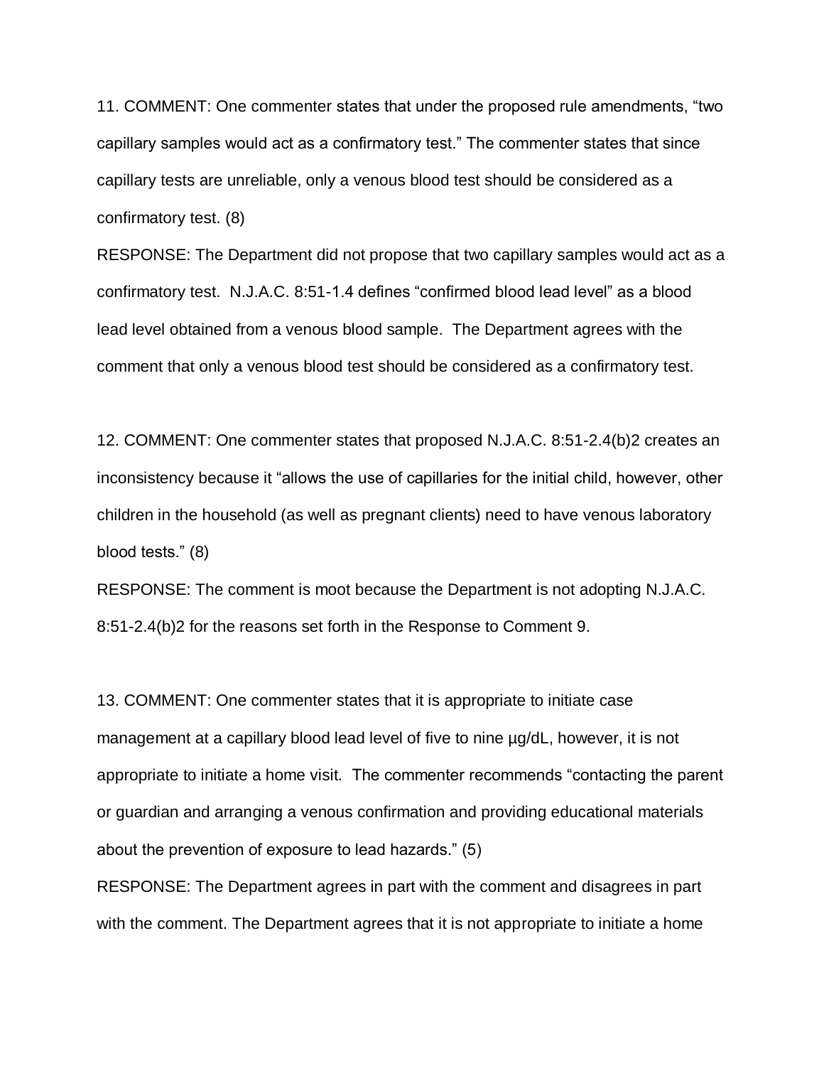11. COMMENT: One commenter states that under the proposed rule amendments, “two capillary samples would act as a confirmatory test.” The commenter states that since capillary tests are unreliable, only a venous blood test should be considered as a confirmatory test. (8)

RESPONSE: The Department did not propose that two capillary samples would act as a confirmatory test. N.J.A.C. 8:51-1.4 defines “confirmed blood lead level” as a blood lead level obtained from a venous blood sample. The Department agrees with the comment that only a venous blood test should be considered as a confirmatory test.

12. COMMENT: One commenter states that proposed N.J.A.C. 8:51-2.4(b)2 creates an inconsistency because it “allows the use of capillaries for the initial child, however, other children in the household (as well as pregnant clients) need to have venous laboratory blood tests.” (8)

RESPONSE: The comment is moot because the Department is not adopting N.J.A.C. 8:51-2.4(b)2 for the reasons set forth in the Response to Comment 9.

13. COMMENT: One commenter states that it is appropriate to initiate case management at a capillary blood lead level of five to nine µg/dL, however, it is not appropriate to initiate a home visit. The commenter recommends “contacting the parent or guardian and arranging a venous confirmation and providing educational materials about the prevention of exposure to lead hazards.” (5)

RESPONSE: The Department agrees in part with the comment and disagrees in part with the comment. The Department agrees that it is not appropriate to initiate a home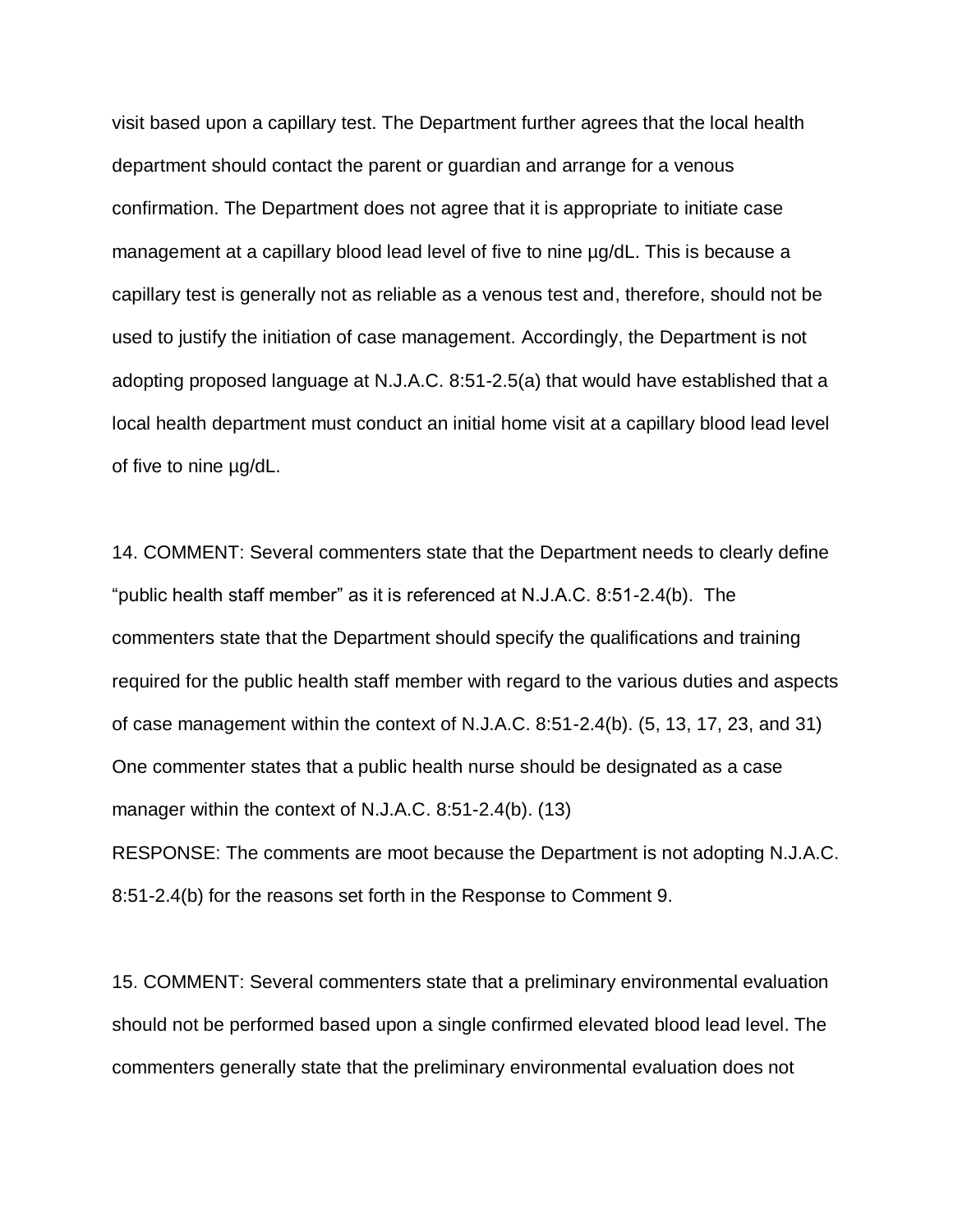visit based upon a capillary test. The Department further agrees that the local health department should contact the parent or guardian and arrange for a venous confirmation. The Department does not agree that it is appropriate to initiate case management at a capillary blood lead level of five to nine µg/dL. This is because a capillary test is generally not as reliable as a venous test and, therefore, should not be used to justify the initiation of case management. Accordingly, the Department is not adopting proposed language at N.J.A.C. 8:51-2.5(a) that would have established that a local health department must conduct an initial home visit at a capillary blood lead level of five to nine µg/dL.

14. COMMENT: Several commenters state that the Department needs to clearly define "public health staff member" as it is referenced at N.J.A.C. 8:51-2.4(b). The commenters state that the Department should specify the qualifications and training required for the public health staff member with regard to the various duties and aspects of case management within the context of N.J.A.C. 8:51-2.4(b). (5, 13, 17, 23, and 31) One commenter states that a public health nurse should be designated as a case manager within the context of N.J.A.C. 8:51-2.4(b). (13)

RESPONSE: The comments are moot because the Department is not adopting N.J.A.C. 8:51-2.4(b) for the reasons set forth in the Response to Comment 9.

15. COMMENT: Several commenters state that a preliminary environmental evaluation should not be performed based upon a single confirmed elevated blood lead level. The commenters generally state that the preliminary environmental evaluation does not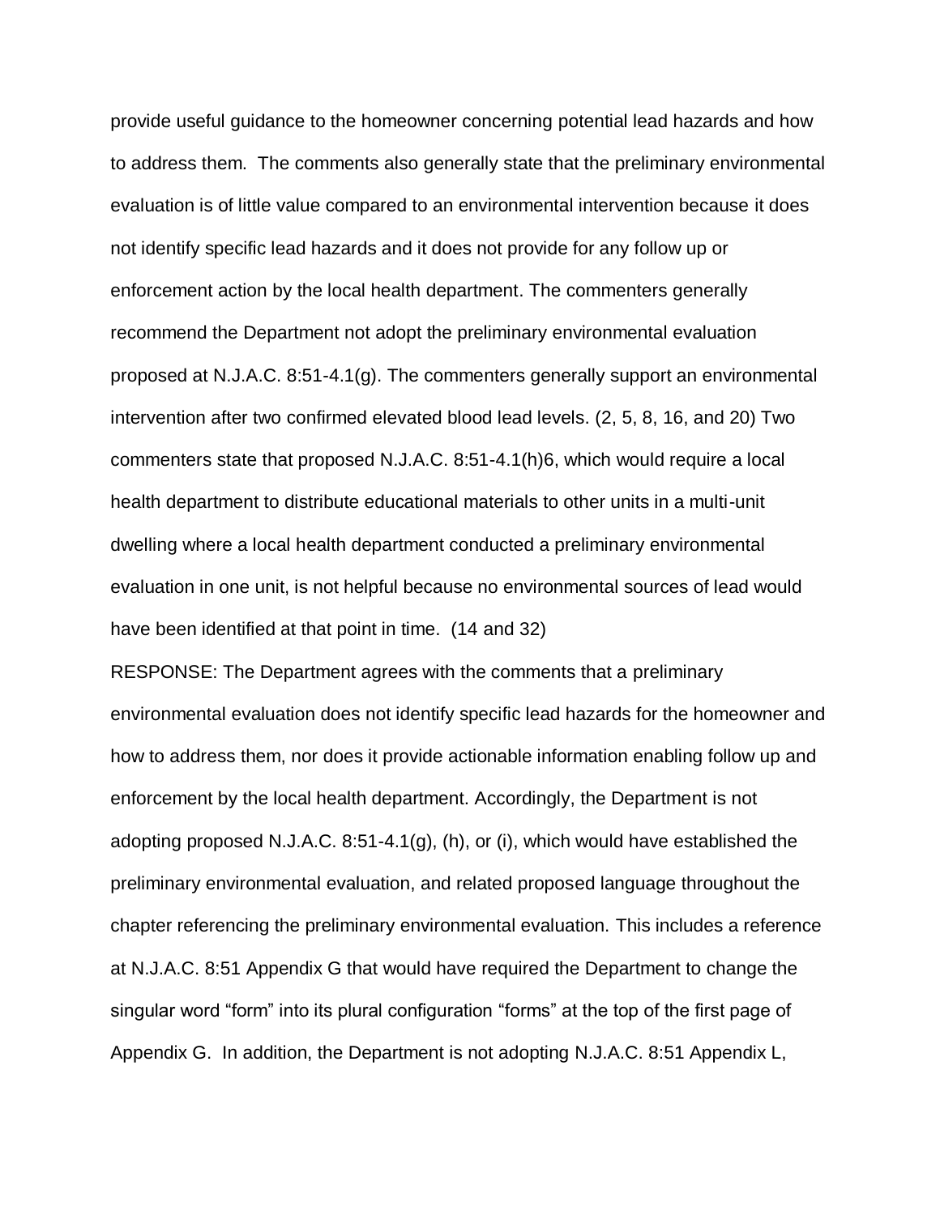provide useful guidance to the homeowner concerning potential lead hazards and how to address them. The comments also generally state that the preliminary environmental evaluation is of little value compared to an environmental intervention because it does not identify specific lead hazards and it does not provide for any follow up or enforcement action by the local health department. The commenters generally recommend the Department not adopt the preliminary environmental evaluation proposed at N.J.A.C. 8:51-4.1(g). The commenters generally support an environmental intervention after two confirmed elevated blood lead levels. (2, 5, 8, 16, and 20) Two commenters state that proposed N.J.A.C. 8:51-4.1(h)6, which would require a local health department to distribute educational materials to other units in a multi-unit dwelling where a local health department conducted a preliminary environmental evaluation in one unit, is not helpful because no environmental sources of lead would have been identified at that point in time. (14 and 32)

RESPONSE: The Department agrees with the comments that a preliminary environmental evaluation does not identify specific lead hazards for the homeowner and how to address them, nor does it provide actionable information enabling follow up and enforcement by the local health department. Accordingly, the Department is not adopting proposed N.J.A.C. 8:51-4.1(g), (h), or (i), which would have established the preliminary environmental evaluation, and related proposed language throughout the chapter referencing the preliminary environmental evaluation. This includes a reference at N.J.A.C. 8:51 Appendix G that would have required the Department to change the singular word "form" into its plural configuration "forms" at the top of the first page of Appendix G. In addition, the Department is not adopting N.J.A.C. 8:51 Appendix L,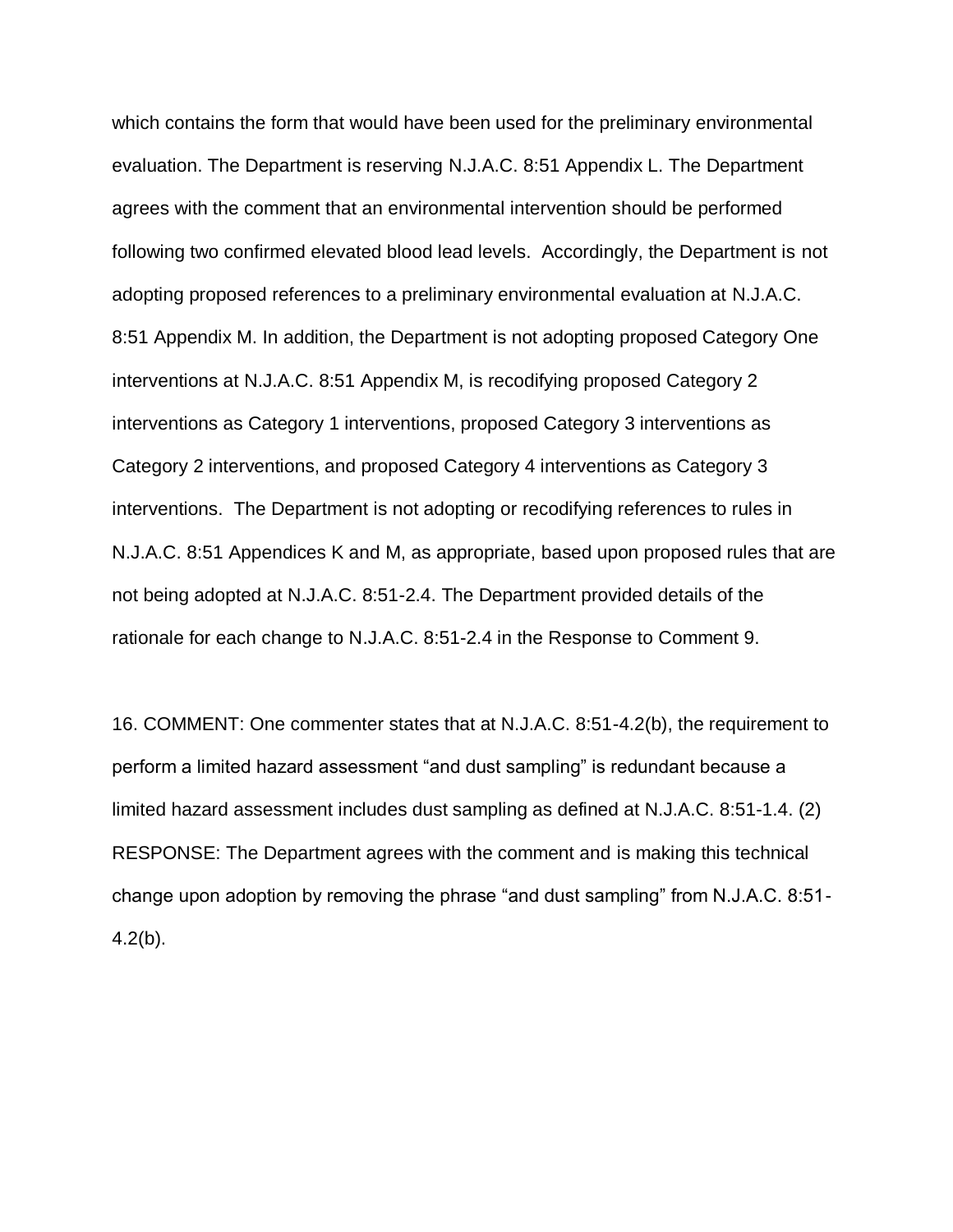which contains the form that would have been used for the preliminary environmental evaluation. The Department is reserving N.J.A.C. 8:51 Appendix L. The Department agrees with the comment that an environmental intervention should be performed following two confirmed elevated blood lead levels. Accordingly, the Department is not adopting proposed references to a preliminary environmental evaluation at N.J.A.C. 8:51 Appendix M. In addition, the Department is not adopting proposed Category One interventions at N.J.A.C. 8:51 Appendix M, is recodifying proposed Category 2 interventions as Category 1 interventions, proposed Category 3 interventions as Category 2 interventions, and proposed Category 4 interventions as Category 3 interventions. The Department is not adopting or recodifying references to rules in N.J.A.C. 8:51 Appendices K and M, as appropriate, based upon proposed rules that are not being adopted at N.J.A.C. 8:51-2.4. The Department provided details of the rationale for each change to N.J.A.C. 8:51-2.4 in the Response to Comment 9.

16. COMMENT: One commenter states that at N.J.A.C. 8:51-4.2(b), the requirement to perform a limited hazard assessment "and dust sampling" is redundant because a limited hazard assessment includes dust sampling as defined at N.J.A.C. 8:51-1.4. (2)
RESPONSE: The Department agrees with the comment and is making this technical change upon adoption by removing the phrase "and dust sampling" from N.J.A.C. 8:51-4.2(b).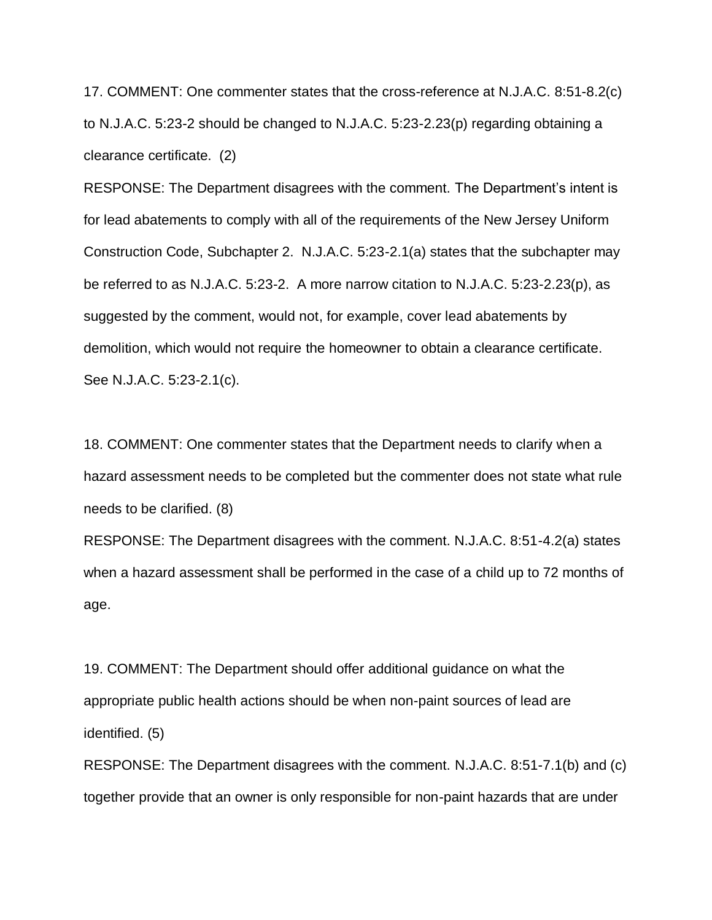17. COMMENT: One commenter states that the cross-reference at N.J.A.C. 8:51-8.2(c) to N.J.A.C. 5:23-2 should be changed to N.J.A.C. 5:23-2.23(p) regarding obtaining a clearance certificate. (2)

RESPONSE: The Department disagrees with the comment. The Department's intent is for lead abatements to comply with all of the requirements of the New Jersey Uniform Construction Code, Subchapter 2. N.J.A.C. 5:23-2.1(a) states that the subchapter may be referred to as N.J.A.C. 5:23-2. A more narrow citation to N.J.A.C. 5:23-2.23(p), as suggested by the comment, would not, for example, cover lead abatements by demolition, which would not require the homeowner to obtain a clearance certificate. See N.J.A.C. 5:23-2.1(c).

18. COMMENT: One commenter states that the Department needs to clarify when a hazard assessment needs to be completed but the commenter does not state what rule needs to be clarified. (8)

RESPONSE: The Department disagrees with the comment. N.J.A.C. 8:51-4.2(a) states when a hazard assessment shall be performed in the case of a child up to 72 months of age.

19. COMMENT: The Department should offer additional guidance on what the appropriate public health actions should be when non-paint sources of lead are identified. (5)

RESPONSE: The Department disagrees with the comment. N.J.A.C. 8:51-7.1(b) and (c) together provide that an owner is only responsible for non-paint hazards that are under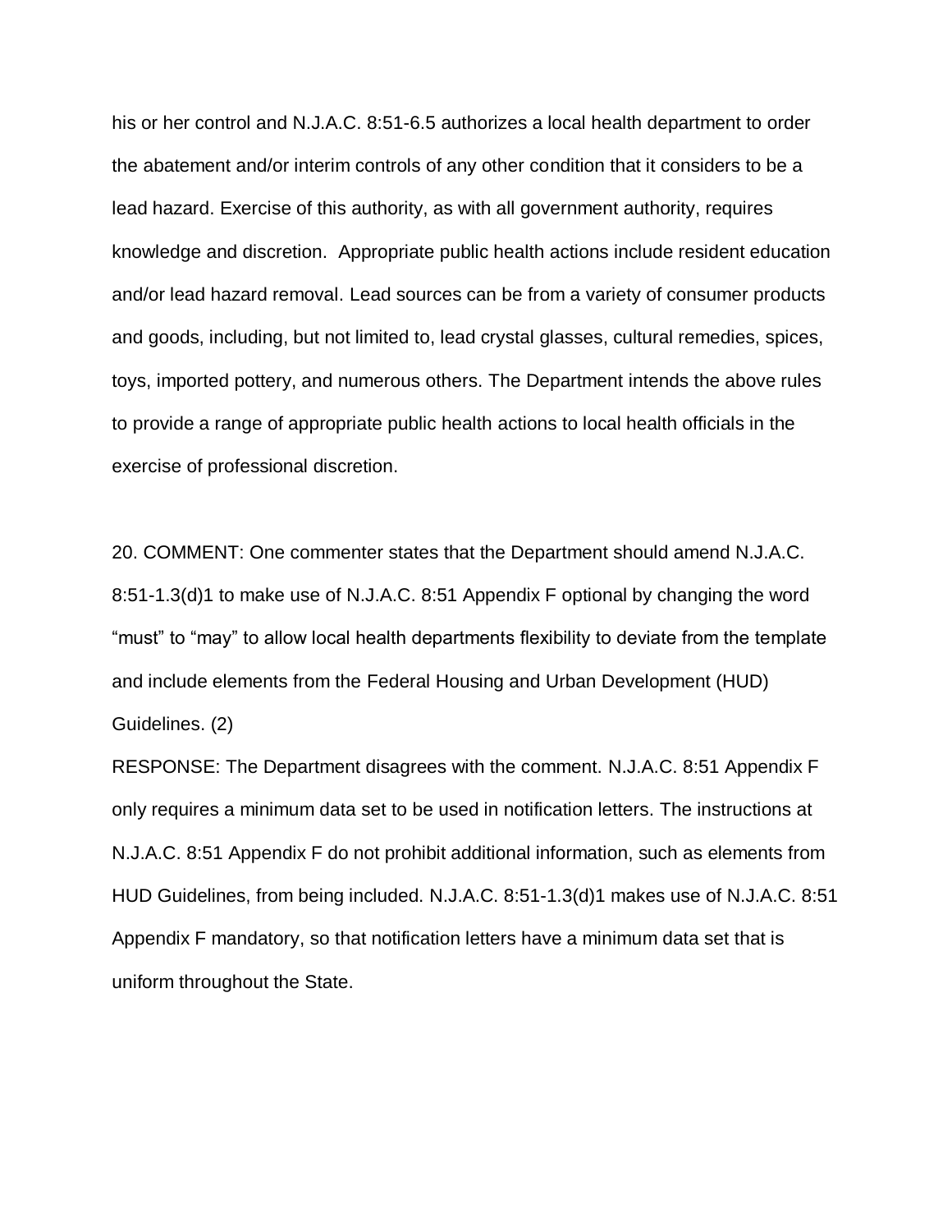his or her control and N.J.A.C. 8:51-6.5 authorizes a local health department to order the abatement and/or interim controls of any other condition that it considers to be a lead hazard. Exercise of this authority, as with all government authority, requires knowledge and discretion. Appropriate public health actions include resident education and/or lead hazard removal. Lead sources can be from a variety of consumer products and goods, including, but not limited to, lead crystal glasses, cultural remedies, spices, toys, imported pottery, and numerous others. The Department intends the above rules to provide a range of appropriate public health actions to local health officials in the exercise of professional discretion.

20. COMMENT: One commenter states that the Department should amend N.J.A.C. 8:51-1.3(d)1 to make use of N.J.A.C. 8:51 Appendix F optional by changing the word “must” to “may” to allow local health departments flexibility to deviate from the template and include elements from the Federal Housing and Urban Development (HUD) Guidelines. (2)

RESPONSE: The Department disagrees with the comment. N.J.A.C. 8:51 Appendix F only requires a minimum data set to be used in notification letters. The instructions at N.J.A.C. 8:51 Appendix F do not prohibit additional information, such as elements from HUD Guidelines, from being included. N.J.A.C. 8:51-1.3(d)1 makes use of N.J.A.C. 8:51 Appendix F mandatory, so that notification letters have a minimum data set that is uniform throughout the State.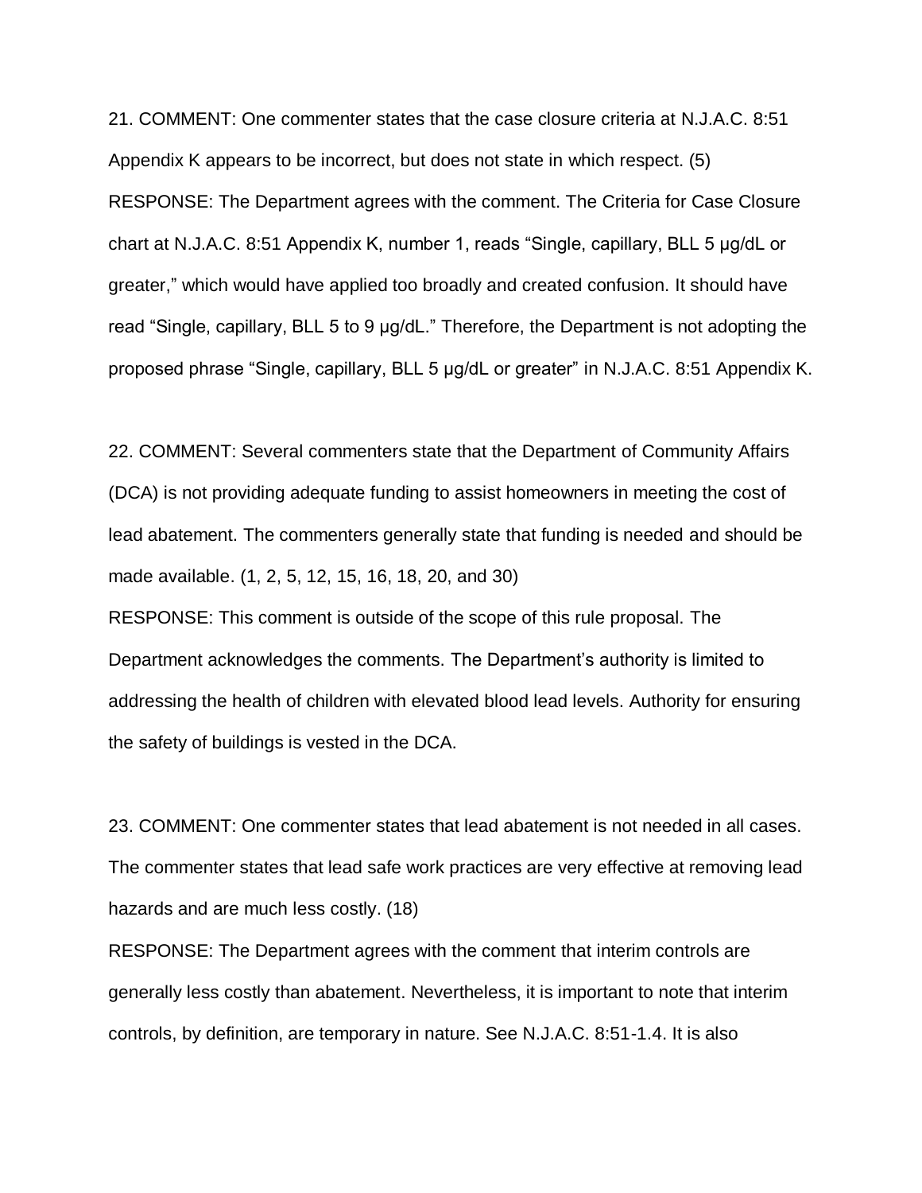21. COMMENT: One commenter states that the case closure criteria at N.J.A.C. 8:51 Appendix K appears to be incorrect, but does not state in which respect. (5)

RESPONSE: The Department agrees with the comment. The Criteria for Case Closure chart at N.J.A.C. 8:51 Appendix K, number 1, reads “Single, capillary, BLL 5 µg/dL or greater,” which would have applied too broadly and created confusion. It should have read “Single, capillary, BLL 5 to 9 µg/dL.” Therefore, the Department is not adopting the proposed phrase “Single, capillary, BLL 5 µg/dL or greater” in N.J.A.C. 8:51 Appendix K.

22. COMMENT: Several commenters state that the Department of Community Affairs (DCA) is not providing adequate funding to assist homeowners in meeting the cost of lead abatement. The commenters generally state that funding is needed and should be made available. (1, 2, 5, 12, 15, 16, 18, 20, and 30)

RESPONSE: This comment is outside of the scope of this rule proposal. The Department acknowledges the comments. The Department’s authority is limited to addressing the health of children with elevated blood lead levels. Authority for ensuring the safety of buildings is vested in the DCA.

23. COMMENT: One commenter states that lead abatement is not needed in all cases. The commenter states that lead safe work practices are very effective at removing lead hazards and are much less costly. (18)

RESPONSE: The Department agrees with the comment that interim controls are generally less costly than abatement. Nevertheless, it is important to note that interim controls, by definition, are temporary in nature. See N.J.A.C. 8:51-1.4. It is also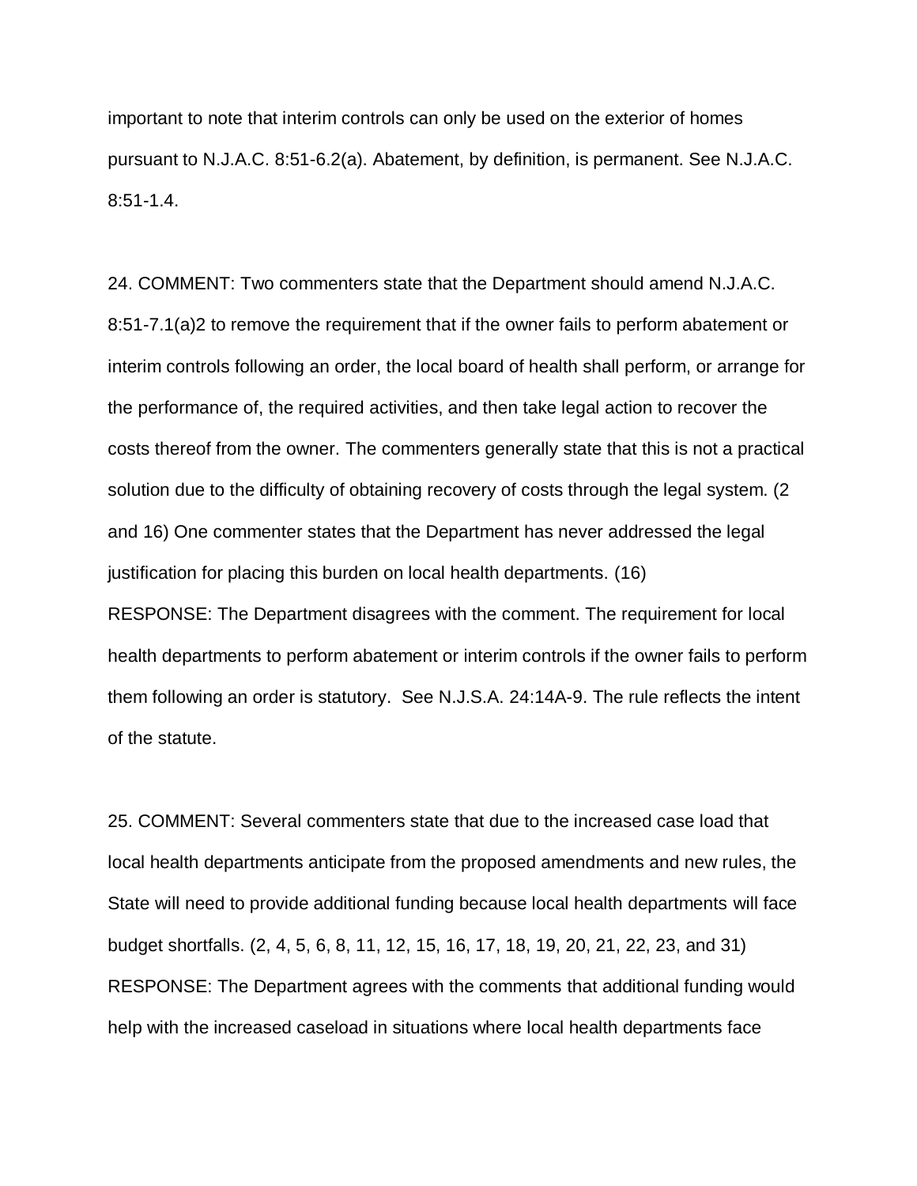important to note that interim controls can only be used on the exterior of homes pursuant to N.J.A.C. 8:51-6.2(a). Abatement, by definition, is permanent. See N.J.A.C. 8:51-1.4.

24. COMMENT: Two commenters state that the Department should amend N.J.A.C. 8:51-7.1(a)2 to remove the requirement that if the owner fails to perform abatement or interim controls following an order, the local board of health shall perform, or arrange for the performance of, the required activities, and then take legal action to recover the costs thereof from the owner. The commenters generally state that this is not a practical solution due to the difficulty of obtaining recovery of costs through the legal system. (2 and 16) One commenter states that the Department has never addressed the legal justification for placing this burden on local health departments. (16)
RESPONSE: The Department disagrees with the comment. The requirement for local health departments to perform abatement or interim controls if the owner fails to perform them following an order is statutory. See N.J.S.A. 24:14A-9. The rule reflects the intent of the statute.

25. COMMENT: Several commenters state that due to the increased case load that local health departments anticipate from the proposed amendments and new rules, the State will need to provide additional funding because local health departments will face budget shortfalls. (2, 4, 5, 6, 8, 11, 12, 15, 16, 17, 18, 19, 20, 21, 22, 23, and 31)
RESPONSE: The Department agrees with the comments that additional funding would help with the increased caseload in situations where local health departments face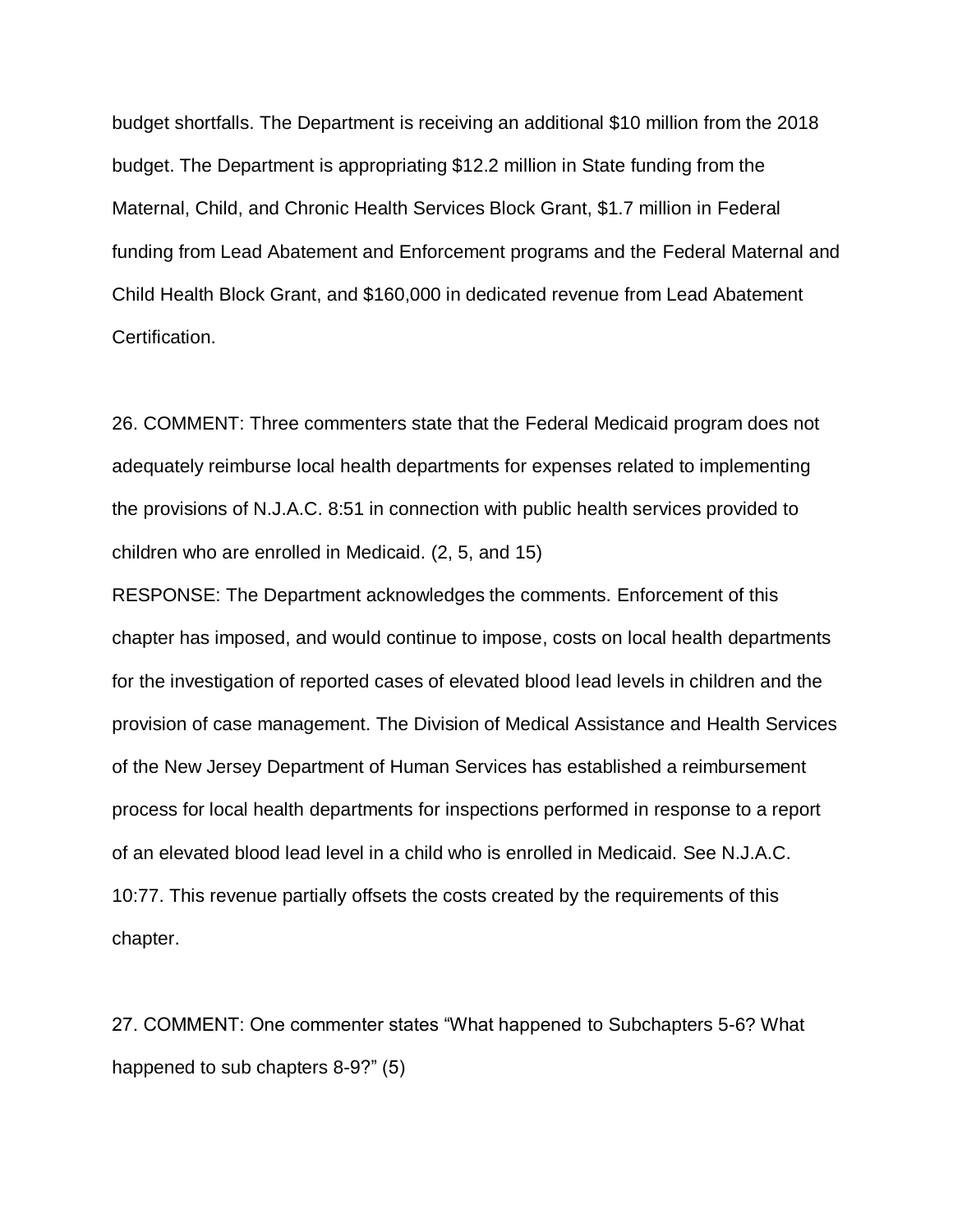budget shortfalls. The Department is receiving an additional $10 million from the 2018 budget. The Department is appropriating $12.2 million in State funding from the Maternal, Child, and Chronic Health Services Block Grant, $1.7 million in Federal funding from Lead Abatement and Enforcement programs and the Federal Maternal and Child Health Block Grant, and $160,000 in dedicated revenue from Lead Abatement Certification.

26. COMMENT: Three commenters state that the Federal Medicaid program does not adequately reimburse local health departments for expenses related to implementing the provisions of N.J.A.C. 8:51 in connection with public health services provided to children who are enrolled in Medicaid. (2, 5, and 15)

RESPONSE: The Department acknowledges the comments. Enforcement of this chapter has imposed, and would continue to impose, costs on local health departments for the investigation of reported cases of elevated blood lead levels in children and the provision of case management. The Division of Medical Assistance and Health Services of the New Jersey Department of Human Services has established a reimbursement process for local health departments for inspections performed in response to a report of an elevated blood lead level in a child who is enrolled in Medicaid. See N.J.A.C. 10:77. This revenue partially offsets the costs created by the requirements of this chapter.

27. COMMENT: One commenter states "What happened to Subchapters 5-6? What happened to sub chapters 8-9?" (5)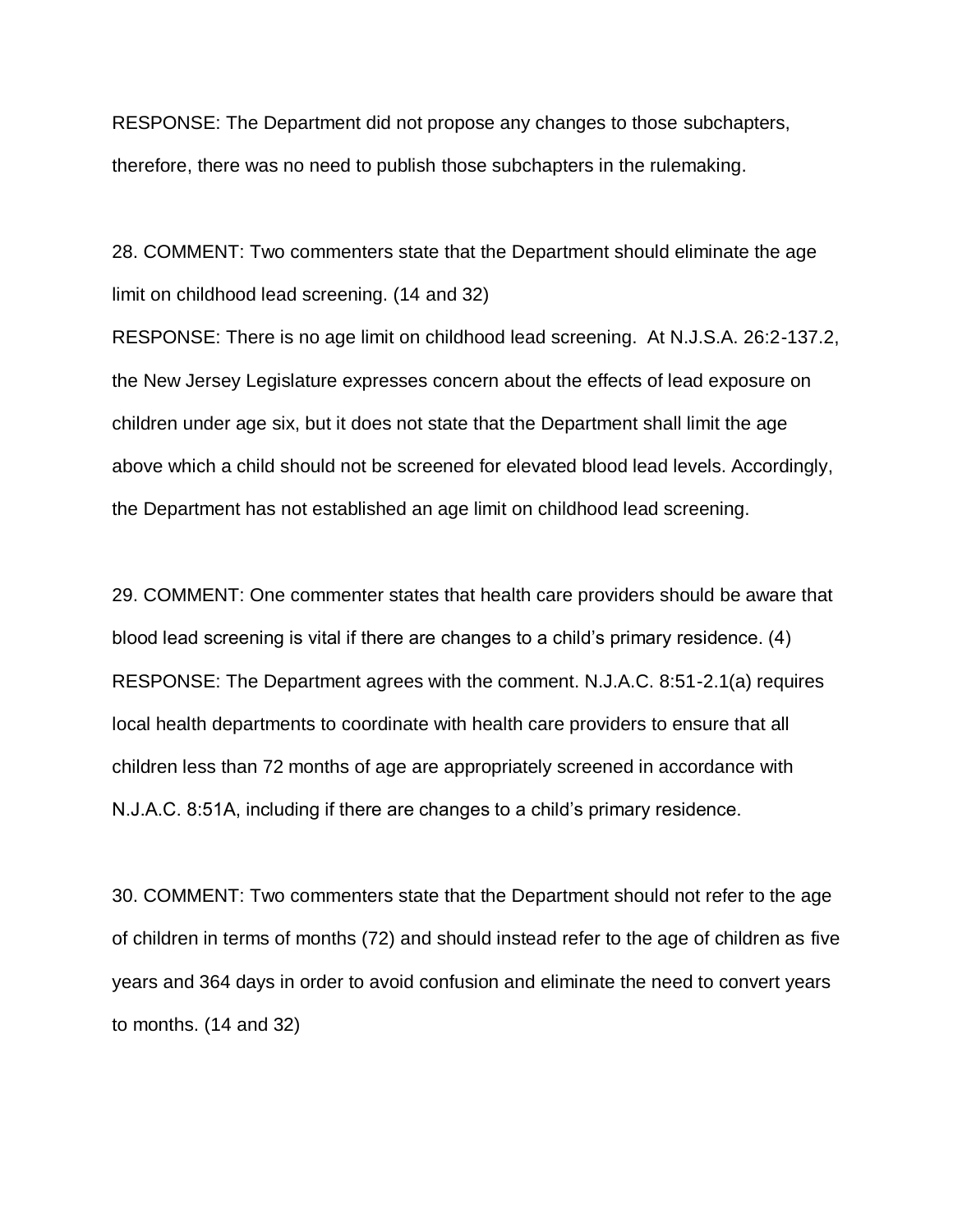RESPONSE: The Department did not propose any changes to those subchapters, therefore, there was no need to publish those subchapters in the rulemaking.

28. COMMENT: Two commenters state that the Department should eliminate the age limit on childhood lead screening. (14 and 32)

RESPONSE: There is no age limit on childhood lead screening. At N.J.S.A. 26:2-137.2, the New Jersey Legislature expresses concern about the effects of lead exposure on children under age six, but it does not state that the Department shall limit the age above which a child should not be screened for elevated blood lead levels. Accordingly, the Department has not established an age limit on childhood lead screening.

29. COMMENT: One commenter states that health care providers should be aware that blood lead screening is vital if there are changes to a child's primary residence. (4)

RESPONSE: The Department agrees with the comment. N.J.A.C. 8:51-2.1(a) requires local health departments to coordinate with health care providers to ensure that all children less than 72 months of age are appropriately screened in accordance with N.J.A.C. 8:51A, including if there are changes to a child's primary residence.

30. COMMENT: Two commenters state that the Department should not refer to the age of children in terms of months (72) and should instead refer to the age of children as five years and 364 days in order to avoid confusion and eliminate the need to convert years to months. (14 and 32)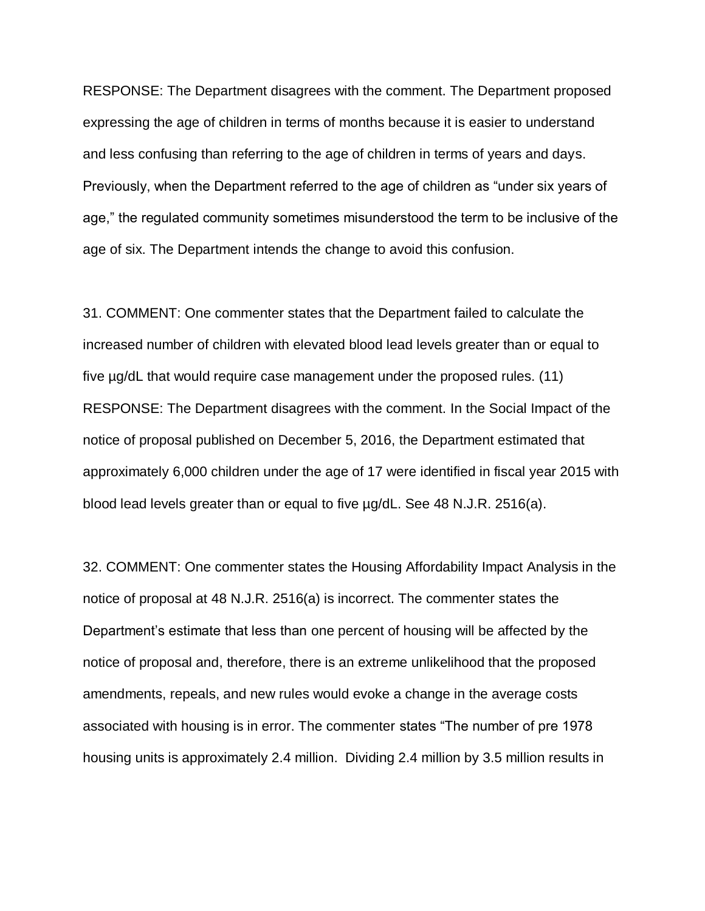RESPONSE: The Department disagrees with the comment. The Department proposed expressing the age of children in terms of months because it is easier to understand and less confusing than referring to the age of children in terms of years and days. Previously, when the Department referred to the age of children as “under six years of age,” the regulated community sometimes misunderstood the term to be inclusive of the age of six. The Department intends the change to avoid this confusion.

31. COMMENT: One commenter states that the Department failed to calculate the increased number of children with elevated blood lead levels greater than or equal to five µg/dL that would require case management under the proposed rules. (11)

RESPONSE: The Department disagrees with the comment. In the Social Impact of the notice of proposal published on December 5, 2016, the Department estimated that approximately 6,000 children under the age of 17 were identified in fiscal year 2015 with blood lead levels greater than or equal to five µg/dL. See 48 N.J.R. 2516(a).

32. COMMENT: One commenter states the Housing Affordability Impact Analysis in the notice of proposal at 48 N.J.R. 2516(a) is incorrect. The commenter states the Department’s estimate that less than one percent of housing will be affected by the notice of proposal and, therefore, there is an extreme unlikelihood that the proposed amendments, repeals, and new rules would evoke a change in the average costs associated with housing is in error. The commenter states “The number of pre 1978 housing units is approximately 2.4 million. Dividing 2.4 million by 3.5 million results in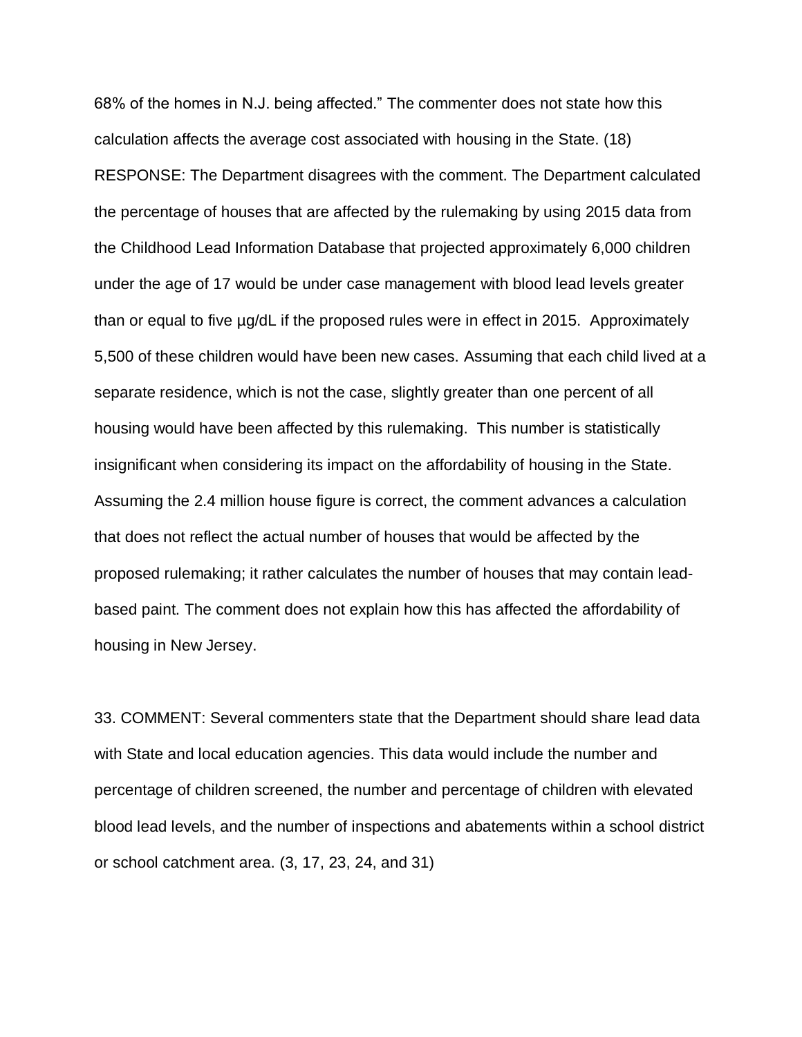68% of the homes in N.J. being affected." The commenter does not state how this calculation affects the average cost associated with housing in the State. (18)

RESPONSE: The Department disagrees with the comment. The Department calculated the percentage of houses that are affected by the rulemaking by using 2015 data from the Childhood Lead Information Database that projected approximately 6,000 children under the age of 17 would be under case management with blood lead levels greater than or equal to five µg/dL if the proposed rules were in effect in 2015. Approximately 5,500 of these children would have been new cases. Assuming that each child lived at a separate residence, which is not the case, slightly greater than one percent of all housing would have been affected by this rulemaking. This number is statistically insignificant when considering its impact on the affordability of housing in the State. Assuming the 2.4 million house figure is correct, the comment advances a calculation that does not reflect the actual number of houses that would be affected by the proposed rulemaking; it rather calculates the number of houses that may contain lead-based paint. The comment does not explain how this has affected the affordability of housing in New Jersey.

33. COMMENT: Several commenters state that the Department should share lead data with State and local education agencies. This data would include the number and percentage of children screened, the number and percentage of children with elevated blood lead levels, and the number of inspections and abatements within a school district or school catchment area. (3, 17, 23, 24, and 31)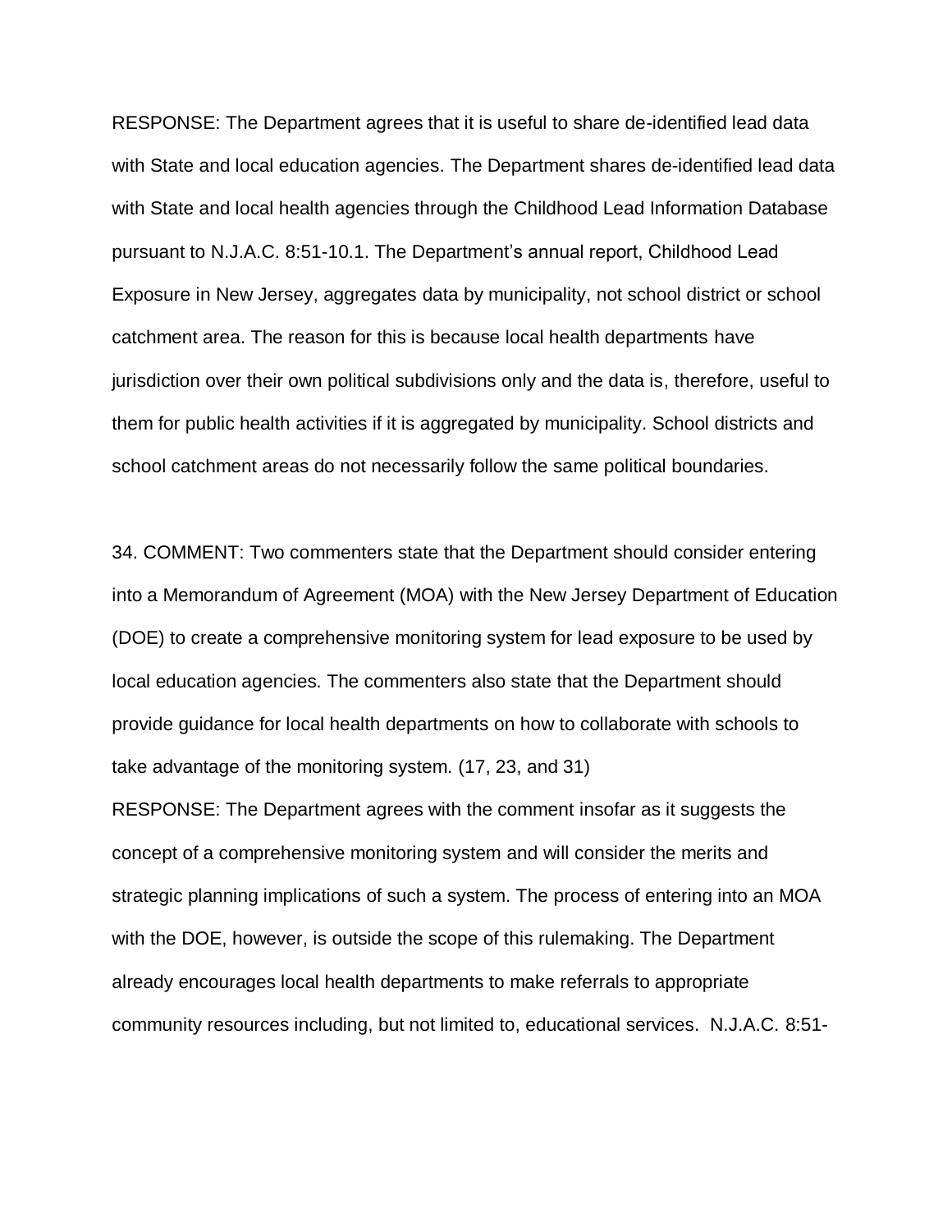RESPONSE: The Department agrees that it is useful to share de-identified lead data with State and local education agencies. The Department shares de-identified lead data with State and local health agencies through the Childhood Lead Information Database pursuant to N.J.A.C. 8:51-10.1. The Department's annual report, Childhood Lead Exposure in New Jersey, aggregates data by municipality, not school district or school catchment area. The reason for this is because local health departments have jurisdiction over their own political subdivisions only and the data is, therefore, useful to them for public health activities if it is aggregated by municipality. School districts and school catchment areas do not necessarily follow the same political boundaries.

34. COMMENT: Two commenters state that the Department should consider entering into a Memorandum of Agreement (MOA) with the New Jersey Department of Education (DOE) to create a comprehensive monitoring system for lead exposure to be used by local education agencies. The commenters also state that the Department should provide guidance for local health departments on how to collaborate with schools to take advantage of the monitoring system. (17, 23, and 31)

RESPONSE: The Department agrees with the comment insofar as it suggests the concept of a comprehensive monitoring system and will consider the merits and strategic planning implications of such a system. The process of entering into an MOA with the DOE, however, is outside the scope of this rulemaking. The Department already encourages local health departments to make referrals to appropriate community resources including, but not limited to, educational services. N.J.A.C. 8:51-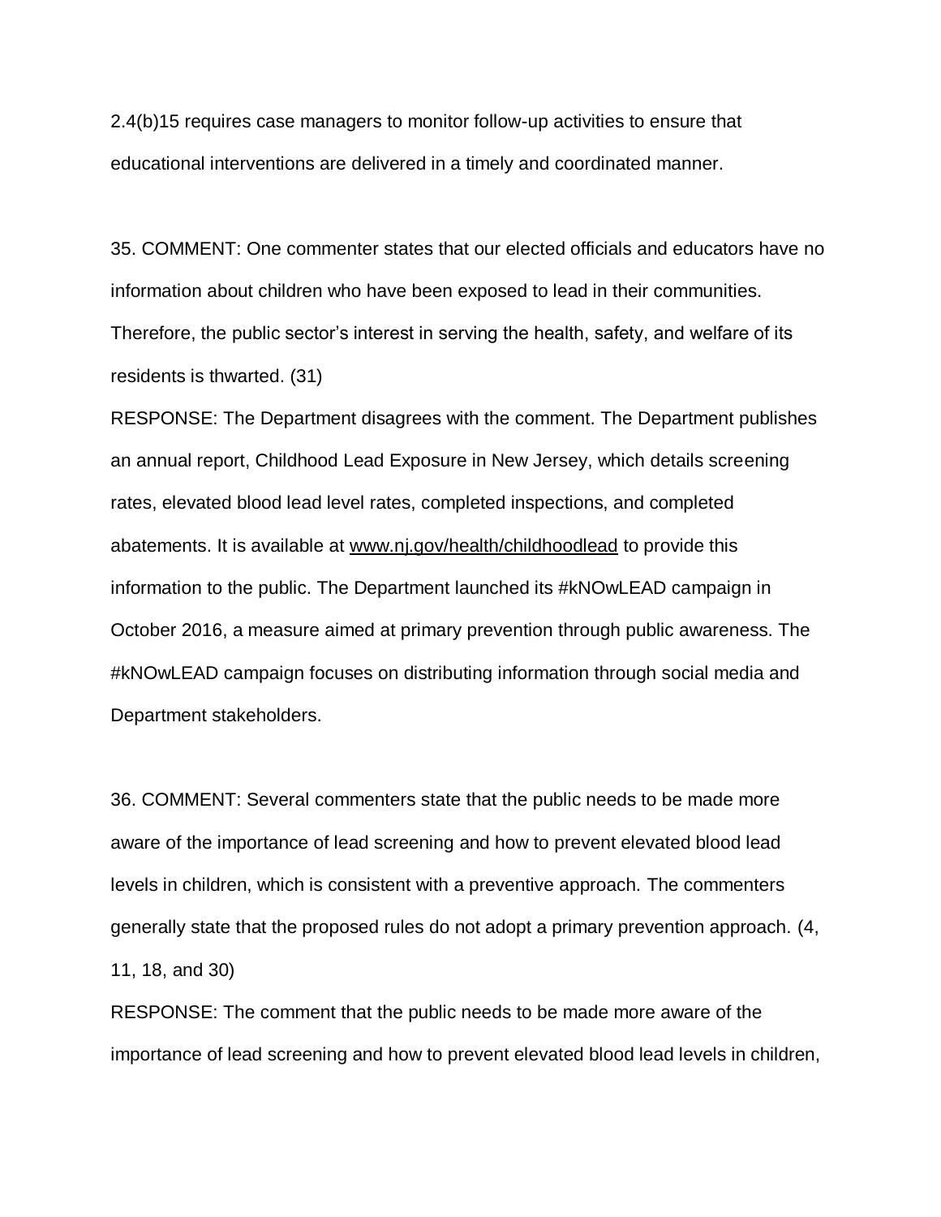2.4(b)15 requires case managers to monitor follow-up activities to ensure that educational interventions are delivered in a timely and coordinated manner.

35. COMMENT: One commenter states that our elected officials and educators have no information about children who have been exposed to lead in their communities. Therefore, the public sector's interest in serving the health, safety, and welfare of its residents is thwarted. (31)

RESPONSE: The Department disagrees with the comment. The Department publishes an annual report, Childhood Lead Exposure in New Jersey, which details screening rates, elevated blood lead level rates, completed inspections, and completed abatements. It is available at www.nj.gov/health/childhoodlead to provide this information to the public. The Department launched its #kNOwLEAD campaign in October 2016, a measure aimed at primary prevention through public awareness. The #kNOwLEAD campaign focuses on distributing information through social media and Department stakeholders.

36. COMMENT: Several commenters state that the public needs to be made more aware of the importance of lead screening and how to prevent elevated blood lead levels in children, which is consistent with a preventive approach. The commenters generally state that the proposed rules do not adopt a primary prevention approach. (4, 11, 18, and 30)

RESPONSE: The comment that the public needs to be made more aware of the importance of lead screening and how to prevent elevated blood lead levels in children,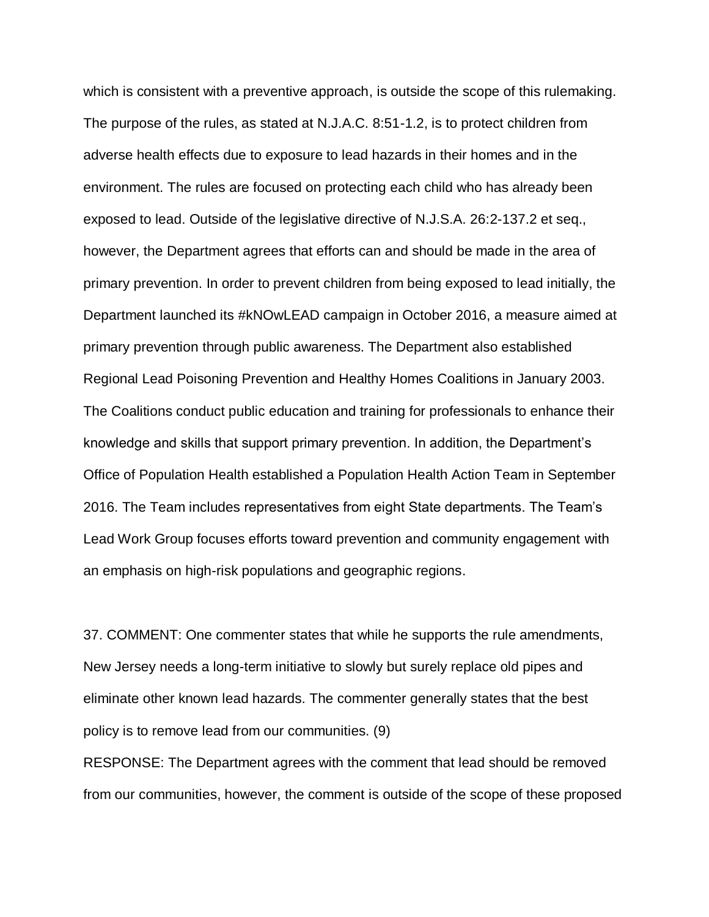which is consistent with a preventive approach, is outside the scope of this rulemaking. The purpose of the rules, as stated at N.J.A.C. 8:51-1.2, is to protect children from adverse health effects due to exposure to lead hazards in their homes and in the environment. The rules are focused on protecting each child who has already been exposed to lead. Outside of the legislative directive of N.J.S.A. 26:2-137.2 et seq., however, the Department agrees that efforts can and should be made in the area of primary prevention. In order to prevent children from being exposed to lead initially, the Department launched its #kNOwLEAD campaign in October 2016, a measure aimed at primary prevention through public awareness. The Department also established Regional Lead Poisoning Prevention and Healthy Homes Coalitions in January 2003. The Coalitions conduct public education and training for professionals to enhance their knowledge and skills that support primary prevention. In addition, the Department's Office of Population Health established a Population Health Action Team in September 2016. The Team includes representatives from eight State departments. The Team's Lead Work Group focuses efforts toward prevention and community engagement with an emphasis on high-risk populations and geographic regions.

37. COMMENT: One commenter states that while he supports the rule amendments, New Jersey needs a long-term initiative to slowly but surely replace old pipes and eliminate other known lead hazards. The commenter generally states that the best policy is to remove lead from our communities. (9)

RESPONSE: The Department agrees with the comment that lead should be removed from our communities, however, the comment is outside of the scope of these proposed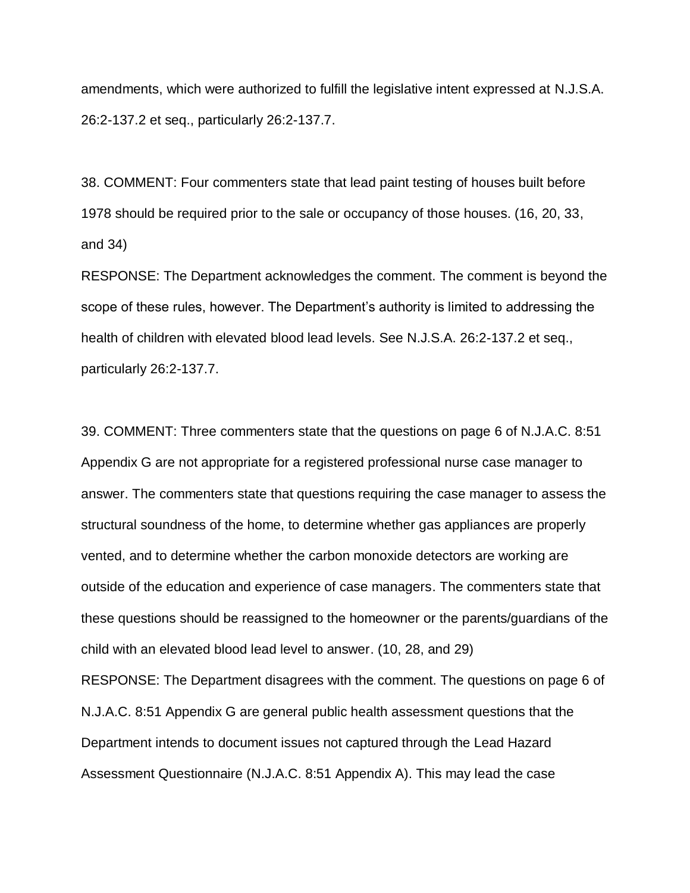amendments, which were authorized to fulfill the legislative intent expressed at N.J.S.A. 26:2-137.2 et seq., particularly 26:2-137.7.

38. COMMENT: Four commenters state that lead paint testing of houses built before 1978 should be required prior to the sale or occupancy of those houses. (16, 20, 33, and 34)

RESPONSE: The Department acknowledges the comment. The comment is beyond the scope of these rules, however. The Department's authority is limited to addressing the health of children with elevated blood lead levels. See N.J.S.A. 26:2-137.2 et seq., particularly 26:2-137.7.

39. COMMENT: Three commenters state that the questions on page 6 of N.J.A.C. 8:51 Appendix G are not appropriate for a registered professional nurse case manager to answer. The commenters state that questions requiring the case manager to assess the structural soundness of the home, to determine whether gas appliances are properly vented, and to determine whether the carbon monoxide detectors are working are outside of the education and experience of case managers. The commenters state that these questions should be reassigned to the homeowner or the parents/guardians of the child with an elevated blood lead level to answer. (10, 28, and 29)

RESPONSE: The Department disagrees with the comment. The questions on page 6 of N.J.A.C. 8:51 Appendix G are general public health assessment questions that the Department intends to document issues not captured through the Lead Hazard Assessment Questionnaire (N.J.A.C. 8:51 Appendix A). This may lead the case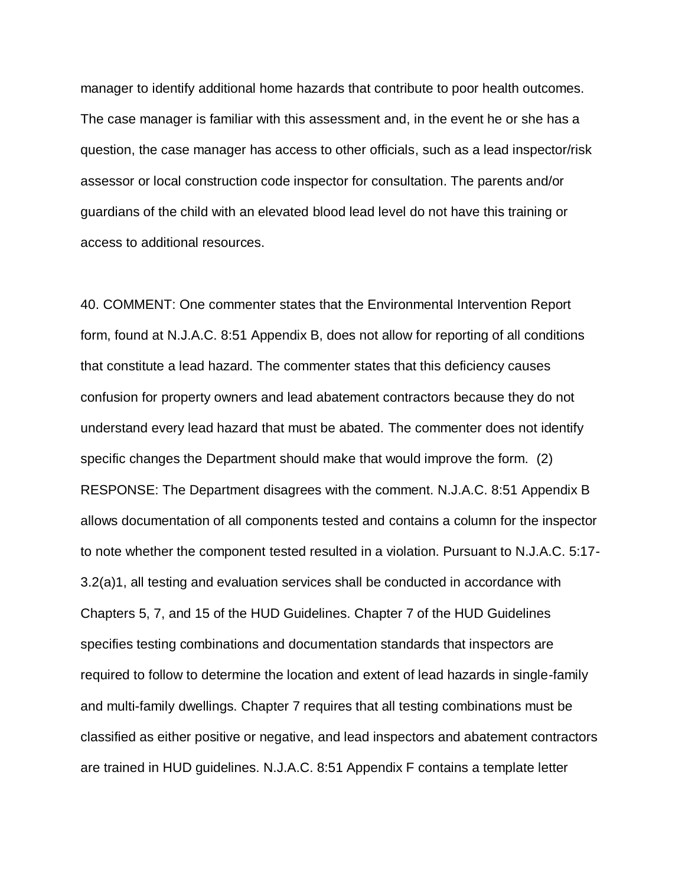manager to identify additional home hazards that contribute to poor health outcomes. The case manager is familiar with this assessment and, in the event he or she has a question, the case manager has access to other officials, such as a lead inspector/risk assessor or local construction code inspector for consultation. The parents and/or guardians of the child with an elevated blood lead level do not have this training or access to additional resources.

40. COMMENT: One commenter states that the Environmental Intervention Report form, found at N.J.A.C. 8:51 Appendix B, does not allow for reporting of all conditions that constitute a lead hazard. The commenter states that this deficiency causes confusion for property owners and lead abatement contractors because they do not understand every lead hazard that must be abated. The commenter does not identify specific changes the Department should make that would improve the form. (2)
RESPONSE: The Department disagrees with the comment. N.J.A.C. 8:51 Appendix B allows documentation of all components tested and contains a column for the inspector to note whether the component tested resulted in a violation. Pursuant to N.J.A.C. 5:17-3.2(a)1, all testing and evaluation services shall be conducted in accordance with Chapters 5, 7, and 15 of the HUD Guidelines. Chapter 7 of the HUD Guidelines specifies testing combinations and documentation standards that inspectors are required to follow to determine the location and extent of lead hazards in single-family and multi-family dwellings. Chapter 7 requires that all testing combinations must be classified as either positive or negative, and lead inspectors and abatement contractors are trained in HUD guidelines. N.J.A.C. 8:51 Appendix F contains a template letter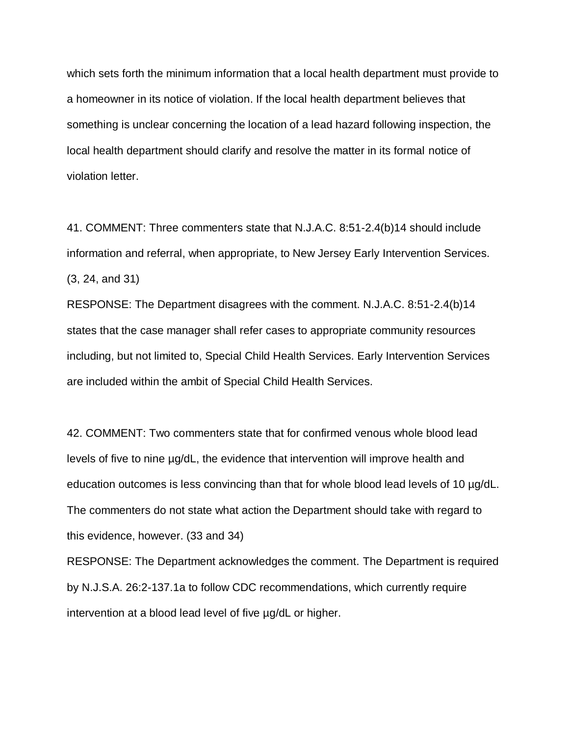which sets forth the minimum information that a local health department must provide to a homeowner in its notice of violation. If the local health department believes that something is unclear concerning the location of a lead hazard following inspection, the local health department should clarify and resolve the matter in its formal notice of violation letter.

41. COMMENT: Three commenters state that N.J.A.C. 8:51-2.4(b)14 should include information and referral, when appropriate, to New Jersey Early Intervention Services. (3, 24, and 31)

RESPONSE: The Department disagrees with the comment. N.J.A.C. 8:51-2.4(b)14 states that the case manager shall refer cases to appropriate community resources including, but not limited to, Special Child Health Services. Early Intervention Services are included within the ambit of Special Child Health Services.

42. COMMENT: Two commenters state that for confirmed venous whole blood lead levels of five to nine µg/dL, the evidence that intervention will improve health and education outcomes is less convincing than that for whole blood lead levels of 10 µg/dL. The commenters do not state what action the Department should take with regard to this evidence, however. (33 and 34)

RESPONSE: The Department acknowledges the comment. The Department is required by N.J.S.A. 26:2-137.1a to follow CDC recommendations, which currently require intervention at a blood lead level of five µg/dL or higher.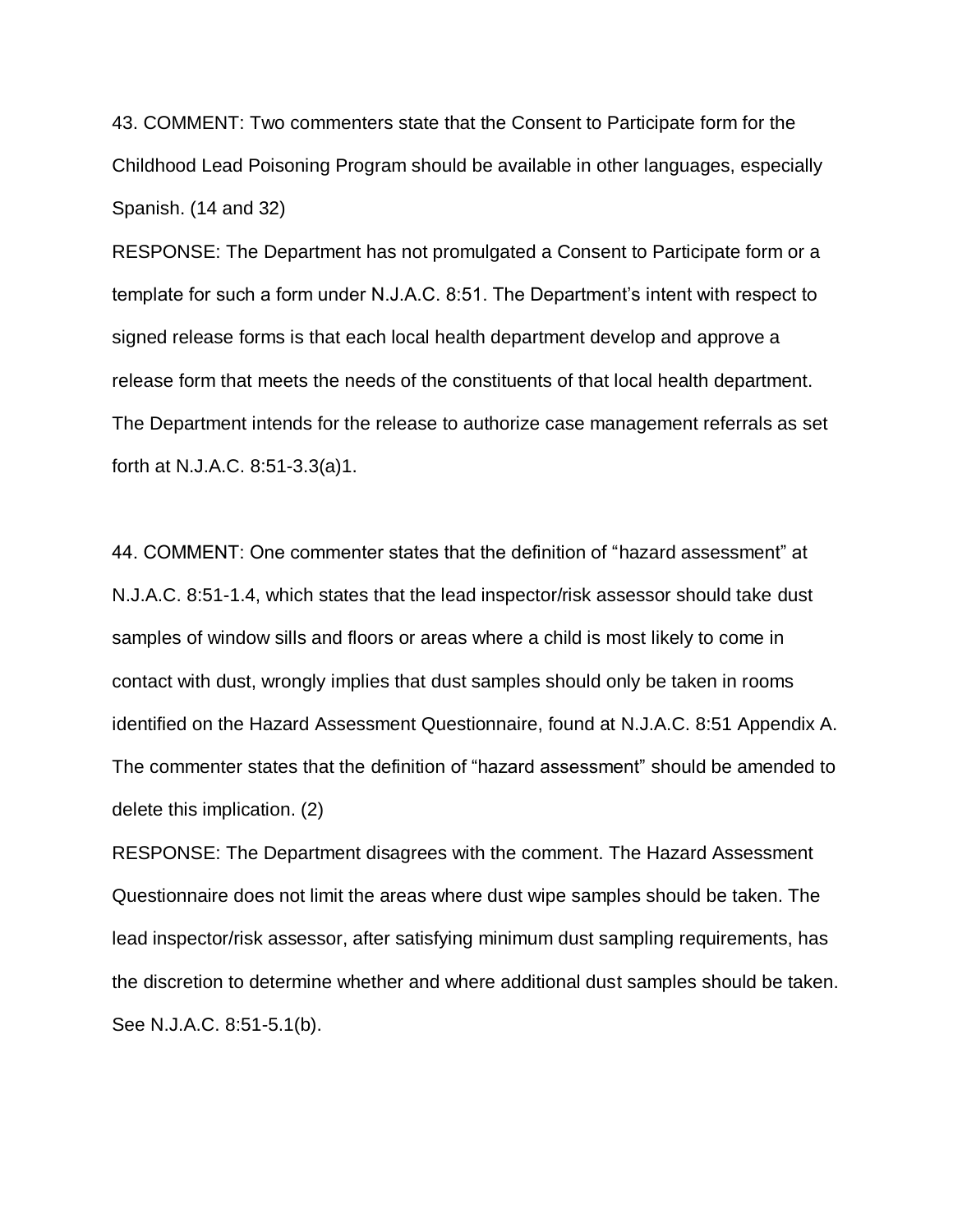43. COMMENT: Two commenters state that the Consent to Participate form for the Childhood Lead Poisoning Program should be available in other languages, especially Spanish. (14 and 32)

RESPONSE: The Department has not promulgated a Consent to Participate form or a template for such a form under N.J.A.C. 8:51. The Department's intent with respect to signed release forms is that each local health department develop and approve a release form that meets the needs of the constituents of that local health department. The Department intends for the release to authorize case management referrals as set forth at N.J.A.C. 8:51-3.3(a)1.

44. COMMENT: One commenter states that the definition of "hazard assessment" at N.J.A.C. 8:51-1.4, which states that the lead inspector/risk assessor should take dust samples of window sills and floors or areas where a child is most likely to come in contact with dust, wrongly implies that dust samples should only be taken in rooms identified on the Hazard Assessment Questionnaire, found at N.J.A.C. 8:51 Appendix A. The commenter states that the definition of "hazard assessment" should be amended to delete this implication. (2)

RESPONSE: The Department disagrees with the comment. The Hazard Assessment Questionnaire does not limit the areas where dust wipe samples should be taken. The lead inspector/risk assessor, after satisfying minimum dust sampling requirements, has the discretion to determine whether and where additional dust samples should be taken. See N.J.A.C. 8:51-5.1(b).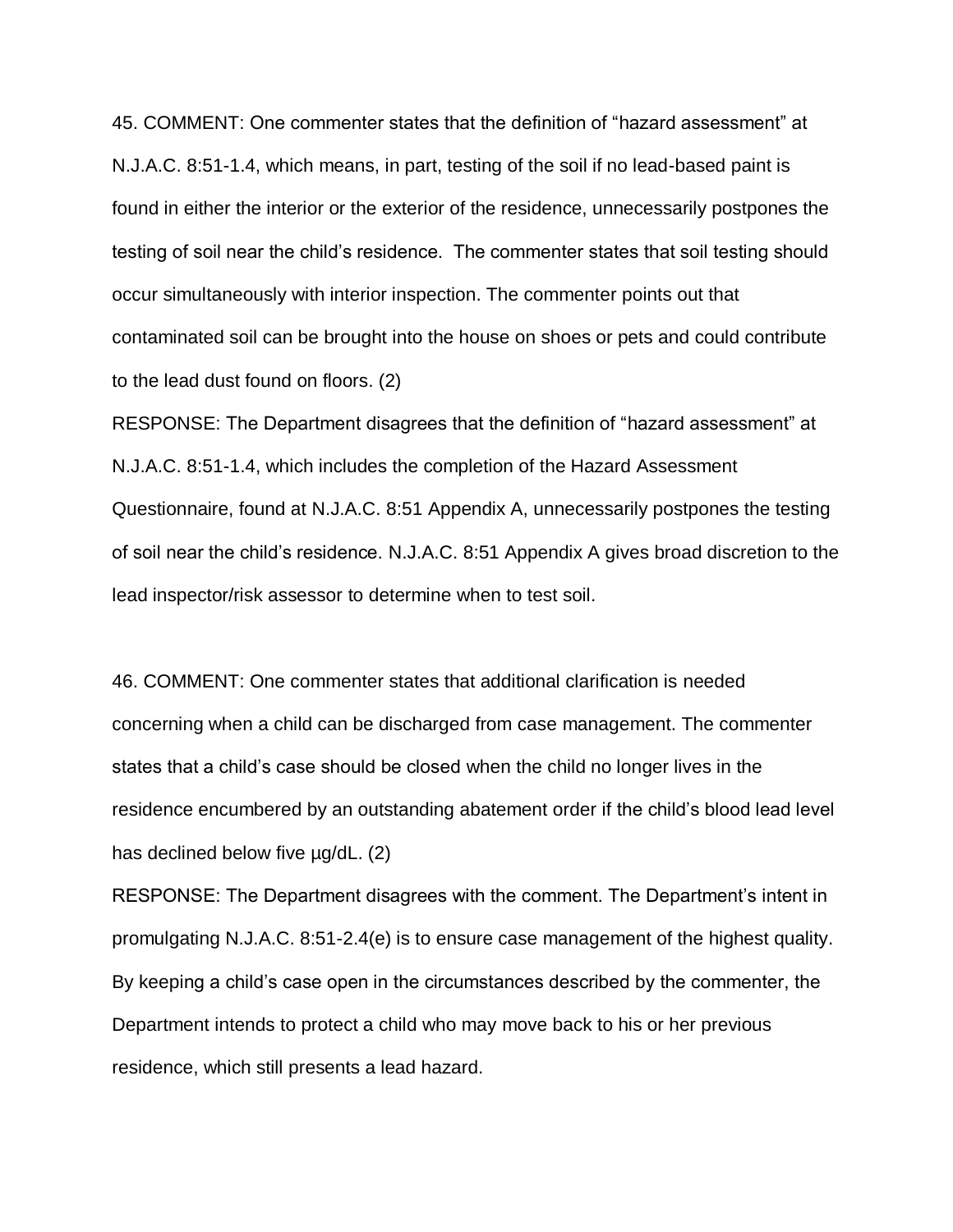45. COMMENT: One commenter states that the definition of "hazard assessment" at N.J.A.C. 8:51-1.4, which means, in part, testing of the soil if no lead-based paint is found in either the interior or the exterior of the residence, unnecessarily postpones the testing of soil near the child's residence. The commenter states that soil testing should occur simultaneously with interior inspection. The commenter points out that contaminated soil can be brought into the house on shoes or pets and could contribute to the lead dust found on floors. (2)

RESPONSE: The Department disagrees that the definition of "hazard assessment" at N.J.A.C. 8:51-1.4, which includes the completion of the Hazard Assessment Questionnaire, found at N.J.A.C. 8:51 Appendix A, unnecessarily postpones the testing of soil near the child's residence. N.J.A.C. 8:51 Appendix A gives broad discretion to the lead inspector/risk assessor to determine when to test soil.

46. COMMENT: One commenter states that additional clarification is needed concerning when a child can be discharged from case management. The commenter states that a child's case should be closed when the child no longer lives in the residence encumbered by an outstanding abatement order if the child's blood lead level has declined below five µg/dL. (2)

RESPONSE: The Department disagrees with the comment. The Department's intent in promulgating N.J.A.C. 8:51-2.4(e) is to ensure case management of the highest quality. By keeping a child's case open in the circumstances described by the commenter, the Department intends to protect a child who may move back to his or her previous residence, which still presents a lead hazard.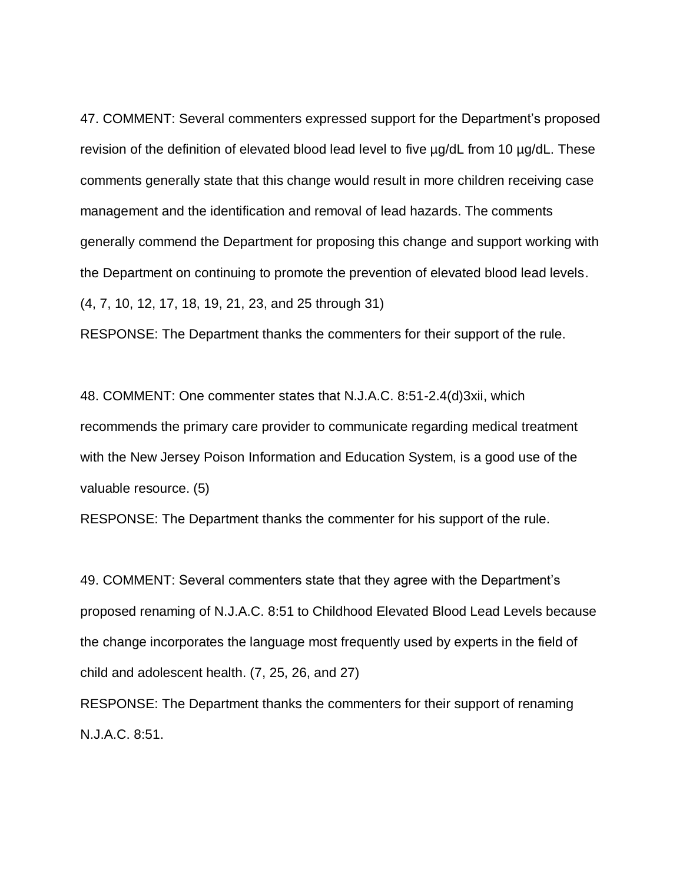47. COMMENT: Several commenters expressed support for the Department's proposed revision of the definition of elevated blood lead level to five µg/dL from 10 µg/dL. These comments generally state that this change would result in more children receiving case management and the identification and removal of lead hazards. The comments generally commend the Department for proposing this change and support working with the Department on continuing to promote the prevention of elevated blood lead levels. (4, 7, 10, 12, 17, 18, 19, 21, 23, and 25 through 31)

RESPONSE: The Department thanks the commenters for their support of the rule.

48. COMMENT: One commenter states that N.J.A.C. 8:51-2.4(d)3xii, which recommends the primary care provider to communicate regarding medical treatment with the New Jersey Poison Information and Education System, is a good use of the valuable resource. (5)

RESPONSE: The Department thanks the commenter for his support of the rule.

49. COMMENT: Several commenters state that they agree with the Department's proposed renaming of N.J.A.C. 8:51 to Childhood Elevated Blood Lead Levels because the change incorporates the language most frequently used by experts in the field of child and adolescent health. (7, 25, 26, and 27)

RESPONSE: The Department thanks the commenters for their support of renaming N.J.A.C. 8:51.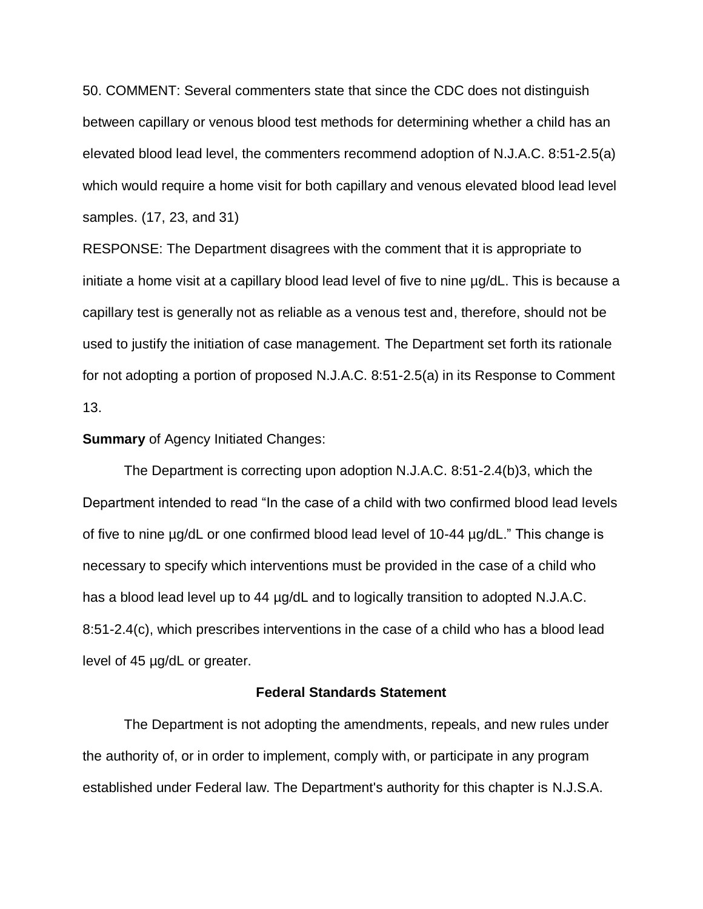50. COMMENT: Several commenters state that since the CDC does not distinguish between capillary or venous blood test methods for determining whether a child has an elevated blood lead level, the commenters recommend adoption of N.J.A.C. 8:51-2.5(a) which would require a home visit for both capillary and venous elevated blood lead level samples. (17, 23, and 31)

RESPONSE: The Department disagrees with the comment that it is appropriate to initiate a home visit at a capillary blood lead level of five to nine µg/dL. This is because a capillary test is generally not as reliable as a venous test and, therefore, should not be used to justify the initiation of case management. The Department set forth its rationale for not adopting a portion of proposed N.J.A.C. 8:51-2.5(a) in its Response to Comment 13.

**Summary** of Agency Initiated Changes:

The Department is correcting upon adoption N.J.A.C. 8:51-2.4(b)3, which the Department intended to read "In the case of a child with two confirmed blood lead levels of five to nine µg/dL or one confirmed blood lead level of 10-44 µg/dL." This change is necessary to specify which interventions must be provided in the case of a child who has a blood lead level up to 44 µg/dL and to logically transition to adopted N.J.A.C. 8:51-2.4(c), which prescribes interventions in the case of a child who has a blood lead level of 45 µg/dL or greater.

**Federal Standards Statement**

The Department is not adopting the amendments, repeals, and new rules under the authority of, or in order to implement, comply with, or participate in any program established under Federal law. The Department's authority for this chapter is N.J.S.A.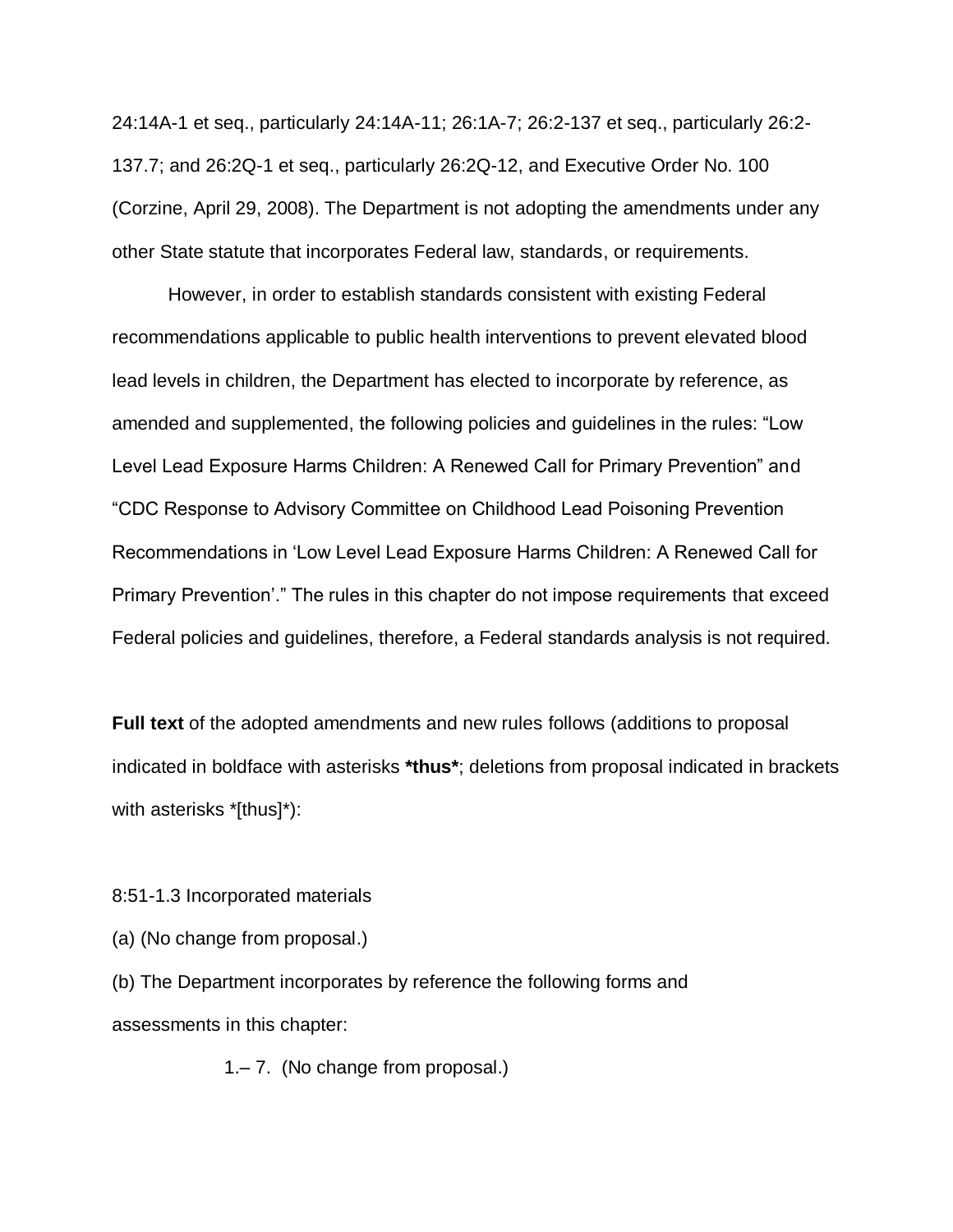24:14A-1 et seq., particularly 24:14A-11; 26:1A-7; 26:2-137 et seq., particularly 26:2-137.7; and 26:2Q-1 et seq., particularly 26:2Q-12, and Executive Order No. 100 (Corzine, April 29, 2008). The Department is not adopting the amendments under any other State statute that incorporates Federal law, standards, or requirements.

However, in order to establish standards consistent with existing Federal recommendations applicable to public health interventions to prevent elevated blood lead levels in children, the Department has elected to incorporate by reference, as amended and supplemented, the following policies and guidelines in the rules: "Low Level Lead Exposure Harms Children: A Renewed Call for Primary Prevention" and "CDC Response to Advisory Committee on Childhood Lead Poisoning Prevention Recommendations in 'Low Level Lead Exposure Harms Children: A Renewed Call for Primary Prevention'." The rules in this chapter do not impose requirements that exceed Federal policies and guidelines, therefore, a Federal standards analysis is not required.

**Full text** of the adopted amendments and new rules follows (additions to proposal indicated in boldface with asterisks ***thus***; deletions from proposal indicated in brackets with asterisks *[thus]*):

8:51-1.3 Incorporated materials

(a) (No change from proposal.)

(b) The Department incorporates by reference the following forms and assessments in this chapter:

1.– 7. (No change from proposal.)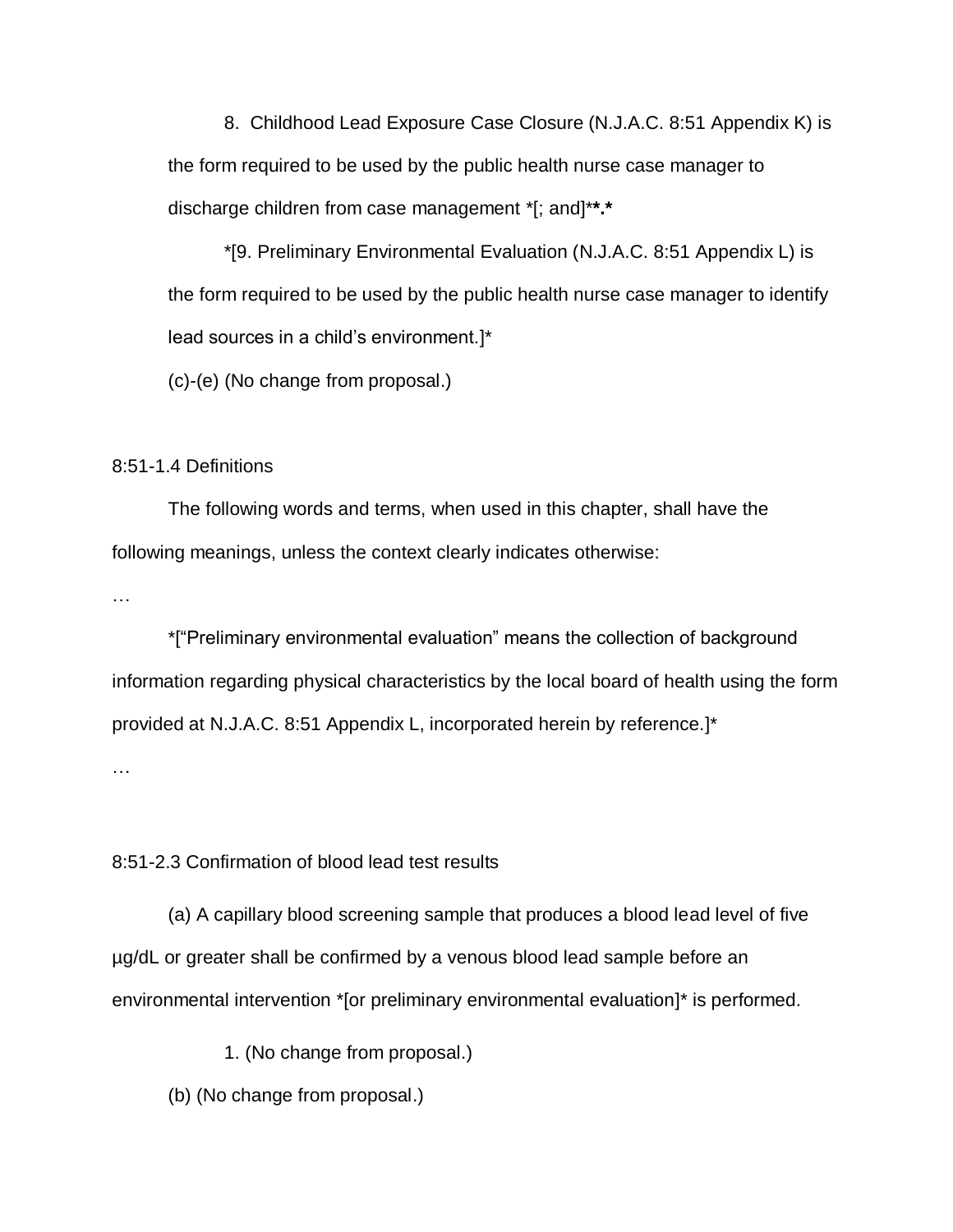8. Childhood Lead Exposure Case Closure (N.J.A.C. 8:51 Appendix K) is the form required to be used by the public health nurse case manager to discharge children from case management *[; and]***.***

*[9. Preliminary Environmental Evaluation (N.J.A.C. 8:51 Appendix L) is the form required to be used by the public health nurse case manager to identify lead sources in a child's environment.]*

(c)-(e) (No change from proposal.)

8:51-1.4 Definitions

The following words and terms, when used in this chapter, shall have the following meanings, unless the context clearly indicates otherwise:

…

*["Preliminary environmental evaluation" means the collection of background information regarding physical characteristics by the local board of health using the form provided at N.J.A.C. 8:51 Appendix L, incorporated herein by reference.]*

…

8:51-2.3 Confirmation of blood lead test results

(a) A capillary blood screening sample that produces a blood lead level of five µg/dL or greater shall be confirmed by a venous blood lead sample before an environmental intervention *[or preliminary environmental evaluation]* is performed.

1. (No change from proposal.)

(b) (No change from proposal.)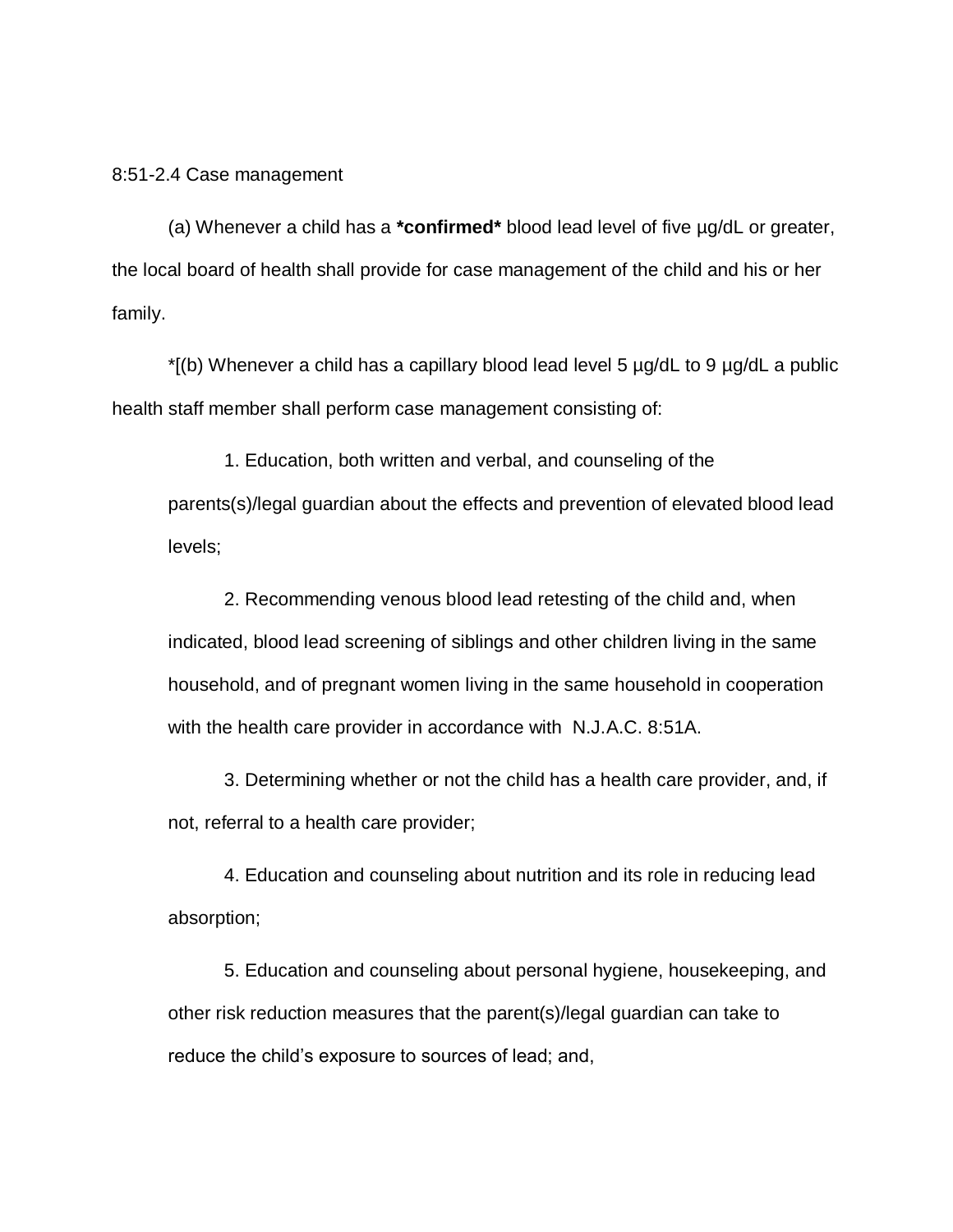8:51-2.4 Case management

(a) Whenever a child has a ***confirmed*** blood lead level of five µg/dL or greater, the local board of health shall provide for case management of the child and his or her family.

*[(b) Whenever a child has a capillary blood lead level 5 µg/dL to 9 µg/dL a public health staff member shall perform case management consisting of:

1. Education, both written and verbal, and counseling of the parents(s)/legal guardian about the effects and prevention of elevated blood lead levels;

2. Recommending venous blood lead retesting of the child and, when indicated, blood lead screening of siblings and other children living in the same household, and of pregnant women living in the same household in cooperation with the health care provider in accordance with N.J.A.C. 8:51A.

3. Determining whether or not the child has a health care provider, and, if not, referral to a health care provider;

4. Education and counseling about nutrition and its role in reducing lead absorption;

5. Education and counseling about personal hygiene, housekeeping, and other risk reduction measures that the parent(s)/legal guardian can take to reduce the child's exposure to sources of lead; and,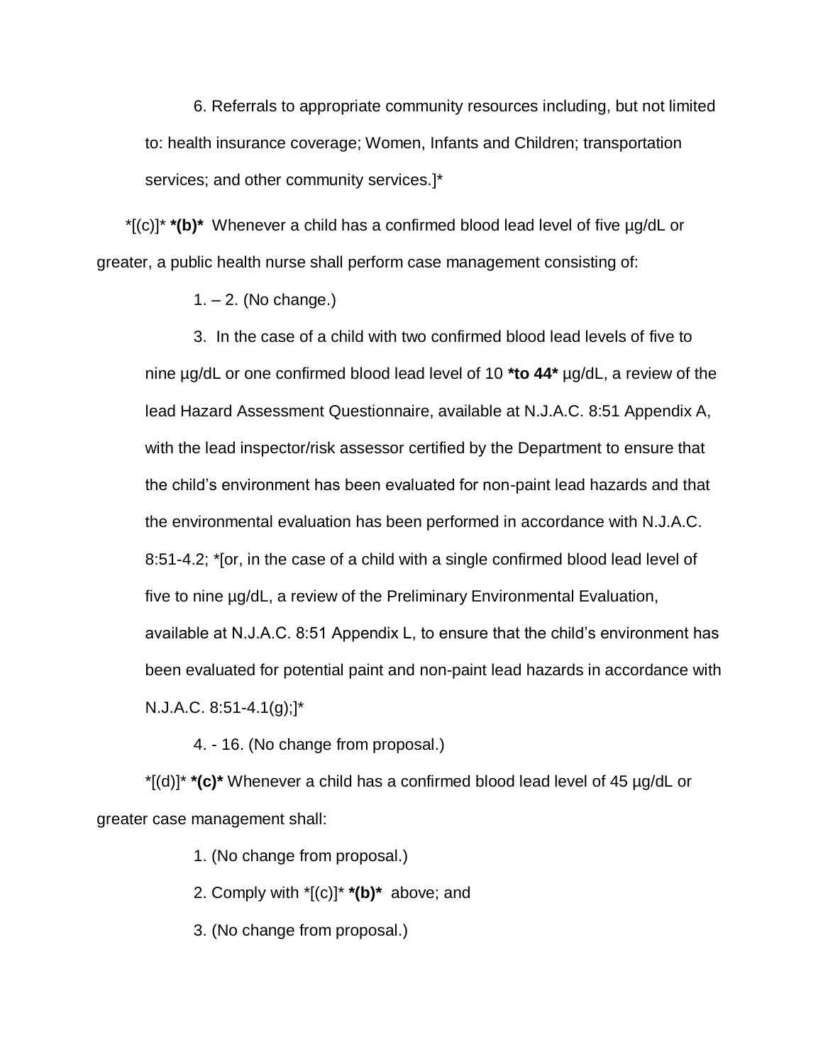6. Referrals to appropriate community resources including, but not limited to: health insurance coverage; Women, Infants and Children; transportation services; and other community services.]*

*[(c)]* ***(b)*** Whenever a child has a confirmed blood lead level of five µg/dL or greater, a public health nurse shall perform case management consisting of:

1. – 2. (No change.)

3. In the case of a child with two confirmed blood lead levels of five to nine µg/dL or one confirmed blood lead level of 10 ***to 44*** µg/dL, a review of the lead Hazard Assessment Questionnaire, available at N.J.A.C. 8:51 Appendix A, with the lead inspector/risk assessor certified by the Department to ensure that the child's environment has been evaluated for non-paint lead hazards and that the environmental evaluation has been performed in accordance with N.J.A.C. 8:51-4.2; *[or, in the case of a child with a single confirmed blood lead level of five to nine µg/dL, a review of the Preliminary Environmental Evaluation, available at N.J.A.C. 8:51 Appendix L, to ensure that the child's environment has been evaluated for potential paint and non-paint lead hazards in accordance with N.J.A.C. 8:51-4.1(g);]*

4. - 16. (No change from proposal.)

*[(d)]* ***(c)*** Whenever a child has a confirmed blood lead level of 45 µg/dL or greater case management shall:

1. (No change from proposal.)

2. Comply with *[(c)]* ***(b)*** above; and

3. (No change from proposal.)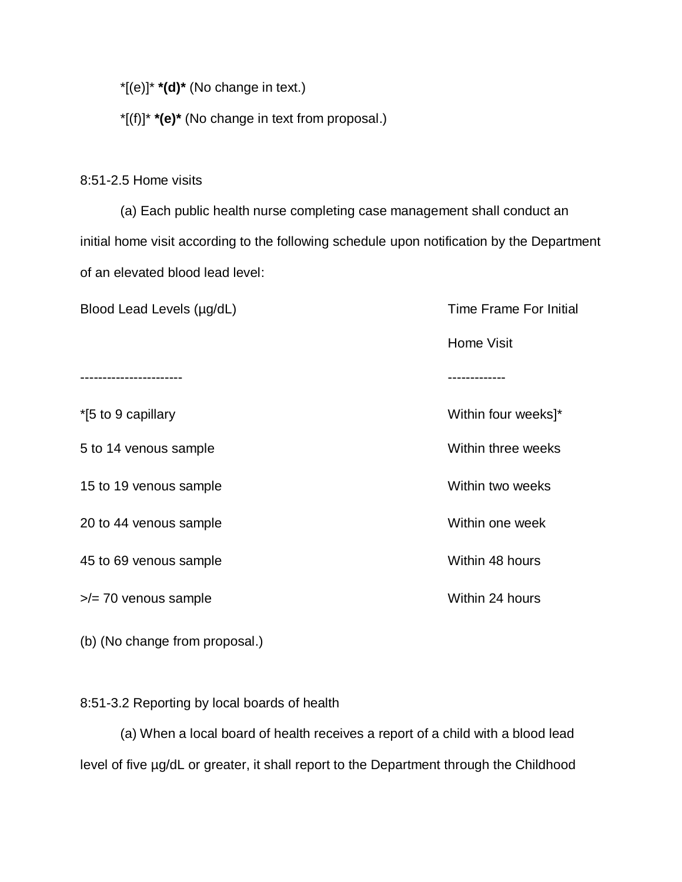*[(e)]* ***(d)*** (No change in text.)

*[(f)]* ***(e)*** (No change in text from proposal.)

8:51-2.5 Home visits

(a) Each public health nurse completing case management shall conduct an initial home visit according to the following schedule upon notification by the Department of an elevated blood lead level:

| Blood Lead Levels (µg/dL) | Time Frame For Initial Home Visit |
|---|---|
| ----------------------- | ------------- |
| *[5 to 9 capillary | Within four weeks]* |
| 5 to 14 venous sample | Within three weeks |
| 15 to 19 venous sample | Within two weeks |
| 20 to 44 venous sample | Within one week |
| 45 to 69 venous sample | Within 48 hours |
| >/= 70 venous sample | Within 24 hours |

(b) (No change from proposal.)

8:51-3.2 Reporting by local boards of health

(a) When a local board of health receives a report of a child with a blood lead level of five µg/dL or greater, it shall report to the Department through the Childhood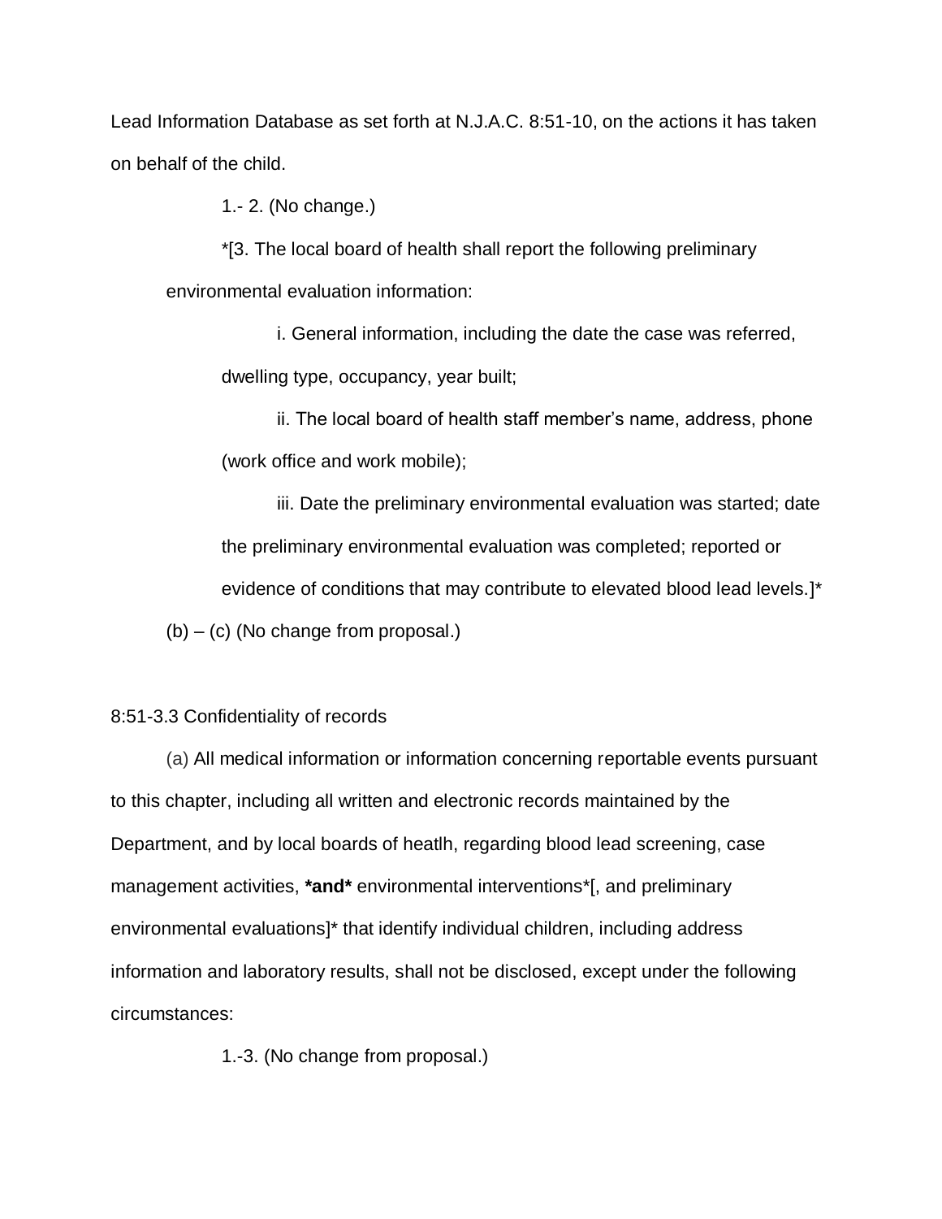Lead Information Database as set forth at N.J.A.C. 8:51-10, on the actions it has taken on behalf of the child.

1.- 2. (No change.)

*[3. The local board of health shall report the following preliminary environmental evaluation information:

i. General information, including the date the case was referred, dwelling type, occupancy, year built;

ii. The local board of health staff member's name, address, phone (work office and work mobile);

iii. Date the preliminary environmental evaluation was started; date the preliminary environmental evaluation was completed; reported or evidence of conditions that may contribute to elevated blood lead levels.]*

(b) – (c) (No change from proposal.)

8:51-3.3 Confidentiality of records

(a) All medical information or information concerning reportable events pursuant to this chapter, including all written and electronic records maintained by the Department, and by local boards of heatlh, regarding blood lead screening, case management activities, **\*and\*** environmental interventions*[, and preliminary environmental evaluations]* that identify individual children, including address information and laboratory results, shall not be disclosed, except under the following circumstances:

1.-3. (No change from proposal.)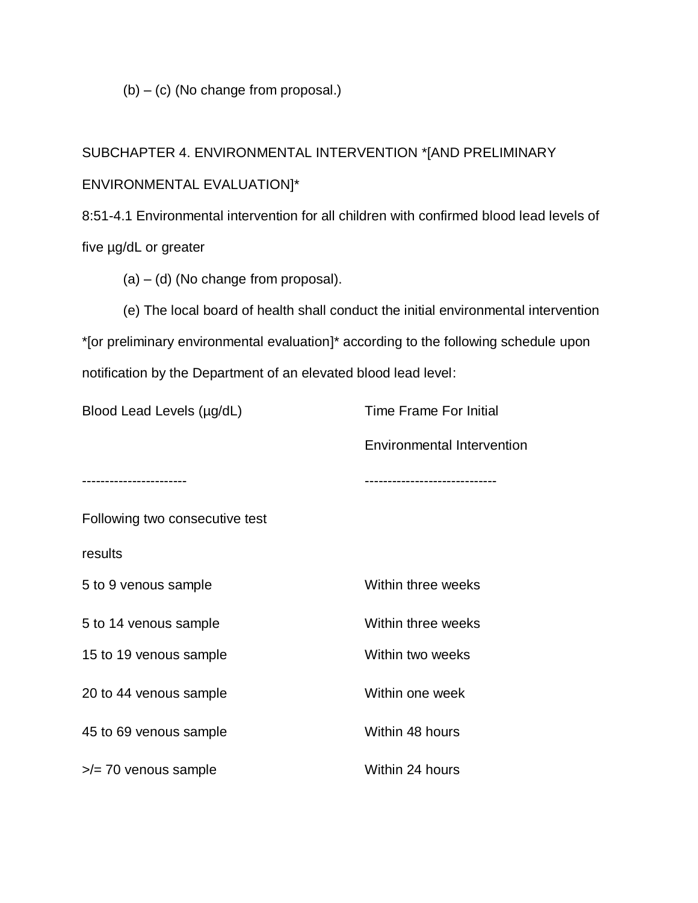(b) – (c) (No change from proposal.)

SUBCHAPTER 4. ENVIRONMENTAL INTERVENTION *[AND PRELIMINARY ENVIRONMENTAL EVALUATION]*

8:51-4.1 Environmental intervention for all children with confirmed blood lead levels of five µg/dL or greater

(a) – (d) (No change from proposal).

(e) The local board of health shall conduct the initial environmental intervention *[or preliminary environmental evaluation]* according to the following schedule upon notification by the Department of an elevated blood lead level:

| Blood Lead Levels (µg/dL) | Time Frame For Initial Environmental Intervention |
| --- | --- |
| Following two consecutive test results | |
| 5 to 9 venous sample | Within three weeks |
| 5 to 14 venous sample | Within three weeks |
| 15 to 19 venous sample | Within two weeks |
| 20 to 44 venous sample | Within one week |
| 45 to 69 venous sample | Within 48 hours |
| >/= 70 venous sample | Within 24 hours |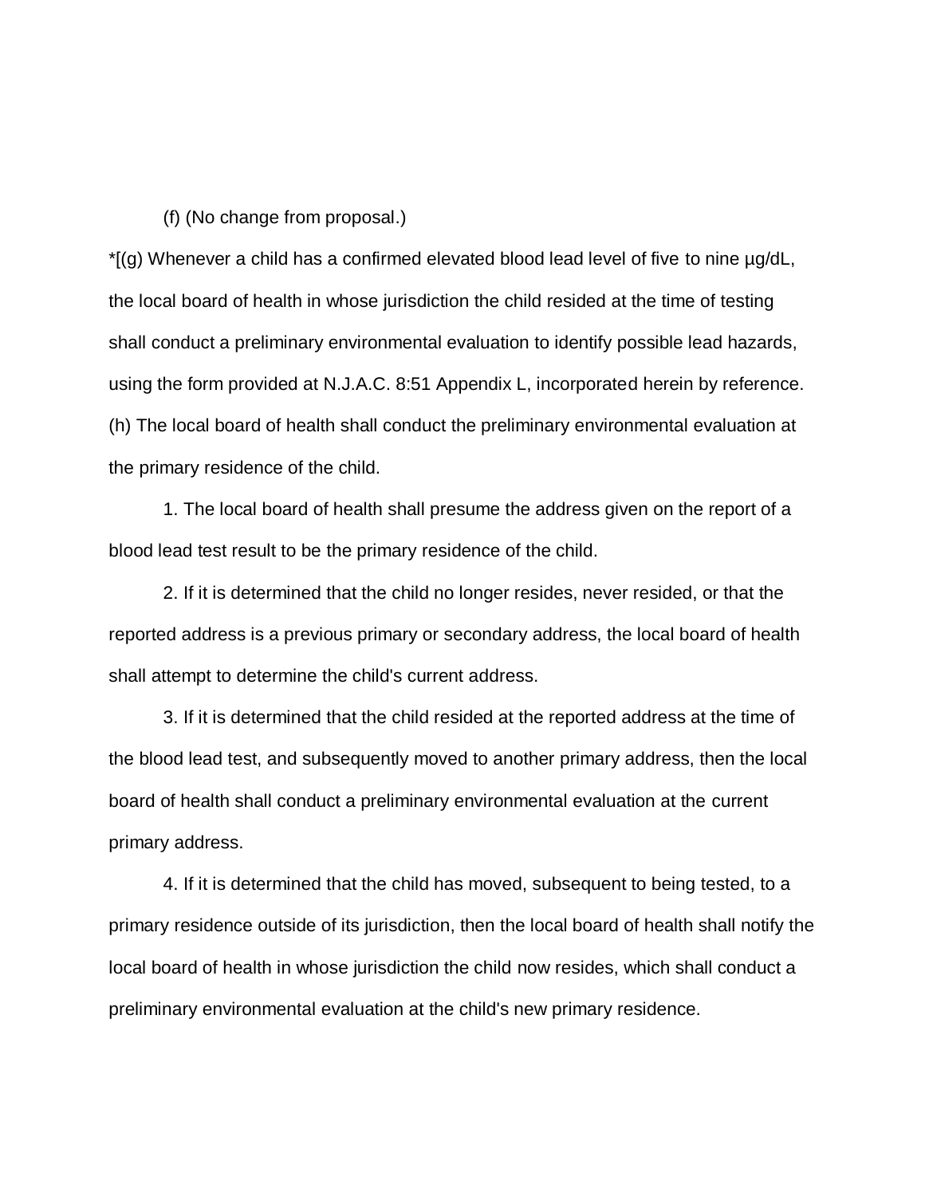(f) (No change from proposal.)

*[(g) Whenever a child has a confirmed elevated blood lead level of five to nine µg/dL, the local board of health in whose jurisdiction the child resided at the time of testing shall conduct a preliminary environmental evaluation to identify possible lead hazards, using the form provided at N.J.A.C. 8:51 Appendix L, incorporated herein by reference.

(h) The local board of health shall conduct the preliminary environmental evaluation at the primary residence of the child.

1. The local board of health shall presume the address given on the report of a blood lead test result to be the primary residence of the child.

2. If it is determined that the child no longer resides, never resided, or that the reported address is a previous primary or secondary address, the local board of health shall attempt to determine the child's current address.

3. If it is determined that the child resided at the reported address at the time of the blood lead test, and subsequently moved to another primary address, then the local board of health shall conduct a preliminary environmental evaluation at the current primary address.

4. If it is determined that the child has moved, subsequent to being tested, to a primary residence outside of its jurisdiction, then the local board of health shall notify the local board of health in whose jurisdiction the child now resides, which shall conduct a preliminary environmental evaluation at the child's new primary residence.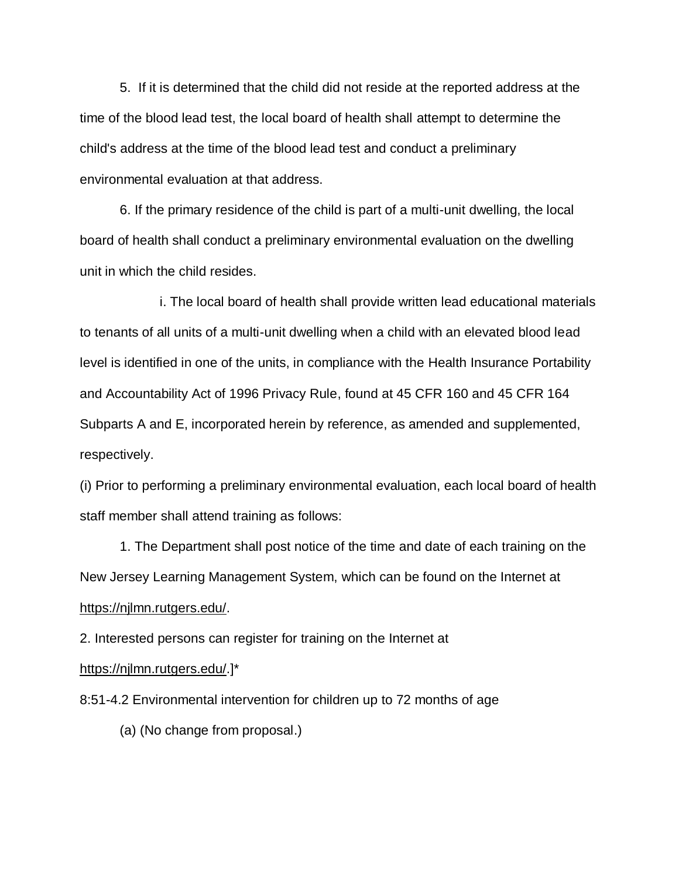5. If it is determined that the child did not reside at the reported address at the time of the blood lead test, the local board of health shall attempt to determine the child's address at the time of the blood lead test and conduct a preliminary environmental evaluation at that address.

6. If the primary residence of the child is part of a multi-unit dwelling, the local board of health shall conduct a preliminary environmental evaluation on the dwelling unit in which the child resides.

i. The local board of health shall provide written lead educational materials to tenants of all units of a multi-unit dwelling when a child with an elevated blood lead level is identified in one of the units, in compliance with the Health Insurance Portability and Accountability Act of 1996 Privacy Rule, found at 45 CFR 160 and 45 CFR 164 Subparts A and E, incorporated herein by reference, as amended and supplemented, respectively.

(i) Prior to performing a preliminary environmental evaluation, each local board of health staff member shall attend training as follows:

1. The Department shall post notice of the time and date of each training on the New Jersey Learning Management System, which can be found on the Internet at https://njlmn.rutgers.edu/.

2. Interested persons can register for training on the Internet at https://njlmn.rutgers.edu/.]*

8:51-4.2 Environmental intervention for children up to 72 months of age

(a) (No change from proposal.)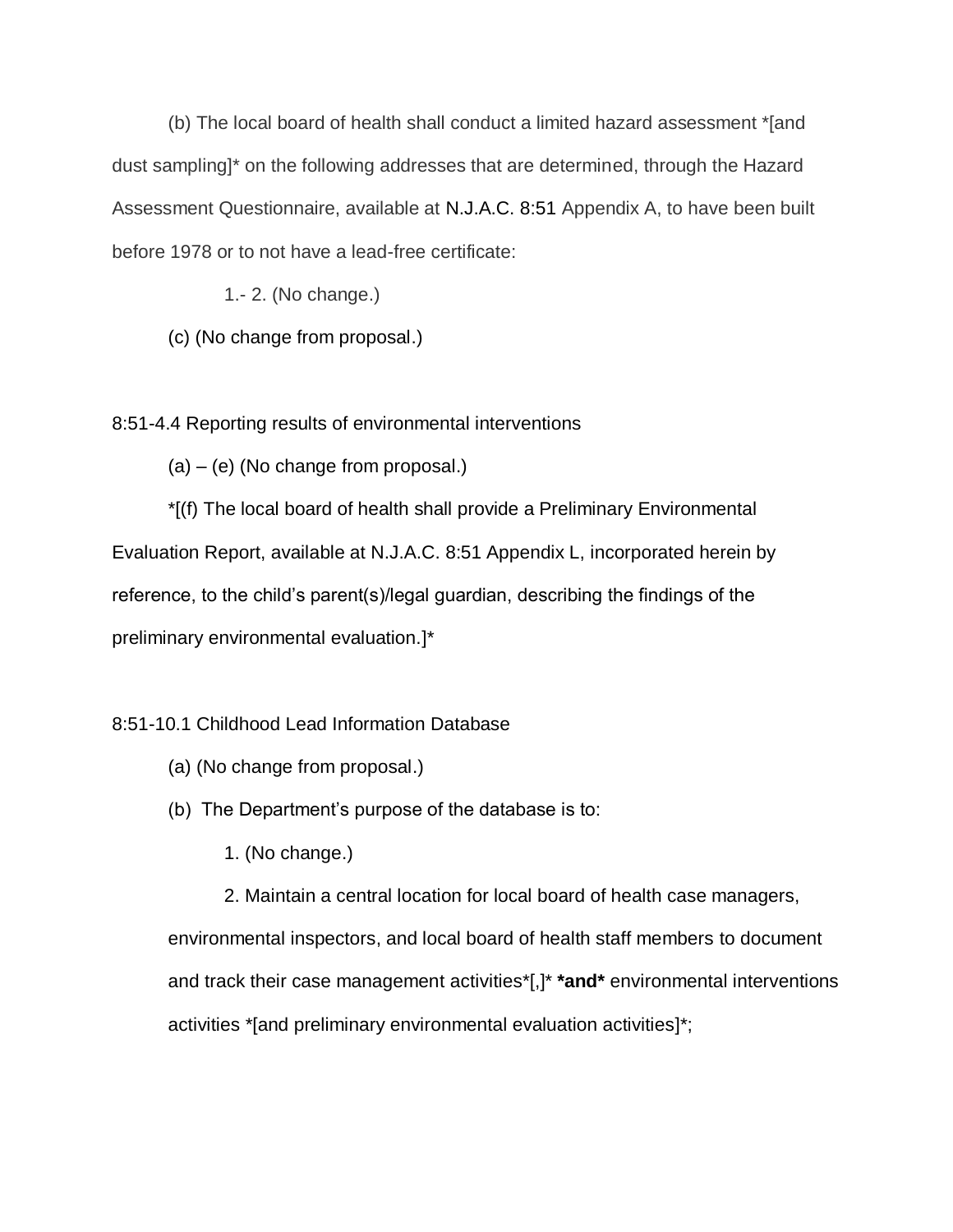(b) The local board of health shall conduct a limited hazard assessment *[and dust sampling]* on the following addresses that are determined, through the Hazard Assessment Questionnaire, available at N.J.A.C. 8:51 Appendix A, to have been built before 1978 or to not have a lead-free certificate:

1.- 2. (No change.)

(c) (No change from proposal.)

8:51-4.4 Reporting results of environmental interventions

(a) – (e) (No change from proposal.)

*[(f) The local board of health shall provide a Preliminary Environmental Evaluation Report, available at N.J.A.C. 8:51 Appendix L, incorporated herein by reference, to the child's parent(s)/legal guardian, describing the findings of the preliminary environmental evaluation.]*

8:51-10.1 Childhood Lead Information Database

(a) (No change from proposal.)

(b) The Department's purpose of the database is to:

1. (No change.)

2. Maintain a central location for local board of health case managers, environmental inspectors, and local board of health staff members to document and track their case management activities*[,]* **\*and\*** environmental interventions activities *[and preliminary environmental evaluation activities]*;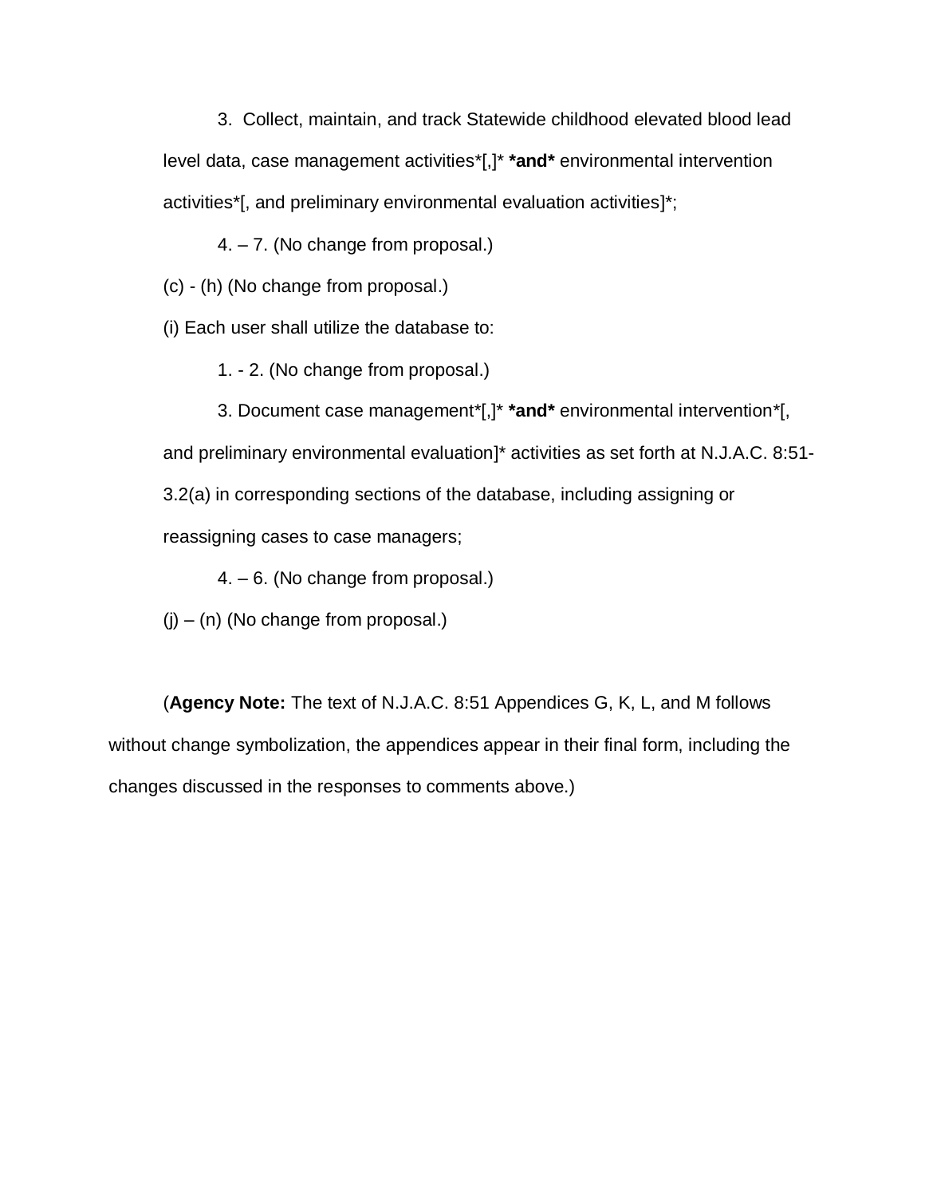3. Collect, maintain, and track Statewide childhood elevated blood lead level data, case management activities*[,]* ***and*** environmental intervention activities*[, and preliminary environmental evaluation activities]*;

4. – 7. (No change from proposal.)

(c) - (h) (No change from proposal.)

(i) Each user shall utilize the database to:

1. - 2. (No change from proposal.)

3. Document case management*[,]* ***and*** environmental intervention*[, and preliminary environmental evaluation]* activities as set forth at N.J.A.C. 8:51-3.2(a) in corresponding sections of the database, including assigning or reassigning cases to case managers;

4. – 6. (No change from proposal.)

(j) – (n) (No change from proposal.)

(**Agency Note:** The text of N.J.A.C. 8:51 Appendices G, K, L, and M follows without change symbolization, the appendices appear in their final form, including the changes discussed in the responses to comments above.)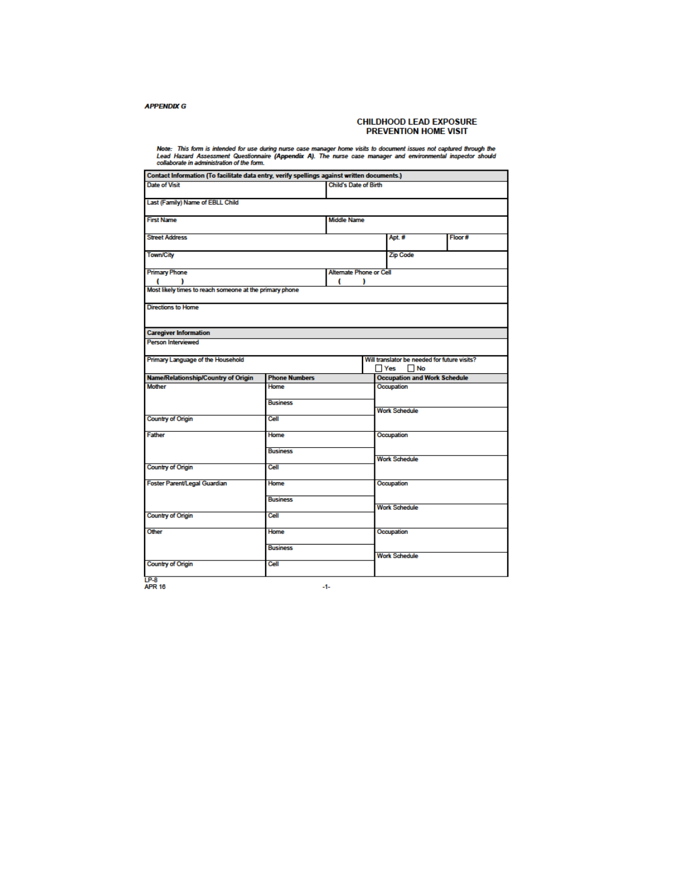*APPENDIX G*

## CHILDHOOD LEAD EXPOSURE PREVENTION HOME VISIT

*Note: This form is intended for use during nurse case manager home visits to document issues not captured through the Lead Hazard Assessment Questionnaire **(Appendix A)**. The nurse case manager and environmental inspector should collaborate in administration of the form.*

| **Contact Information (To facilitate data entry, verify spellings against written documents.)** | | | |
|---|---|---|---|
| Date of Visit | Child's Date of Birth | | |
| Last (Family) Name of EBLL Child | | | |
| First Name | Middle Name | | |
| Street Address | | Apt. # | Floor # |
| Town/City | | Zip Code | |
| Primary Phone ( ) | Alternate Phone or Cell ( ) | | |
| Most likely times to reach someone at the primary phone | | | |
| Directions to Home | | | |

| **Caregiver Information** | |
|---|---|
| Person Interviewed | |
| Primary Language of the Household | Will translator be needed for future visits? ☐ Yes ☐ No |

| **Name/Relationship/Country of Origin** | **Phone Numbers** | **Occupation and Work Schedule** |
|---|---|---|
| Mother | Home | Occupation |
| | Business | Work Schedule |
| Country of Origin | Cell | |
| Father | Home | Occupation |
| | Business | Work Schedule |
| Country of Origin | Cell | |
| Foster Parent/Legal Guardian | Home | Occupation |
| | Business | Work Schedule |
| Country of Origin | Cell | |
| Other | Home | Occupation |
| | Business | Work Schedule |
| Country of Origin | Cell | |

LP-8
APR 16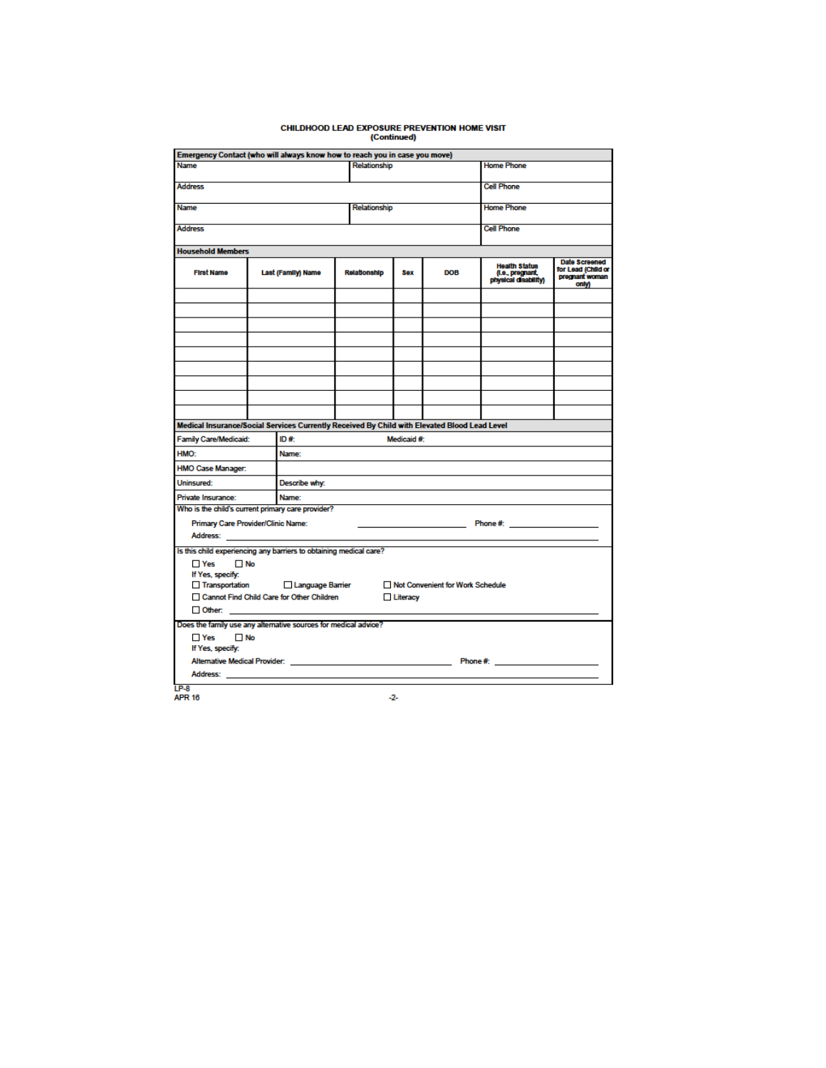# CHILDHOOD LEAD EXPOSURE PREVENTION HOME VISIT
(Continued)

**Emergency Contact (who will always know how to reach you in case you move)**

| | | |
|---|---|---|
| Name | Relationship | Home Phone |
| Address | | Cell Phone |
| Name | Relationship | Home Phone |
| Address | | Cell Phone |

**Household Members**

| First Name | Last (Family) Name | Relationship | Sex | DOB | Health Status (i.e., pregnant, physical disability) | Date Screened for Lead (Child or pregnant woman only) |
|---|---|---|---|---|---|---|
| | | | | | | |
| | | | | | | |
| | | | | | | |
| | | | | | | |
| | | | | | | |
| | | | | | | |
| | | | | | | |
| | | | | | | |
| | | | | | | |

**Medical Insurance/Social Services Currently Received By Child with Elevated Blood Lead Level**

| | | |
|---|---|---|
| Family Care/Medicaid: | ID #: | Medicaid #: |
| HMO: | Name: | |
| HMO Case Manager: | | |
| Uninsured: | Describe why: | |
| Private Insurance: | Name: | |

Who is the child's current primary care provider?

Primary Care Provider/Clinic Name: ____________________ Phone #: ____________________

Address: ________________________________________

Is this child experiencing any barriers to obtaining medical care?

☐ Yes ☐ No

If Yes, specify:

☐ Transportation ☐ Language Barrier ☐ Not Convenient for Work Schedule

☐ Cannot Find Child Care for Other Children ☐ Literacy

☐ Other: ________________________________________

Does the family use any alternative sources for medical advice?

☐ Yes ☐ No

If Yes, specify:

Alternative Medical Provider: ____________________ Phone #: ____________________

Address: ________________________________________

LP-8
APR 16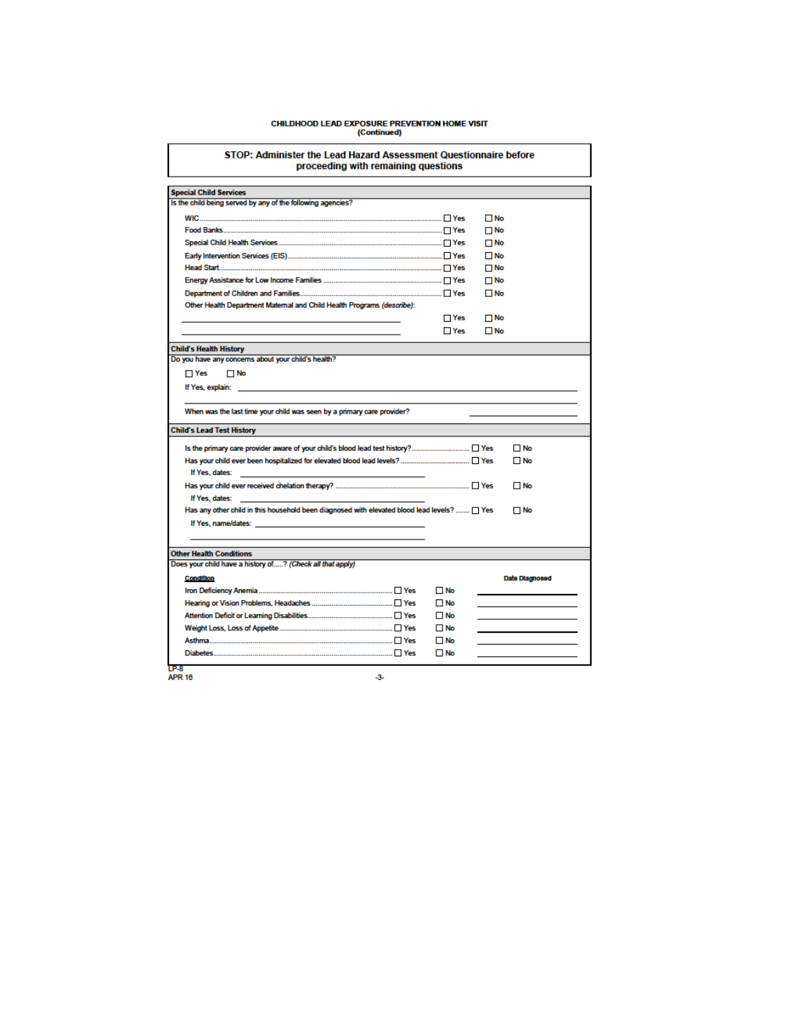**CHILDHOOD LEAD EXPOSURE PREVENTION HOME VISIT**
**(Continued)**

**STOP: Administer the Lead Hazard Assessment Questionnaire before proceeding with remaining questions**

## Special Child Services

Is the child being served by any of the following agencies?

| | | |
|---|---|---|
| WIC | ☐ Yes | ☐ No |
| Food Banks | ☐ Yes | ☐ No |
| Special Child Health Services | ☐ Yes | ☐ No |
| Early Intervention Services (EIS) | ☐ Yes | ☐ No |
| Head Start | ☐ Yes | ☐ No |
| Energy Assistance for Low Income Families | ☐ Yes | ☐ No |
| Department of Children and Families | ☐ Yes | ☐ No |
| Other Health Department Maternal and Child Health Programs *(describe)*: | | |
| ______________________________ | ☐ Yes | ☐ No |
| ______________________________ | ☐ Yes | ☐ No |

## Child's Health History

Do you have any concerns about your child's health?

☐ Yes ☐ No

If Yes, explain: ______________________________

______________________________

When was the last time your child was seen by a primary care provider? ______________

## Child's Lead Test History

| | | |
|---|---|---|
| Is the primary care provider aware of your child's blood lead test history? | ☐ Yes | ☐ No |
| Has your child ever been hospitalized for elevated blood lead levels? | ☐ Yes | ☐ No |
| If Yes, dates: ______________________________ | | |
| Has your child ever received chelation therapy? | ☐ Yes | ☐ No |
| If Yes, dates: ______________________________ | | |
| Has any other child in this household been diagnosed with elevated blood lead levels? | ☐ Yes | ☐ No |
| If Yes, name/dates: ______________________________ | | |

## Other Health Conditions

Does your child have a history of.....? *(Check all that apply)*

| <u>Condition</u> | | | Date Diagnosed |
|---|---|---|---|
| Iron Deficiency Anemia | ☐ Yes | ☐ No | ______________ |
| Hearing or Vision Problems, Headaches | ☐ Yes | ☐ No | ______________ |
| Attention Deficit or Learning Disabilities | ☐ Yes | ☐ No | ______________ |
| Weight Loss, Loss of Appetite | ☐ Yes | ☐ No | ______________ |
| Asthma | ☐ Yes | ☐ No | ______________ |
| Diabetes | ☐ Yes | ☐ No | ______________ |

LP-8
APR 16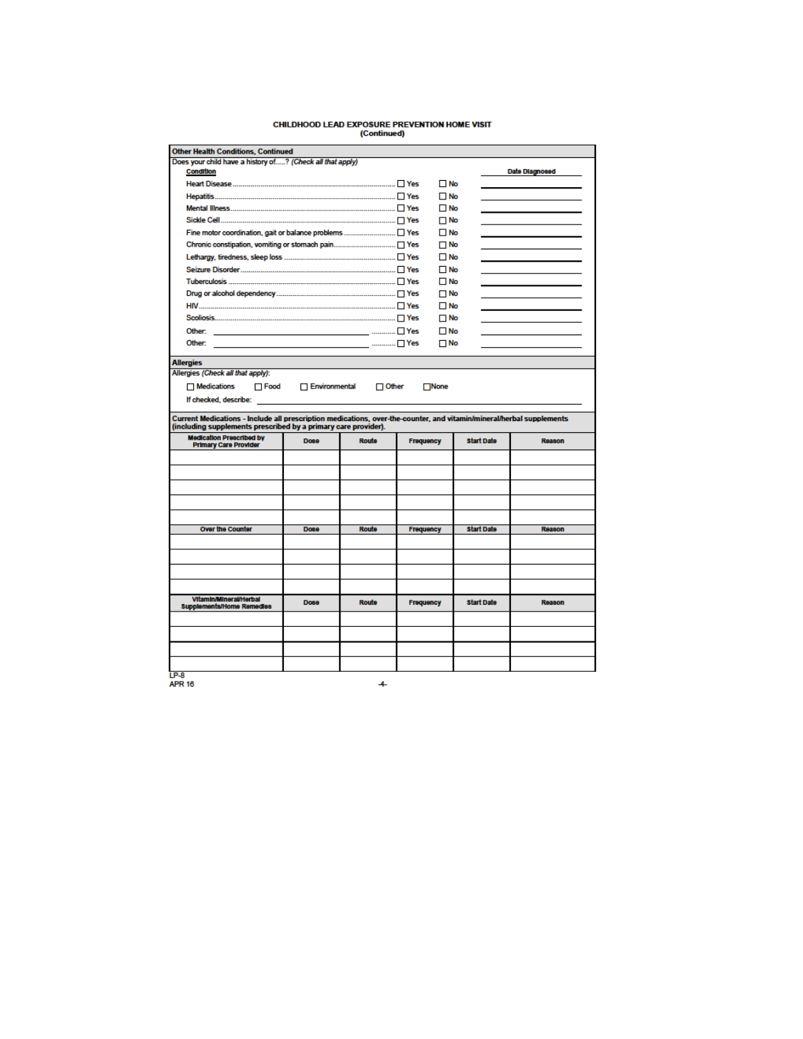## CHILDHOOD LEAD EXPOSURE PREVENTION HOME VISIT
(Continued)

### Other Health Conditions, Continued

Does your child have a history of.....? *(Check all that apply)*

| Condition | | | Date Diagnosed |
|---|---|---|---|
| Heart Disease | ☐ Yes | ☐ No | |
| Hepatitis | ☐ Yes | ☐ No | |
| Mental Illness | ☐ Yes | ☐ No | |
| Sickle Cell | ☐ Yes | ☐ No | |
| Fine motor coordination, gait or balance problems | ☐ Yes | ☐ No | |
| Chronic constipation, vomiting or stomach pain | ☐ Yes | ☐ No | |
| Lethargy, tiredness, sleep loss | ☐ Yes | ☐ No | |
| Seizure Disorder | ☐ Yes | ☐ No | |
| Tuberculosis | ☐ Yes | ☐ No | |
| Drug or alcohol dependency | ☐ Yes | ☐ No | |
| HIV | ☐ Yes | ☐ No | |
| Scoliosis | ☐ Yes | ☐ No | |
| Other: ______ | ☐ Yes | ☐ No | |
| Other: ______ | ☐ Yes | ☐ No | |

### Allergies

Allergies *(Check all that apply)*:

☐ Medications ☐ Food ☐ Environmental ☐ Other ☐ None

If checked, describe: ______

### Current Medications - Include all prescription medications, over-the-counter, and vitamin/mineral/herbal supplements (including supplements prescribed by a primary care provider).

| Medication Prescribed by Primary Care Provider | Dose | Route | Frequency | Start Date | Reason |
|---|---|---|---|---|---|
| | | | | | |
| | | | | | |
| | | | | | |
| | | | | | |
| | | | | | |
| **Over the Counter** | **Dose** | **Route** | **Frequency** | **Start Date** | **Reason** |
| | | | | | |
| | | | | | |
| | | | | | |
| | | | | | |
| **Vitamin/Mineral/Herbal Supplements/Home Remedies** | **Dose** | **Route** | **Frequency** | **Start Date** | **Reason** |
| | | | | | |
| | | | | | |
| | | | | | |
| | | | | | |

LP-8
APR 16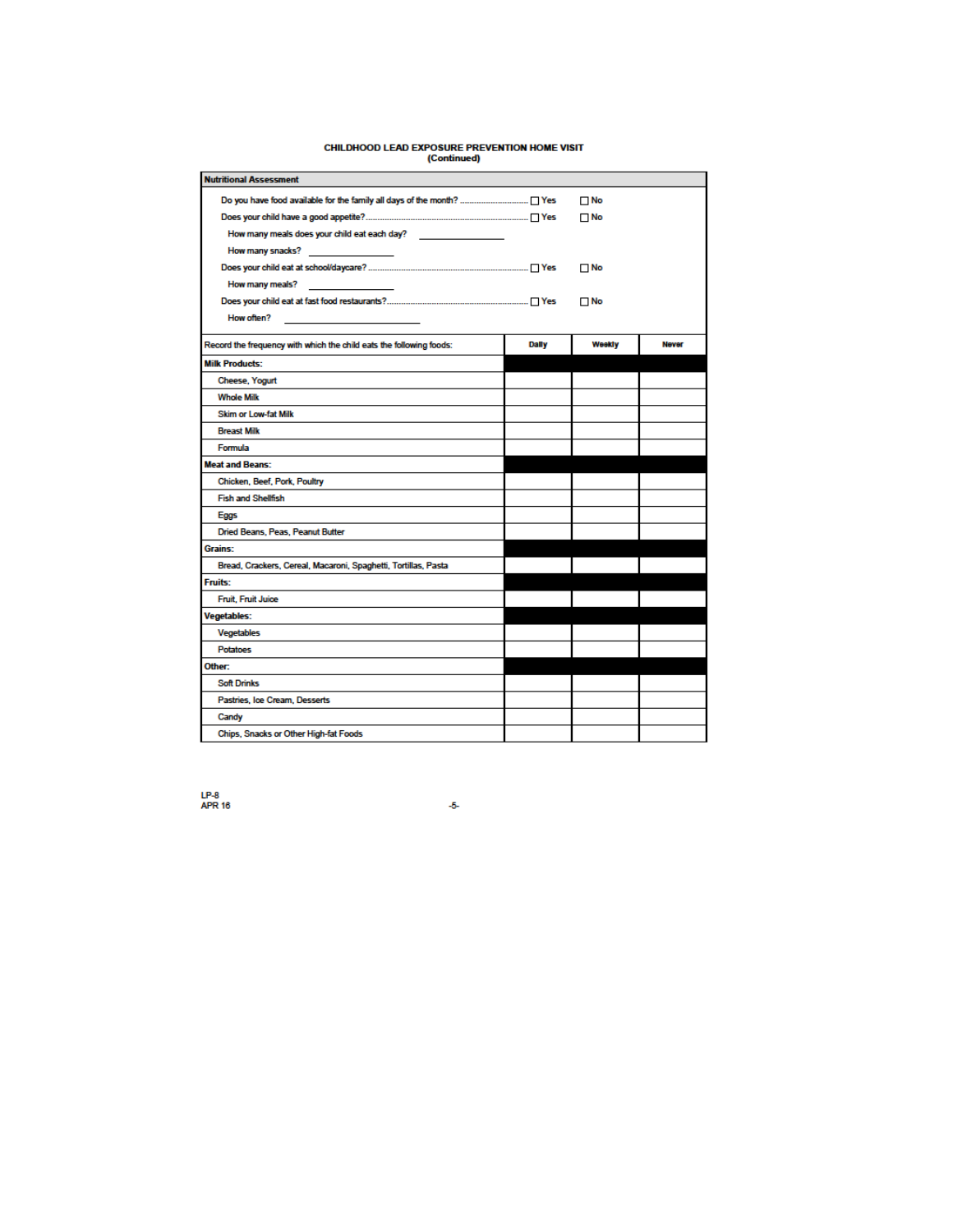## CHILDHOOD LEAD EXPOSURE PREVENTION HOME VISIT
(Continued)

**Nutritional Assessment**

Do you have food available for the family all days of the month? ☐ Yes ☐ No

Does your child have a good appetite? ☐ Yes ☐ No

How many meals does your child eat each day? ____________

How many snacks? ____________

Does your child eat at school/daycare? ☐ Yes ☐ No

How many meals? ____________

Does your child eat at fast food restaurants? ☐ Yes ☐ No

How often? ____________

| Record the frequency with which the child eats the following foods: | Daily | Weekly | Never |
|---|---|---|---|
| **Milk Products:** | | | |
| Cheese, Yogurt | | | |
| Whole Milk | | | |
| Skim or Low-fat Milk | | | |
| Breast Milk | | | |
| Formula | | | |
| **Meat and Beans:** | | | |
| Chicken, Beef, Pork, Poultry | | | |
| Fish and Shellfish | | | |
| Eggs | | | |
| Dried Beans, Peas, Peanut Butter | | | |
| **Grains:** | | | |
| Bread, Crackers, Cereal, Macaroni, Spaghetti, Tortillas, Pasta | | | |
| **Fruits:** | | | |
| Fruit, Fruit Juice | | | |
| **Vegetables:** | | | |
| Vegetables | | | |
| Potatoes | | | |
| **Other:** | | | |
| Soft Drinks | | | |
| Pastries, Ice Cream, Desserts | | | |
| Candy | | | |
| Chips, Snacks or Other High-fat Foods | | | |

LP-8
APR 16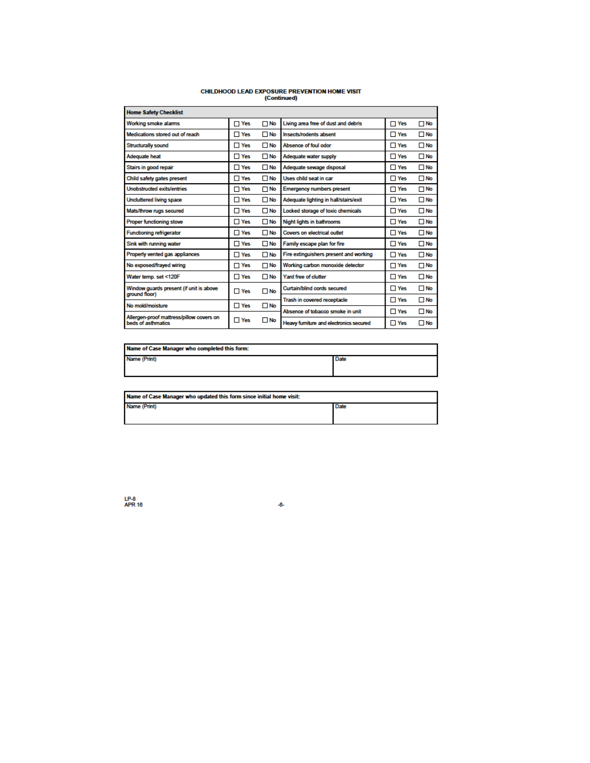**CHILDHOOD LEAD EXPOSURE PREVENTION HOME VISIT**
**(Continued)**

| **Home Safety Checklist** | | | | | |
|---|---|---|---|---|---|
| Working smoke alarms | ☐ Yes | ☐ No | Living area free of dust and debris | ☐ Yes | ☐ No |
| Medications stored out of reach | ☐ Yes | ☐ No | Insects/rodents absent | ☐ Yes | ☐ No |
| Structurally sound | ☐ Yes | ☐ No | Absence of foul odor | ☐ Yes | ☐ No |
| Adequate heat | ☐ Yes | ☐ No | Adequate water supply | ☐ Yes | ☐ No |
| Stairs in good repair | ☐ Yes | ☐ No | Adequate sewage disposal | ☐ Yes | ☐ No |
| Child safety gates present | ☐ Yes | ☐ No | Uses child seat in car | ☐ Yes | ☐ No |
| Unobstructed exits/entries | ☐ Yes | ☐ No | Emergency numbers present | ☐ Yes | ☐ No |
| Uncluttered living space | ☐ Yes | ☐ No | Adequate lighting in hall/stairs/exit | ☐ Yes | ☐ No |
| Mats/throw rugs secured | ☐ Yes | ☐ No | Locked storage of toxic chemicals | ☐ Yes | ☐ No |
| Proper functioning stove | ☐ Yes | ☐ No | Night lights in bathrooms | ☐ Yes | ☐ No |
| Functioning refrigerator | ☐ Yes | ☐ No | Covers on electrical outlet | ☐ Yes | ☐ No |
| Sink with running water | ☐ Yes | ☐ No | Family escape plan for fire | ☐ Yes | ☐ No |
| Properly vented gas appliances | ☐ Yes | ☐ No | Fire extinguishers present and working | ☐ Yes | ☐ No |
| No exposed/frayed wiring | ☐ Yes | ☐ No | Working carbon monoxide detector | ☐ Yes | ☐ No |
| Water temp. set <120F | ☐ Yes | ☐ No | Yard free of clutter | ☐ Yes | ☐ No |
| Window guards present (if unit is above ground floor) | ☐ Yes | ☐ No | Curtain/blind cords secured | ☐ Yes | ☐ No |
| | | | Trash in covered receptacle | ☐ Yes | ☐ No |
| No mold/moisture | ☐ Yes | ☐ No | Absence of tobacco smoke in unit | ☐ Yes | ☐ No |
| Allergen-proof mattress/pillow covers on beds of asthmatics | ☐ Yes | ☐ No | Heavy furniture and electronics secured | ☐ Yes | ☐ No |

| **Name of Case Manager who completed this form:** | |
|---|---|
| Name (Print) | Date |

| **Name of Case Manager who updated this form since initial home visit:** | |
|---|---|
| Name (Print) | Date |

LP-8
APR 16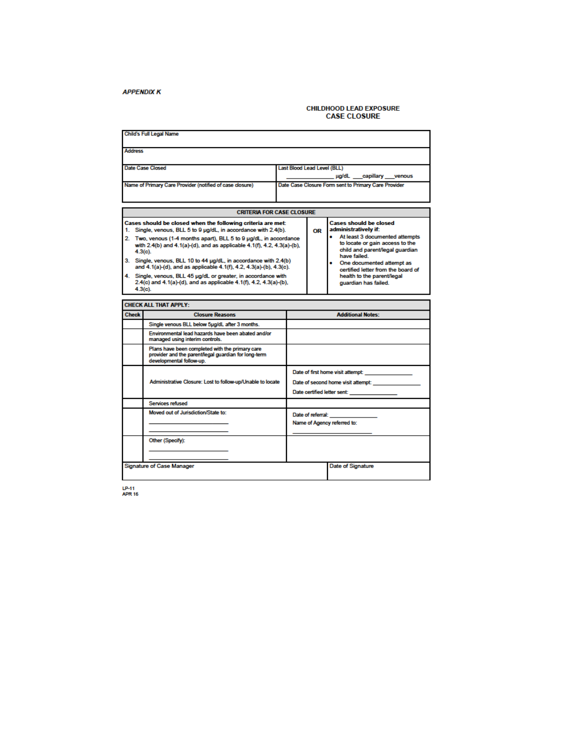*APPENDIX K*

## CHILDHOOD LEAD EXPOSURE CASE CLOSURE

| Child's Full Legal Name | |
|---|---|
| **Address** | |
| Date Case Closed | Last Blood Lead Level (BLL) _______________ µg/dL ___capillary ___venous |
| Name of Primary Care Provider (notified of case closure) | Date Case Closure Form sent to Primary Care Provider |

| CRITERIA FOR CASE CLOSURE | | |
|---|---|---|
| **Cases should be closed when the following criteria are met:** 1. Single, venous, BLL 5 to 9 µg/dL, in accordance with 2.4(b). 2. Two, venous (1-4 months apart), BLL 5 to 9 µg/dL, in accordance with 2.4(b) and 4.1(a)-(d), and as applicable 4.1(f), 4.2, 4.3(a)-(b), 4.3(c). 3. Single, venous, BLL 10 to 44 µg/dL, in accordance with 2.4(b) and 4.1(a)-(d), and as applicable 4.1(f), 4.2, 4.3(a)-(b), 4.3(c). 4. Single, venous, BLL 45 µg/dL or greater, in accordance with 2.4(c) and 4.1(a)-(d), and as applicable 4.1(f), 4.2, 4.3(a)-(b), 4.3(c). | **OR** | **Cases should be closed administratively if:** • At least 3 documented attempts to locate or gain access to the child and parent/legal guardian have failed. • One documented attempt as certified letter from the board of health to the parent/legal guardian has failed. |

**CHECK ALL THAT APPLY:**

| Check | Closure Reasons | Additional Notes: |
|---|---|---|
| | Single venous BLL below 5µg/dL after 3 months. | |
| | Environmental lead hazards have been abated and/or managed using interim controls. | |
| | Plans have been completed with the primary care provider and the parent/legal guardian for long-term developmental follow-up. | |
| | Administrative Closure: Lost to follow-up/Unable to locate | Date of first home visit attempt: _______________ Date of second home visit attempt: _______________ Date certified letter sent: _______________ |
| | Services refused | |
| | Moved out of Jurisdiction/State to: _______________ _______________ | Date of referral: _______________ Name of Agency referred to: _______________ |
| | Other (Specify): _______________ _______________ | |

| Signature of Case Manager | Date of Signature |
|---|---|
| | |

LP-11
APR 16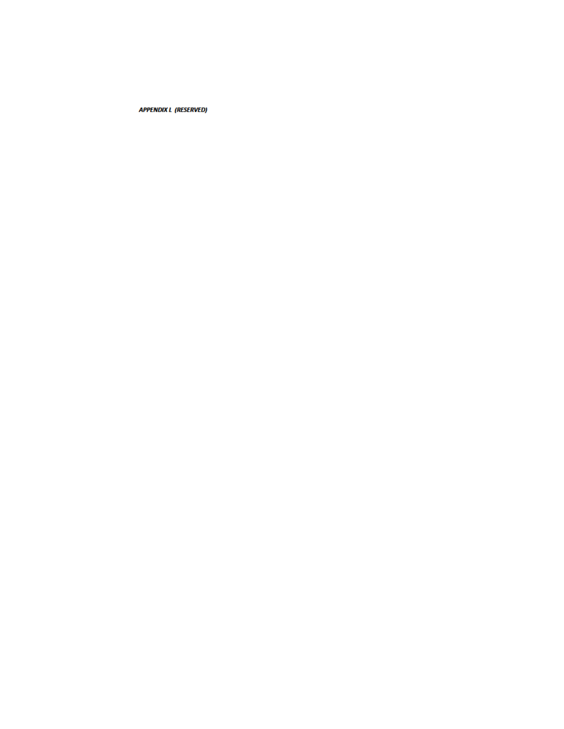***APPENDIX L (RESERVED)***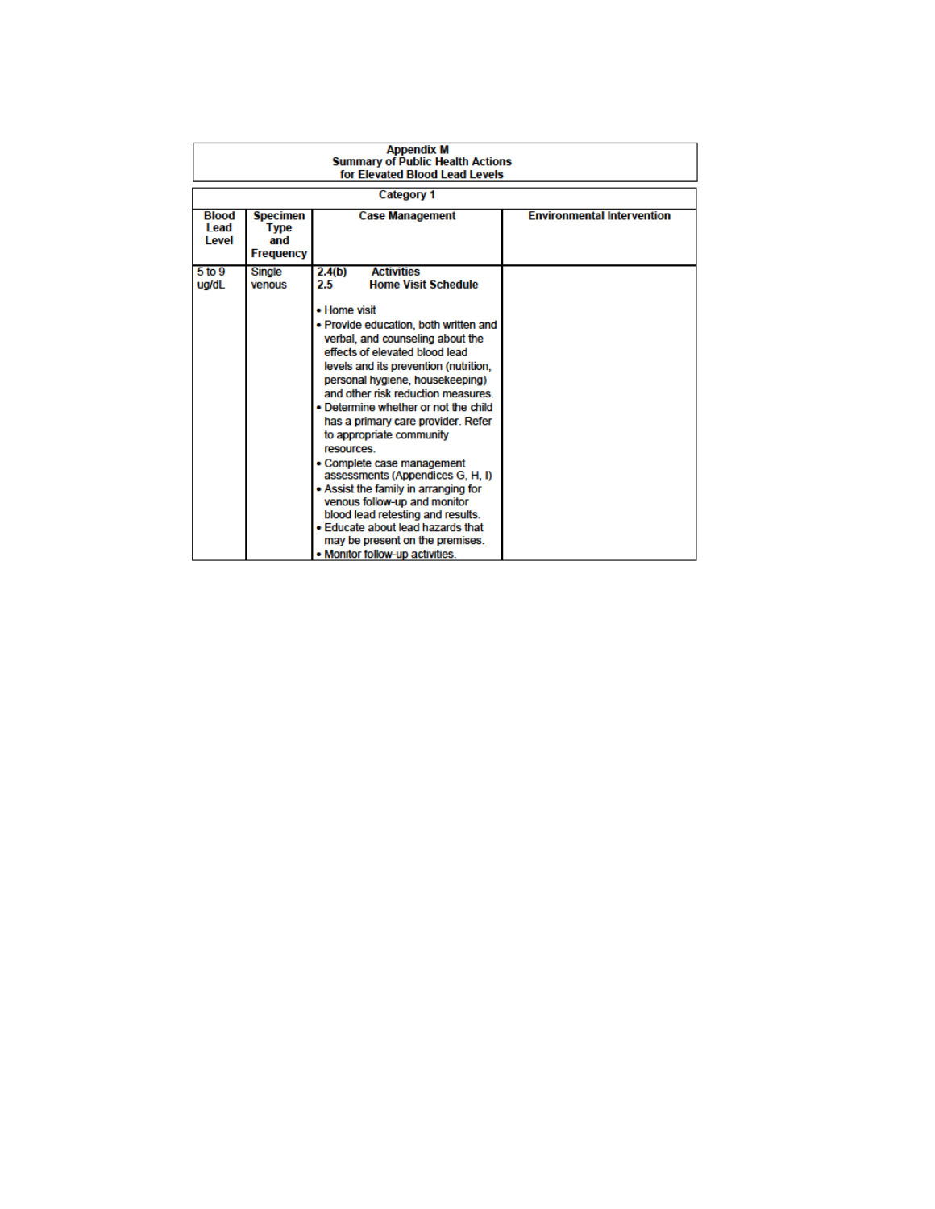**Appendix M**
**Summary of Public Health Actions**
**for Elevated Blood Lead Levels**

**Category 1**

| Blood Lead Level | Specimen Type and Frequency | Case Management | Environmental Intervention |
|---|---|---|---|
| 5 to 9 ug/dL | Single venous | **2.4(b) Activities**<br>**2.5 Home Visit Schedule**<br><br>• Home visit<br>• Provide education, both written and verbal, and counseling about the effects of elevated blood lead levels and its prevention (nutrition, personal hygiene, housekeeping) and other risk reduction measures.<br>• Determine whether or not the child has a primary care provider. Refer to appropriate community resources.<br>• Complete case management assessments (Appendices G, H, I)<br>• Assist the family in arranging for venous follow-up and monitor blood lead retesting and results.<br>• Educate about lead hazards that may be present on the premises.<br>• Monitor follow-up activities. | |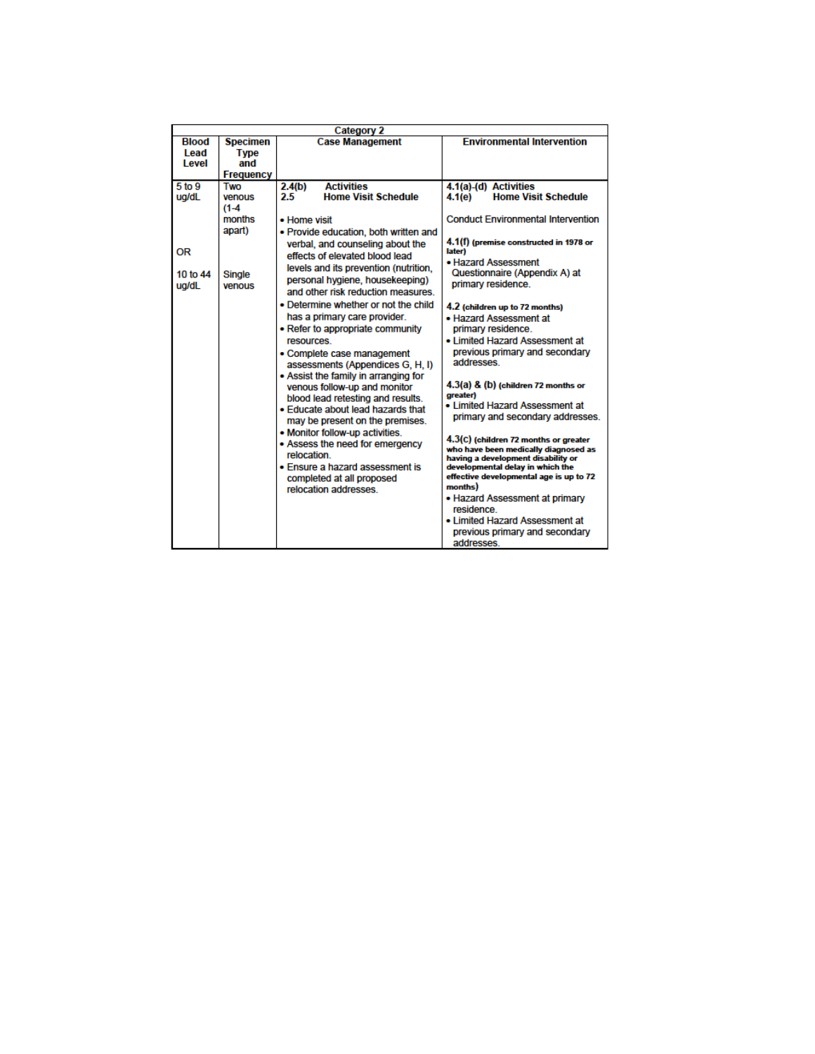| Category 2 | | | |
|---|---|---|---|
| Blood Lead Level | Specimen Type and Frequency | Case Management | Environmental Intervention |
| 5 to 9 ug/dL<br><br>OR<br><br>10 to 44 ug/dL | Two venous (1-4 months apart)<br><br><br><br>Single venous | **2.4(b) Activities**<br>**2.5 Home Visit Schedule**<br><br>• Home visit<br>• Provide education, both written and verbal, and counseling about the effects of elevated blood lead levels and its prevention (nutrition, personal hygiene, housekeeping) and other risk reduction measures.<br>• Determine whether or not the child has a primary care provider.<br>• Refer to appropriate community resources.<br>• Complete case management assessments (Appendices G, H, I)<br>• Assist the family in arranging for venous follow-up and monitor blood lead retesting and results.<br>• Educate about lead hazards that may be present on the premises.<br>• Monitor follow-up activities.<br>• Assess the need for emergency relocation.<br>• Ensure a hazard assessment is completed at all proposed relocation addresses. | **4.1(a)-(d) Activities**<br>**4.1(e) Home Visit Schedule**<br><br>Conduct Environmental Intervention<br><br>**4.1(f) (premise constructed in 1978 or later)**<br>• Hazard Assessment Questionnaire (Appendix A) at primary residence.<br><br>**4.2 (children up to 72 months)**<br>• Hazard Assessment at primary residence.<br>• Limited Hazard Assessment at previous primary and secondary addresses.<br><br>**4.3(a) & (b) (children 72 months or greater)**<br>• Limited Hazard Assessment at primary and secondary addresses.<br><br>**4.3(c) (children 72 months or greater who have been medically diagnosed as having a development disability or developmental delay in which the effective developmental age is up to 72 months)**<br>• Hazard Assessment at primary residence.<br>• Limited Hazard Assessment at previous primary and secondary addresses. |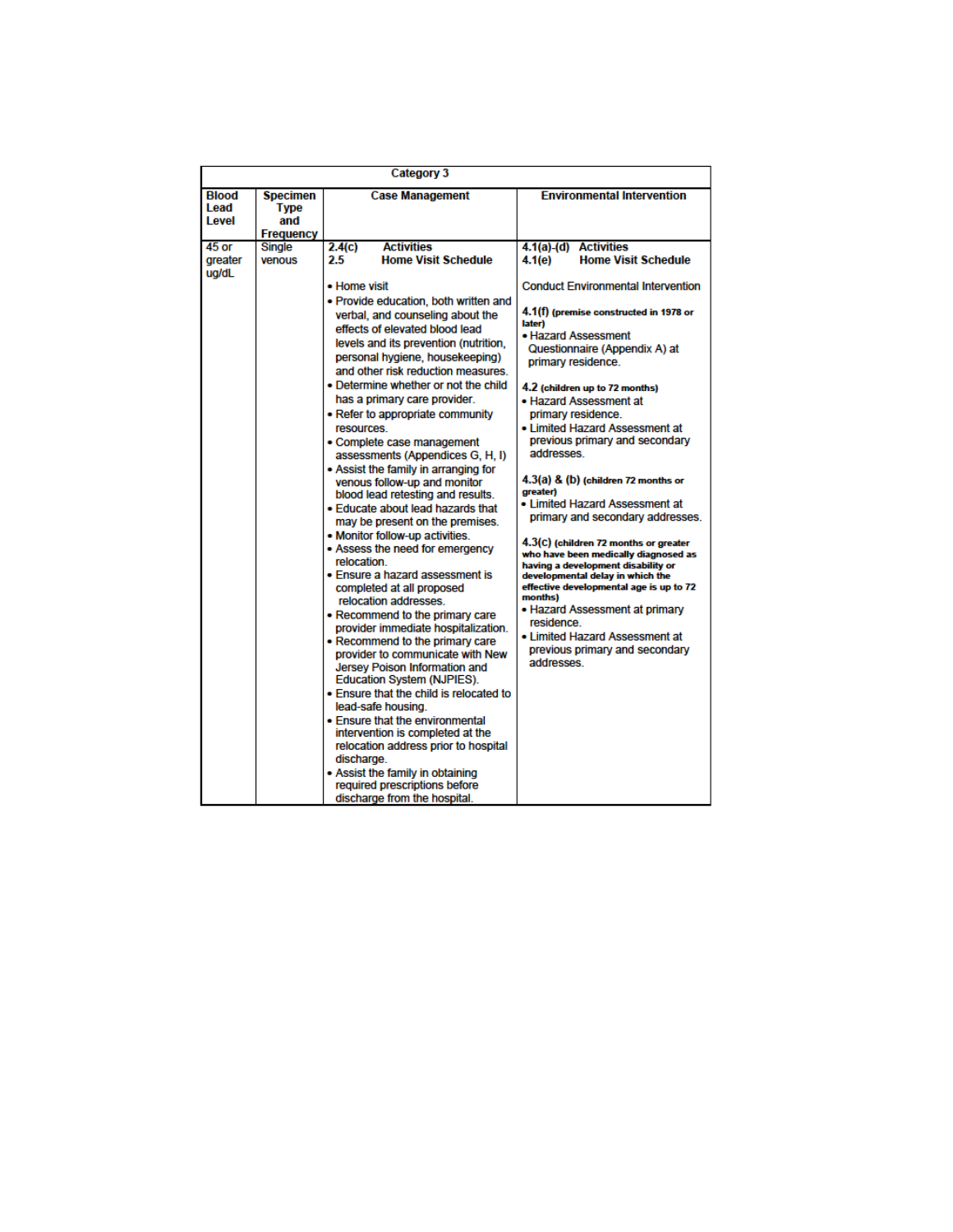| Category 3 | | | |
|---|---|---|---|
| **Blood Lead Level** | **Specimen Type and Frequency** | **Case Management** | **Environmental Intervention** |
| 45 or greater ug/dL | Single venous | **2.4(c) Activities**<br>**2.5 Home Visit Schedule**<br><br>• Home visit<br>• Provide education, both written and verbal, and counseling about the effects of elevated blood lead levels and its prevention (nutrition, personal hygiene, housekeeping) and other risk reduction measures.<br>• Determine whether or not the child has a primary care provider.<br>• Refer to appropriate community resources.<br>• Complete case management assessments (Appendices G, H, I)<br>• Assist the family in arranging for venous follow-up and monitor blood lead retesting and results.<br>• Educate about lead hazards that may be present on the premises.<br>• Monitor follow-up activities.<br>• Assess the need for emergency relocation.<br>• Ensure a hazard assessment is completed at all proposed relocation addresses.<br>• Recommend to the primary care provider immediate hospitalization.<br>• Recommend to the primary care provider to communicate with New Jersey Poison Information and Education System (NJPIES).<br>• Ensure that the child is relocated to lead-safe housing.<br>• Ensure that the environmental intervention is completed at the relocation address prior to hospital discharge.<br>• Assist the family in obtaining required prescriptions before discharge from the hospital. | **4.1(a)-(d) Activities**<br>**4.1(e) Home Visit Schedule**<br><br>Conduct Environmental Intervention<br><br>**4.1(f) (premise constructed in 1978 or later)**<br>• Hazard Assessment Questionnaire (Appendix A) at primary residence.<br><br>**4.2 (children up to 72 months)**<br>• Hazard Assessment at primary residence.<br>• Limited Hazard Assessment at previous primary and secondary addresses.<br><br>**4.3(a) & (b) (children 72 months or greater)**<br>• Limited Hazard Assessment at primary and secondary addresses.<br><br>**4.3(c) (children 72 months or greater who have been medically diagnosed as having a development disability or developmental delay in which the effective developmental age is up to 72 months)**<br>• Hazard Assessment at primary residence.<br>• Limited Hazard Assessment at previous primary and secondary addresses. |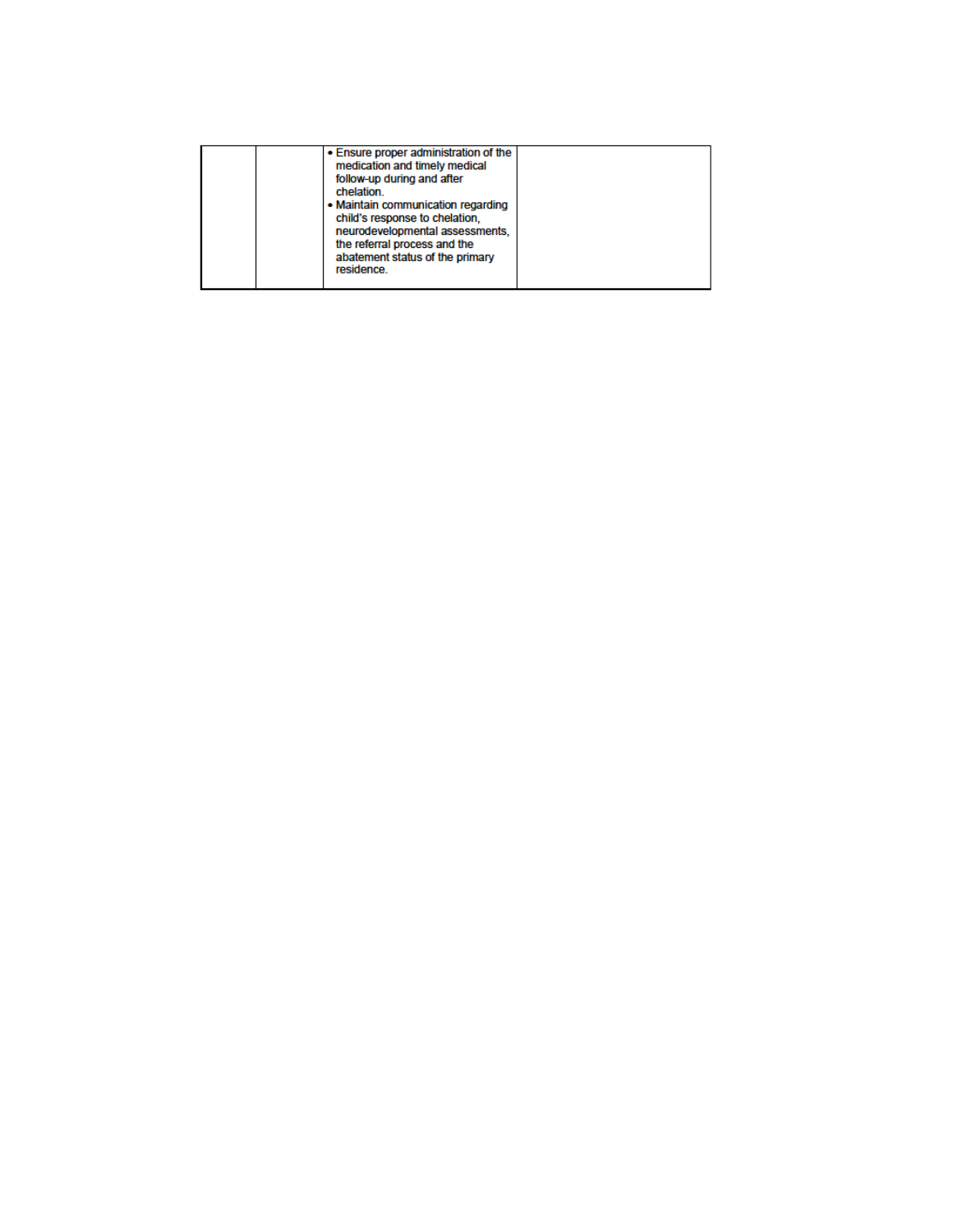| | | | |
|---|---|---|---|
| | | • Ensure proper administration of the medication and timely medical follow-up during and after chelation.<br>• Maintain communication regarding child's response to chelation, neurodevelopmental assessments, the referral process and the abatement status of the primary residence. | |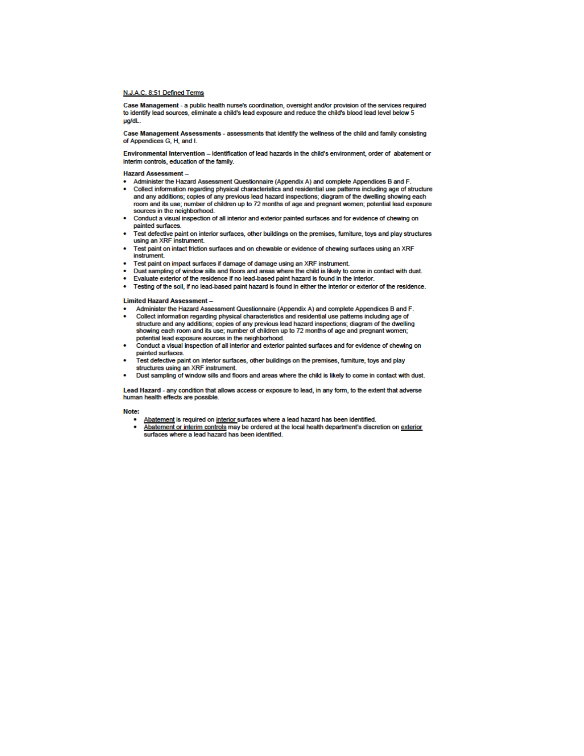<u>N.J.A.C. 8:51 Defined Terms</u>

**Case Management** - a public health nurse's coordination, oversight and/or provision of the services required to identify lead sources, eliminate a child's lead exposure and reduce the child's blood lead level below 5 µg/dL.

**Case Management Assessments** - assessments that identify the wellness of the child and family consisting of Appendices G, H, and I.

**Environmental Intervention** – identification of lead hazards in the child's environment, order of abatement or interim controls, education of the family.

**Hazard Assessment** –

- Administer the Hazard Assessment Questionnaire (Appendix A) and complete Appendices B and F.
- Collect information regarding physical characteristics and residential use patterns including age of structure and any additions; copies of any previous lead hazard inspections; diagram of the dwelling showing each room and its use; number of children up to 72 months of age and pregnant women; potential lead exposure sources in the neighborhood.
- Conduct a visual inspection of all interior and exterior painted surfaces and for evidence of chewing on painted surfaces.
- Test defective paint on interior surfaces, other buildings on the premises, furniture, toys and play structures using an XRF instrument.
- Test paint on intact friction surfaces and on chewable or evidence of chewing surfaces using an XRF instrument.
- Test paint on impact surfaces if damage of damage using an XRF instrument.
- Dust sampling of window sills and floors and areas where the child is likely to come in contact with dust.
- Evaluate exterior of the residence if no lead-based paint hazard is found in the interior.
- Testing of the soil, if no lead-based paint hazard is found in either the interior or exterior of the residence.

**Limited Hazard Assessment** –

- Administer the Hazard Assessment Questionnaire (Appendix A) and complete Appendices B and F.
- Collect information regarding physical characteristics and residential use patterns including age of structure and any additions; copies of any previous lead hazard inspections; diagram of the dwelling showing each room and its use; number of children up to 72 months of age and pregnant women; potential lead exposure sources in the neighborhood.
- Conduct a visual inspection of all interior and exterior painted surfaces and for evidence of chewing on painted surfaces.
- Test defective paint on interior surfaces, other buildings on the premises, furniture, toys and play structures using an XRF instrument.
- Dust sampling of window sills and floors and areas where the child is likely to come in contact with dust.

**Lead Hazard** - any condition that allows access or exposure to lead, in any form, to the extent that adverse human health effects are possible.

**Note:**

- <u>Abatement</u> is required on <u>interior</u> surfaces where a lead hazard has been identified.
- <u>Abatement or interim controls</u> may be ordered at the local health department's discretion on <u>exterior</u> surfaces where a lead hazard has been identified.